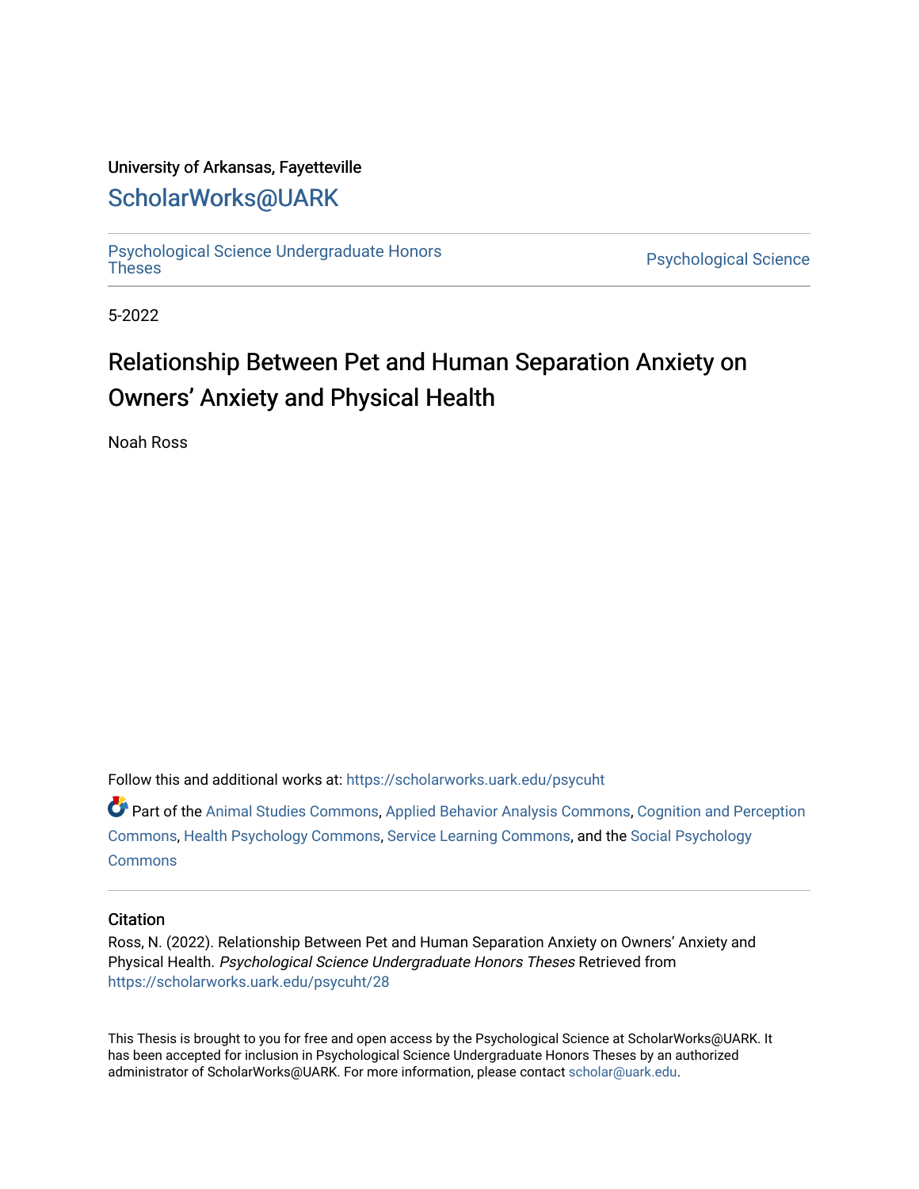University of Arkansas, Fayetteville

# ScholarWorks@UARK

Psychological Science Undergraduate Honors Theses

Psychological Science

5-2022

# Relationship Between Pet and Human Separation Anxiety on Owners' Anxiety and Physical Health

Noah Ross

Follow this and additional works at: https://scholarworks.uark.edu/psycuht

Part of the Animal Studies Commons, Applied Behavior Analysis Commons, Cognition and Perception Commons, Health Psychology Commons, Service Learning Commons, and the Social Psychology Commons

## Citation

Ross, N. (2022). Relationship Between Pet and Human Separation Anxiety on Owners' Anxiety and Physical Health. *Psychological Science Undergraduate Honors Theses* Retrieved from https://scholarworks.uark.edu/psycuht/28

This Thesis is brought to you for free and open access by the Psychological Science at ScholarWorks@UARK. It has been accepted for inclusion in Psychological Science Undergraduate Honors Theses by an authorized administrator of ScholarWorks@UARK. For more information, please contact scholar@uark.edu.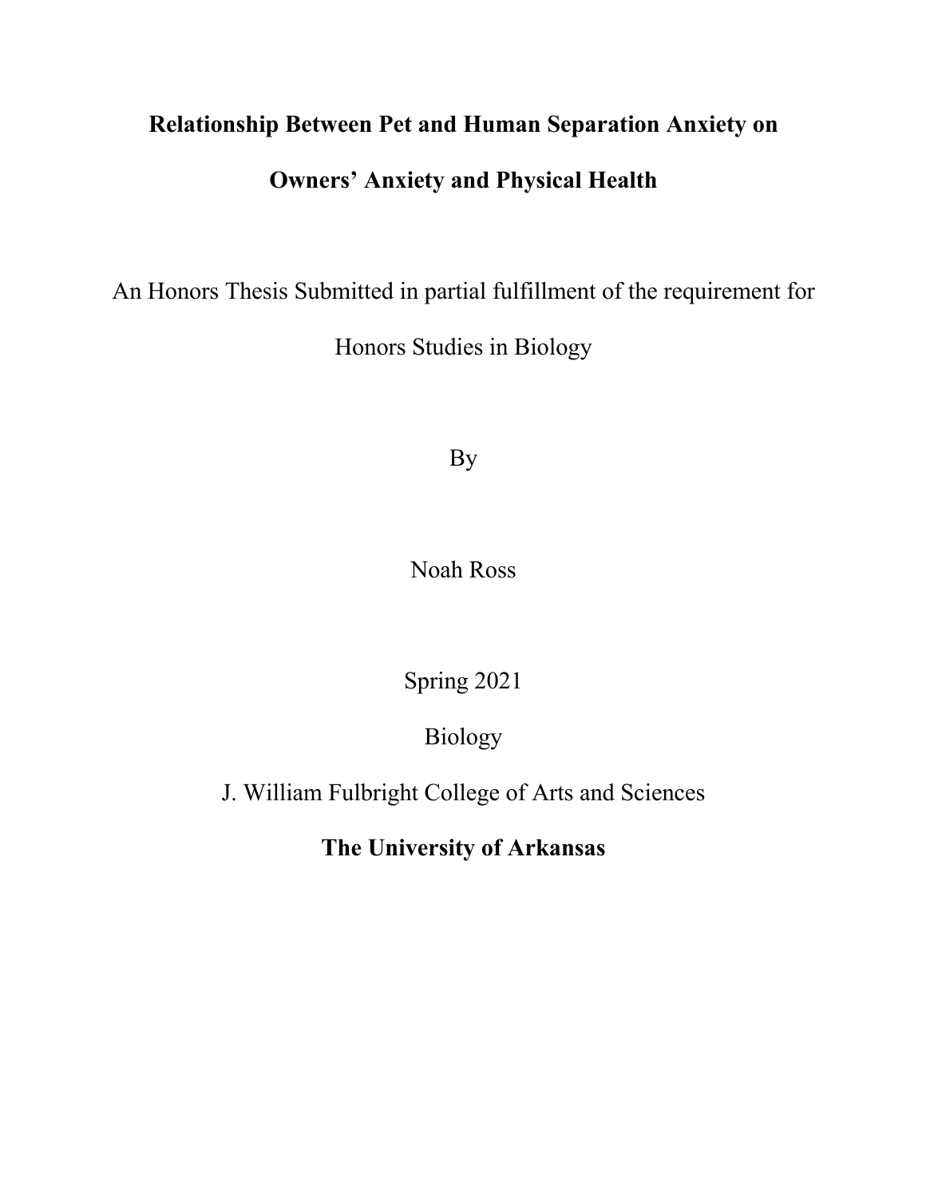**Relationship Between Pet and Human Separation Anxiety on Owners' Anxiety and Physical Health**

An Honors Thesis Submitted in partial fulfillment of the requirement for Honors Studies in Biology

By

Noah Ross

Spring 2021

Biology

J. William Fulbright College of Arts and Sciences

**The University of Arkansas**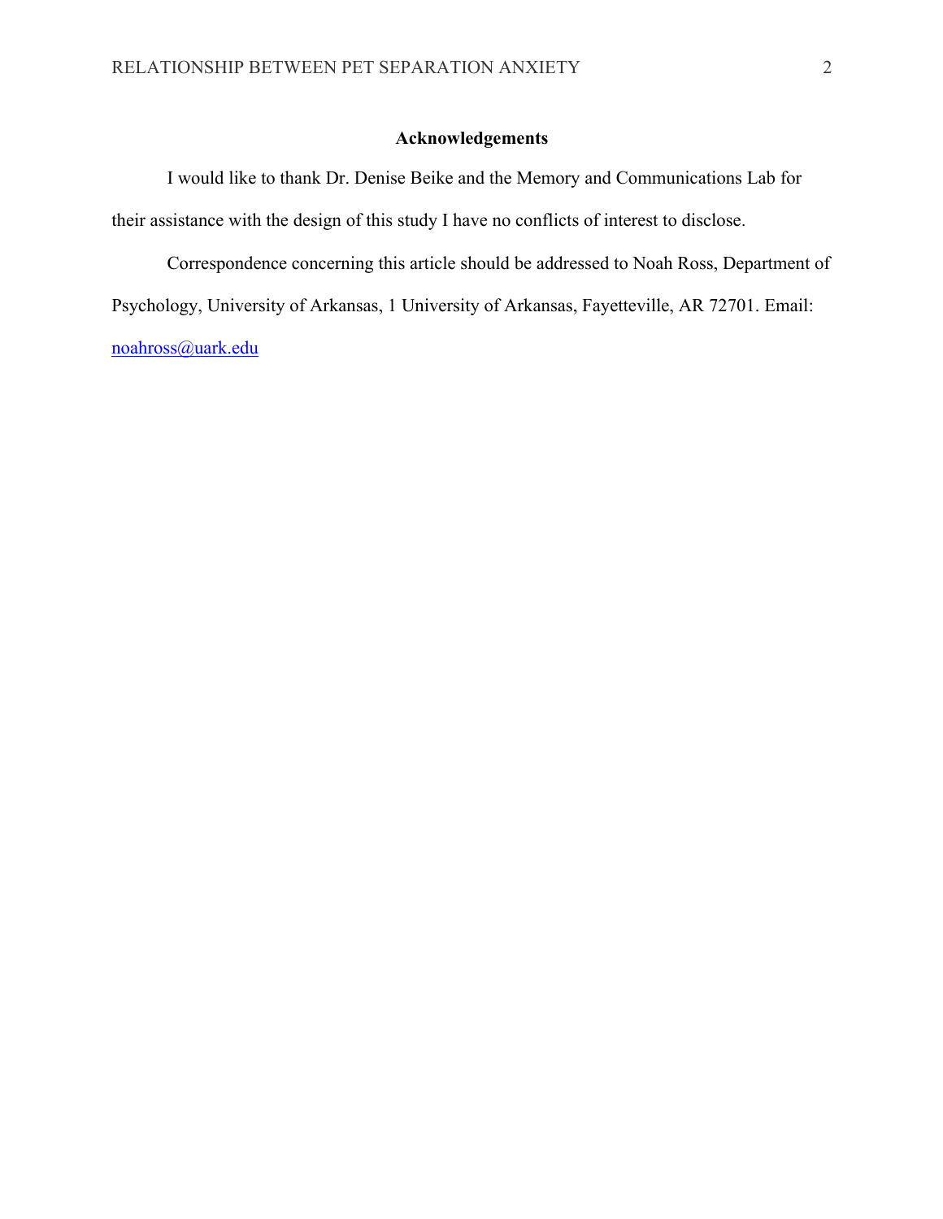## Acknowledgements

I would like to thank Dr. Denise Beike and the Memory and Communications Lab for their assistance with the design of this study I have no conflicts of interest to disclose.

Correspondence concerning this article should be addressed to Noah Ross, Department of Psychology, University of Arkansas, 1 University of Arkansas, Fayetteville, AR 72701. Email: noahross@uark.edu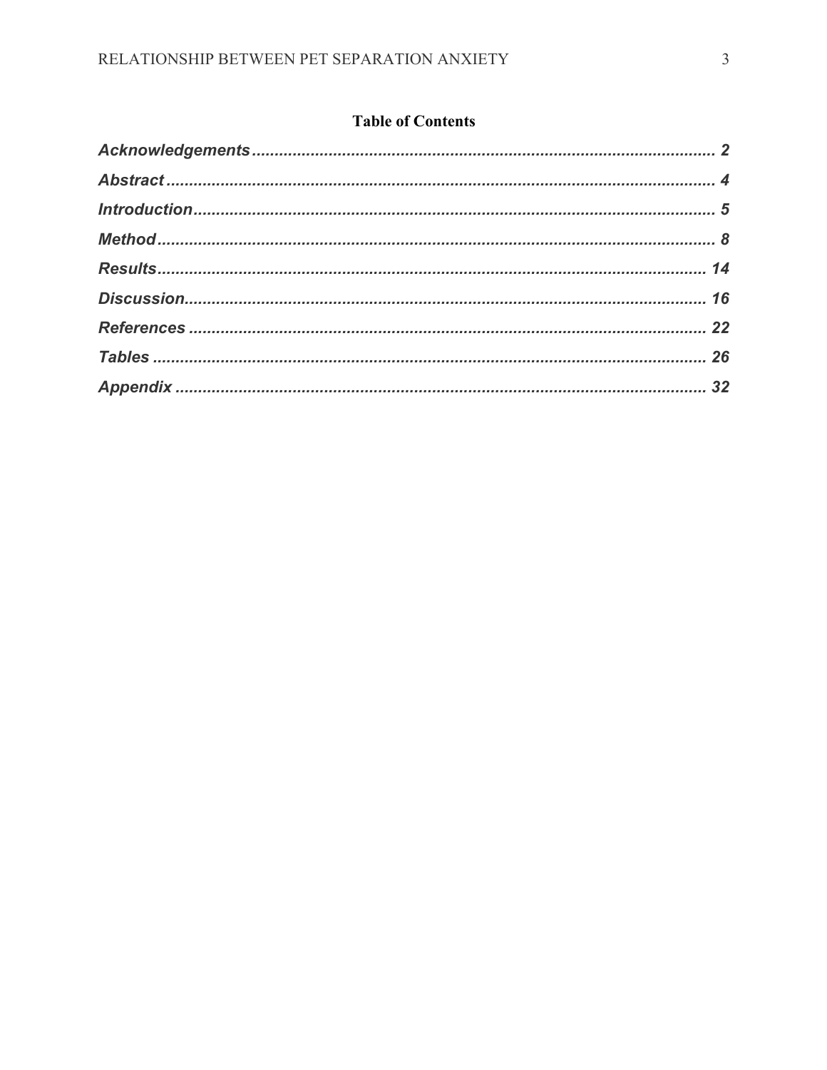## Table of Contents

*Acknowledgements* ..................................................................................................... *2*

*Abstract* ..................................................................................................................... *4*

*Introduction* .............................................................................................................. *5*

*Method* ...................................................................................................................... *8*

*Results* ...................................................................................................................... *14*

*Discussion* ................................................................................................................ *16*

*References* ............................................................................................................... *22*

*Tables* ....................................................................................................................... *26*

*Appendix* ................................................................................................................. *32*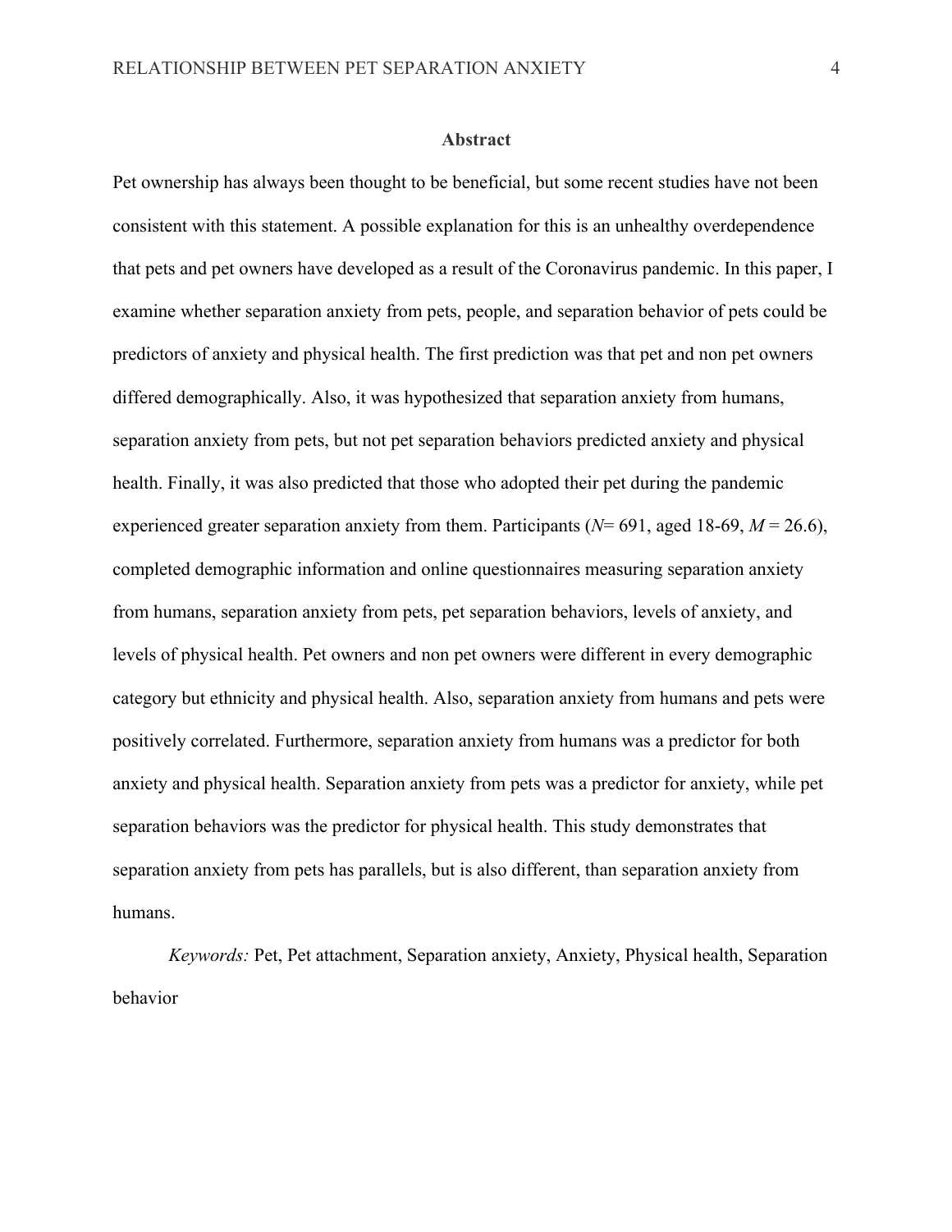## Abstract

Pet ownership has always been thought to be beneficial, but some recent studies have not been consistent with this statement. A possible explanation for this is an unhealthy overdependence that pets and pet owners have developed as a result of the Coronavirus pandemic. In this paper, I examine whether separation anxiety from pets, people, and separation behavior of pets could be predictors of anxiety and physical health. The first prediction was that pet and non pet owners differed demographically. Also, it was hypothesized that separation anxiety from humans, separation anxiety from pets, but not pet separation behaviors predicted anxiety and physical health. Finally, it was also predicted that those who adopted their pet during the pandemic experienced greater separation anxiety from them. Participants ($N$= 691, aged 18-69, $M$ = 26.6), completed demographic information and online questionnaires measuring separation anxiety from humans, separation anxiety from pets, pet separation behaviors, levels of anxiety, and levels of physical health. Pet owners and non pet owners were different in every demographic category but ethnicity and physical health. Also, separation anxiety from humans and pets were positively correlated. Furthermore, separation anxiety from humans was a predictor for both anxiety and physical health. Separation anxiety from pets was a predictor for anxiety, while pet separation behaviors was the predictor for physical health. This study demonstrates that separation anxiety from pets has parallels, but is also different, than separation anxiety from humans.

*Keywords:* Pet, Pet attachment, Separation anxiety, Anxiety, Physical health, Separation behavior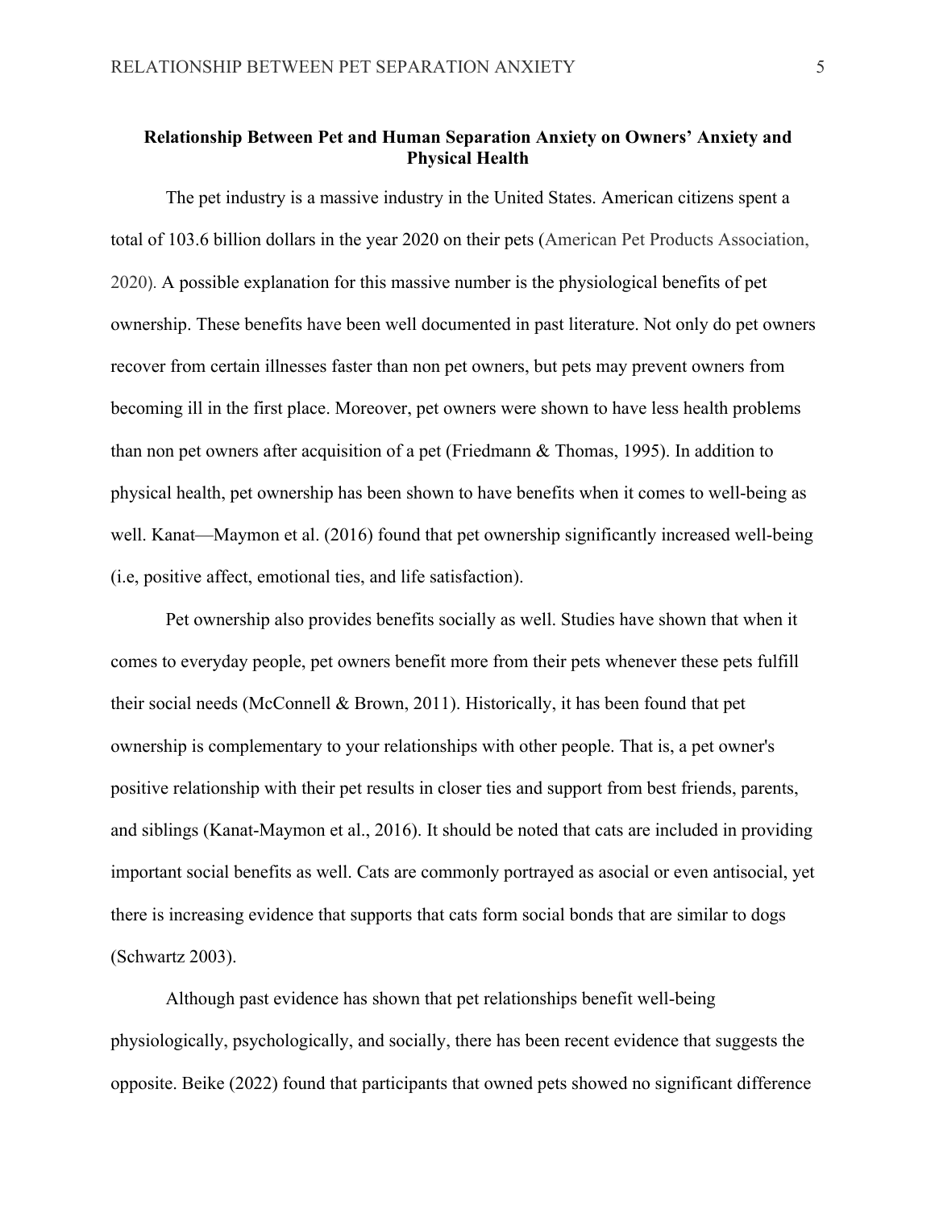## Relationship Between Pet and Human Separation Anxiety on Owners' Anxiety and Physical Health

The pet industry is a massive industry in the United States. American citizens spent a total of 103.6 billion dollars in the year 2020 on their pets (American Pet Products Association, 2020). A possible explanation for this massive number is the physiological benefits of pet ownership. These benefits have been well documented in past literature. Not only do pet owners recover from certain illnesses faster than non pet owners, but pets may prevent owners from becoming ill in the first place. Moreover, pet owners were shown to have less health problems than non pet owners after acquisition of a pet (Friedmann & Thomas, 1995). In addition to physical health, pet ownership has been shown to have benefits when it comes to well-being as well. Kanat—Maymon et al. (2016) found that pet ownership significantly increased well-being (i.e, positive affect, emotional ties, and life satisfaction).

Pet ownership also provides benefits socially as well. Studies have shown that when it comes to everyday people, pet owners benefit more from their pets whenever these pets fulfill their social needs (McConnell & Brown, 2011). Historically, it has been found that pet ownership is complementary to your relationships with other people. That is, a pet owner's positive relationship with their pet results in closer ties and support from best friends, parents, and siblings (Kanat-Maymon et al., 2016). It should be noted that cats are included in providing important social benefits as well. Cats are commonly portrayed as asocial or even antisocial, yet there is increasing evidence that supports that cats form social bonds that are similar to dogs (Schwartz 2003).

Although past evidence has shown that pet relationships benefit well-being physiologically, psychologically, and socially, there has been recent evidence that suggests the opposite. Beike (2022) found that participants that owned pets showed no significant difference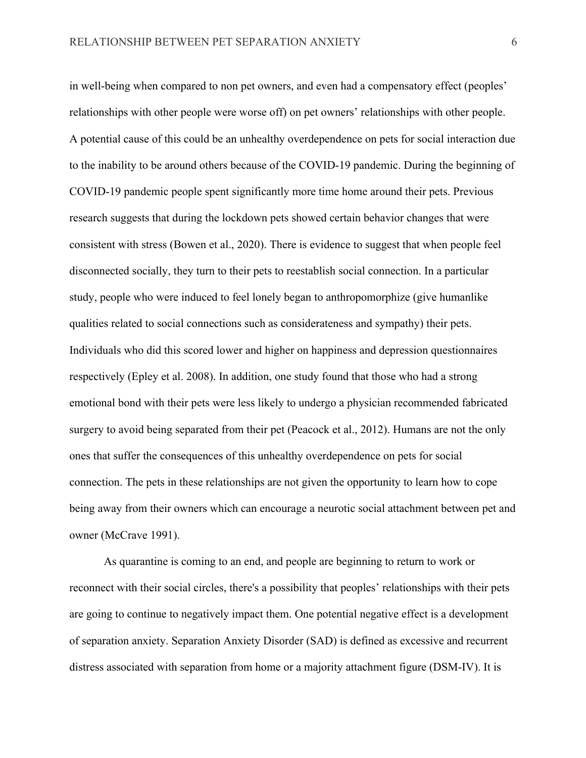in well-being when compared to non pet owners, and even had a compensatory effect (peoples' relationships with other people were worse off) on pet owners' relationships with other people. A potential cause of this could be an unhealthy overdependence on pets for social interaction due to the inability to be around others because of the COVID-19 pandemic. During the beginning of COVID-19 pandemic people spent significantly more time home around their pets. Previous research suggests that during the lockdown pets showed certain behavior changes that were consistent with stress (Bowen et al., 2020). There is evidence to suggest that when people feel disconnected socially, they turn to their pets to reestablish social connection. In a particular study, people who were induced to feel lonely began to anthropomorphize (give humanlike qualities related to social connections such as considerateness and sympathy) their pets. Individuals who did this scored lower and higher on happiness and depression questionnaires respectively (Epley et al. 2008). In addition, one study found that those who had a strong emotional bond with their pets were less likely to undergo a physician recommended fabricated surgery to avoid being separated from their pet (Peacock et al., 2012). Humans are not the only ones that suffer the consequences of this unhealthy overdependence on pets for social connection. The pets in these relationships are not given the opportunity to learn how to cope being away from their owners which can encourage a neurotic social attachment between pet and owner (McCrave 1991).

As quarantine is coming to an end, and people are beginning to return to work or reconnect with their social circles, there's a possibility that peoples' relationships with their pets are going to continue to negatively impact them. One potential negative effect is a development of separation anxiety. Separation Anxiety Disorder (SAD) is defined as excessive and recurrent distress associated with separation from home or a majority attachment figure (DSM-IV). It is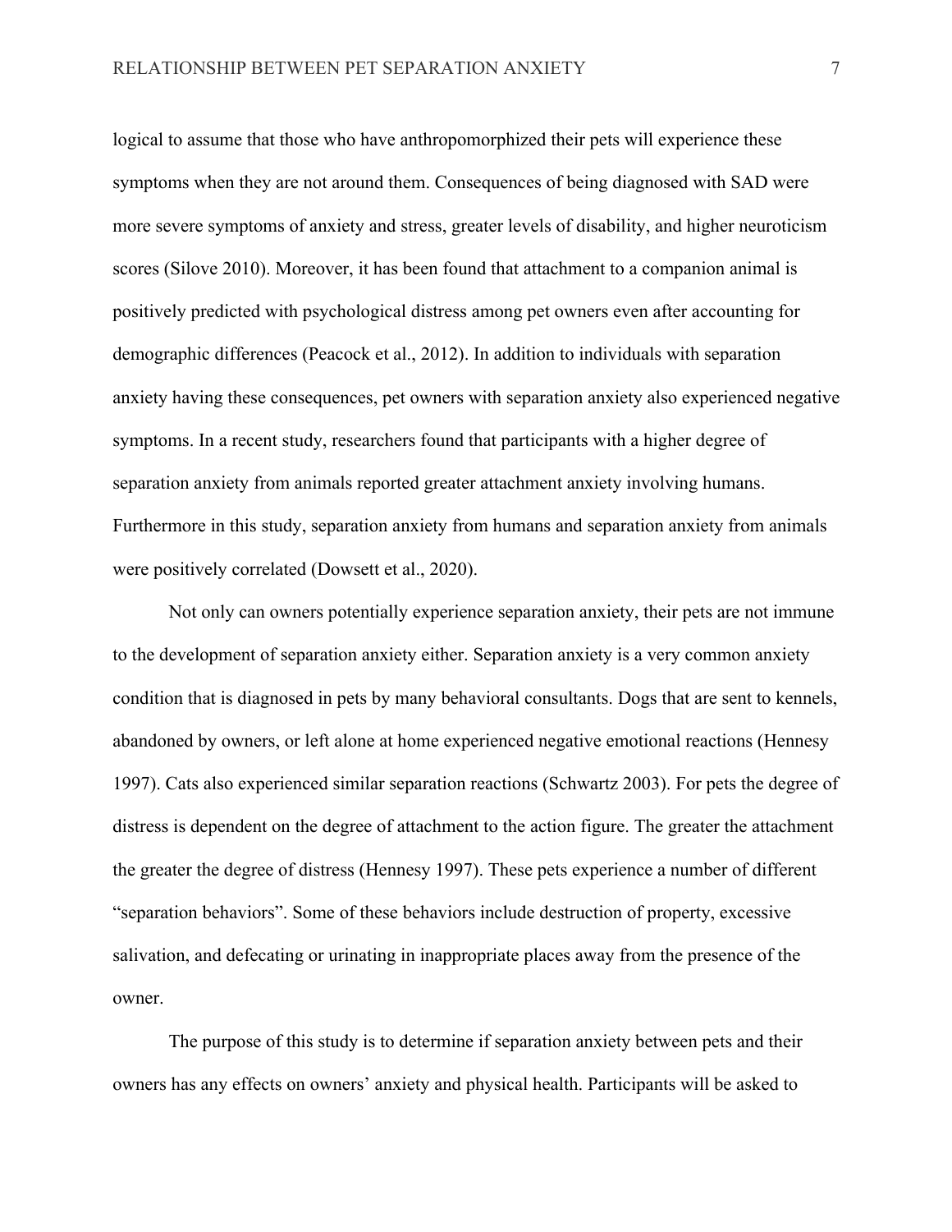logical to assume that those who have anthropomorphized their pets will experience these symptoms when they are not around them. Consequences of being diagnosed with SAD were more severe symptoms of anxiety and stress, greater levels of disability, and higher neuroticism scores (Silove 2010). Moreover, it has been found that attachment to a companion animal is positively predicted with psychological distress among pet owners even after accounting for demographic differences (Peacock et al., 2012). In addition to individuals with separation anxiety having these consequences, pet owners with separation anxiety also experienced negative symptoms. In a recent study, researchers found that participants with a higher degree of separation anxiety from animals reported greater attachment anxiety involving humans. Furthermore in this study, separation anxiety from humans and separation anxiety from animals were positively correlated (Dowsett et al., 2020).

Not only can owners potentially experience separation anxiety, their pets are not immune to the development of separation anxiety either. Separation anxiety is a very common anxiety condition that is diagnosed in pets by many behavioral consultants. Dogs that are sent to kennels, abandoned by owners, or left alone at home experienced negative emotional reactions (Hennesy 1997). Cats also experienced similar separation reactions (Schwartz 2003). For pets the degree of distress is dependent on the degree of attachment to the action figure. The greater the attachment the greater the degree of distress (Hennesy 1997). These pets experience a number of different "separation behaviors". Some of these behaviors include destruction of property, excessive salivation, and defecating or urinating in inappropriate places away from the presence of the owner.

The purpose of this study is to determine if separation anxiety between pets and their owners has any effects on owners' anxiety and physical health. Participants will be asked to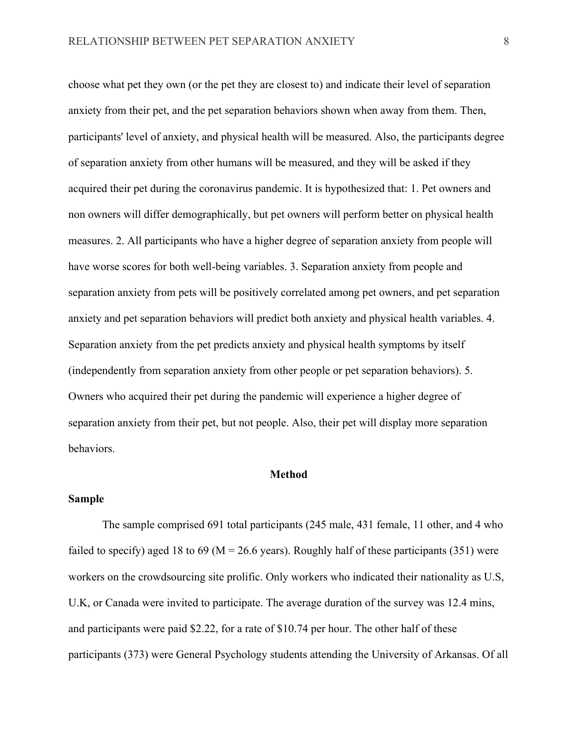choose what pet they own (or the pet they are closest to) and indicate their level of separation anxiety from their pet, and the pet separation behaviors shown when away from them. Then, participants' level of anxiety, and physical health will be measured. Also, the participants degree of separation anxiety from other humans will be measured, and they will be asked if they acquired their pet during the coronavirus pandemic. It is hypothesized that: 1. Pet owners and non owners will differ demographically, but pet owners will perform better on physical health measures. 2. All participants who have a higher degree of separation anxiety from people will have worse scores for both well-being variables. 3. Separation anxiety from people and separation anxiety from pets will be positively correlated among pet owners, and pet separation anxiety and pet separation behaviors will predict both anxiety and physical health variables. 4. Separation anxiety from the pet predicts anxiety and physical health symptoms by itself (independently from separation anxiety from other people or pet separation behaviors). 5. Owners who acquired their pet during the pandemic will experience a higher degree of separation anxiety from their pet, but not people. Also, their pet will display more separation behaviors.

## Method

### Sample

The sample comprised 691 total participants (245 male, 431 female, 11 other, and 4 who failed to specify) aged 18 to 69 (M = 26.6 years). Roughly half of these participants (351) were workers on the crowdsourcing site prolific. Only workers who indicated their nationality as U.S, U.K, or Canada were invited to participate. The average duration of the survey was 12.4 mins, and participants were paid $2.22, for a rate of $10.74 per hour. The other half of these participants (373) were General Psychology students attending the University of Arkansas. Of all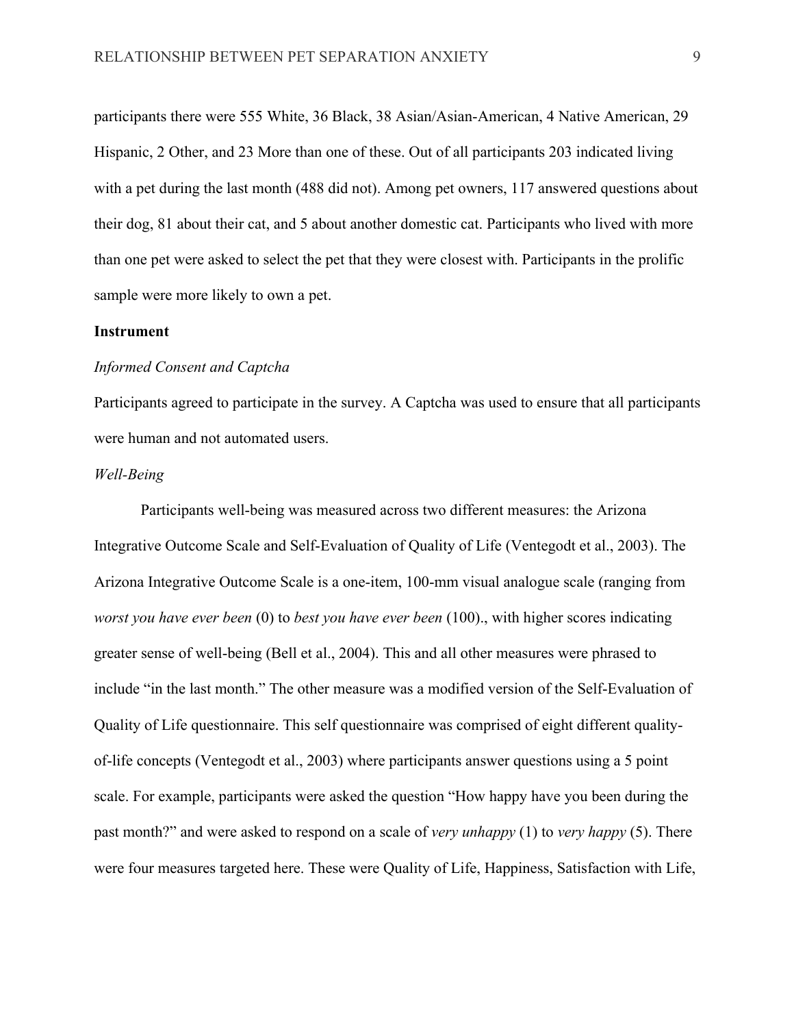participants there were 555 White, 36 Black, 38 Asian/Asian-American, 4 Native American, 29 Hispanic, 2 Other, and 23 More than one of these. Out of all participants 203 indicated living with a pet during the last month (488 did not). Among pet owners, 117 answered questions about their dog, 81 about their cat, and 5 about another domestic cat. Participants who lived with more than one pet were asked to select the pet that they were closest with. Participants in the prolific sample were more likely to own a pet.

**Instrument**

*Informed Consent and Captcha*

Participants agreed to participate in the survey. A Captcha was used to ensure that all participants were human and not automated users.

*Well-Being*

Participants well-being was measured across two different measures: the Arizona Integrative Outcome Scale and Self-Evaluation of Quality of Life (Ventegodt et al., 2003). The Arizona Integrative Outcome Scale is a one-item, 100-mm visual analogue scale (ranging from *worst you have ever been* (0) to *best you have ever been* (100)., with higher scores indicating greater sense of well-being (Bell et al., 2004). This and all other measures were phrased to include "in the last month." The other measure was a modified version of the Self-Evaluation of Quality of Life questionnaire. This self questionnaire was comprised of eight different quality-of-life concepts (Ventegodt et al., 2003) where participants answer questions using a 5 point scale. For example, participants were asked the question "How happy have you been during the past month?" and were asked to respond on a scale of *very unhappy* (1) to *very happy* (5). There were four measures targeted here. These were Quality of Life, Happiness, Satisfaction with Life,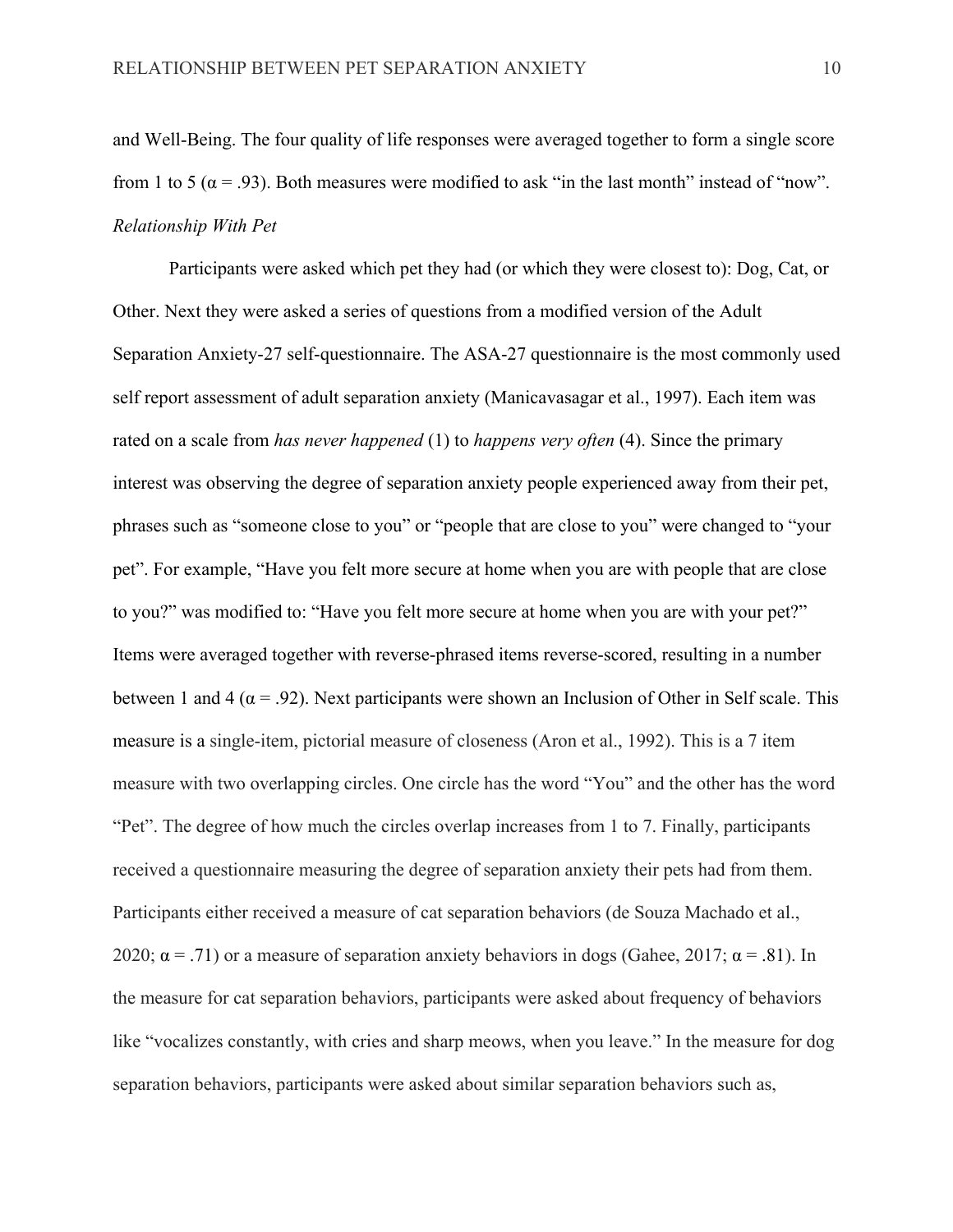and Well-Being. The four quality of life responses were averaged together to form a single score from 1 to 5 ($\alpha = .93$). Both measures were modified to ask “in the last month” instead of “now”.

*Relationship With Pet*

Participants were asked which pet they had (or which they were closest to): Dog, Cat, or Other. Next they were asked a series of questions from a modified version of the Adult Separation Anxiety-27 self-questionnaire. The ASA-27 questionnaire is the most commonly used self report assessment of adult separation anxiety (Manicavasagar et al., 1997). Each item was rated on a scale from *has never happened* (1) to *happens very often* (4). Since the primary interest was observing the degree of separation anxiety people experienced away from their pet, phrases such as “someone close to you” or “people that are close to you” were changed to “your pet”. For example, “Have you felt more secure at home when you are with people that are close to you?” was modified to: “Have you felt more secure at home when you are with your pet?” Items were averaged together with reverse-phrased items reverse-scored, resulting in a number between 1 and 4 ($\alpha = .92$). Next participants were shown an Inclusion of Other in Self scale. This measure is a single-item, pictorial measure of closeness (Aron et al., 1992). This is a 7 item measure with two overlapping circles. One circle has the word “You” and the other has the word “Pet”. The degree of how much the circles overlap increases from 1 to 7. Finally, participants received a questionnaire measuring the degree of separation anxiety their pets had from them. Participants either received a measure of cat separation behaviors (de Souza Machado et al., 2020; $\alpha = .71$) or a measure of separation anxiety behaviors in dogs (Gahee, 2017; $\alpha = .81$). In the measure for cat separation behaviors, participants were asked about frequency of behaviors like “vocalizes constantly, with cries and sharp meows, when you leave.” In the measure for dog separation behaviors, participants were asked about similar separation behaviors such as,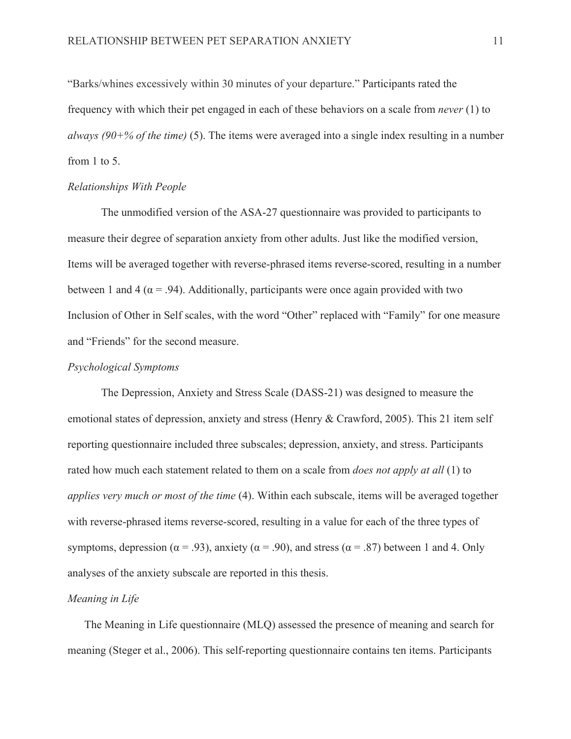"Barks/whines excessively within 30 minutes of your departure." Participants rated the frequency with which their pet engaged in each of these behaviors on a scale from *never* (1) to *always (90+% of the time)* (5). The items were averaged into a single index resulting in a number from 1 to 5.

*Relationships With People*

The unmodified version of the ASA-27 questionnaire was provided to participants to measure their degree of separation anxiety from other adults. Just like the modified version, Items will be averaged together with reverse-phrased items reverse-scored, resulting in a number between 1 and 4 ($\alpha = .94$). Additionally, participants were once again provided with two Inclusion of Other in Self scales, with the word "Other" replaced with "Family" for one measure and "Friends" for the second measure.

*Psychological Symptoms*

The Depression, Anxiety and Stress Scale (DASS-21) was designed to measure the emotional states of depression, anxiety and stress (Henry & Crawford, 2005). This 21 item self reporting questionnaire included three subscales; depression, anxiety, and stress. Participants rated how much each statement related to them on a scale from *does not apply at all* (1) to *applies very much or most of the time* (4). Within each subscale, items will be averaged together with reverse-phrased items reverse-scored, resulting in a value for each of the three types of symptoms, depression ($\alpha = .93$), anxiety ($\alpha = .90$), and stress ($\alpha = .87$) between 1 and 4. Only analyses of the anxiety subscale are reported in this thesis.

*Meaning in Life*

The Meaning in Life questionnaire (MLQ) assessed the presence of meaning and search for meaning (Steger et al., 2006). This self-reporting questionnaire contains ten items. Participants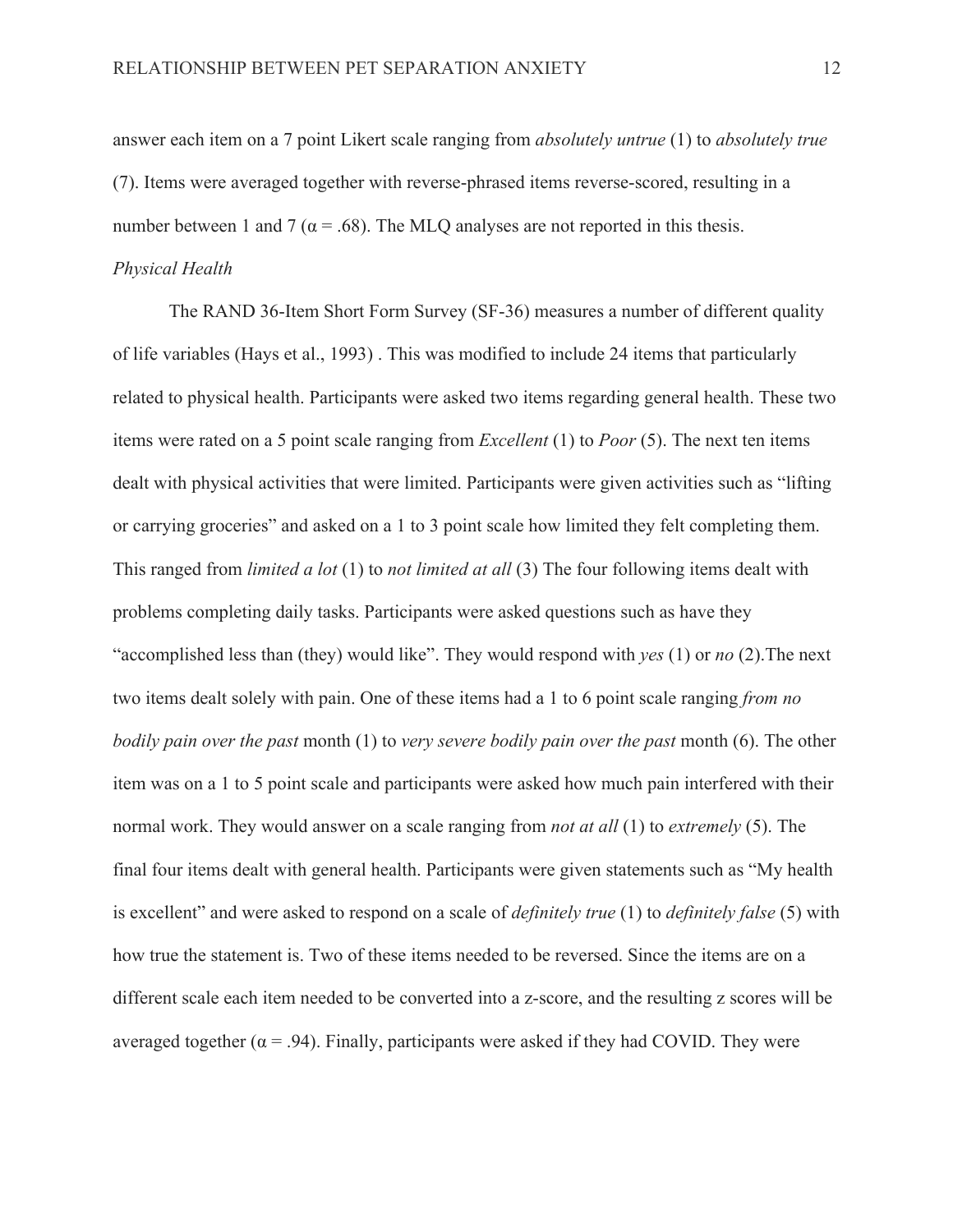answer each item on a 7 point Likert scale ranging from *absolutely untrue* (1) to *absolutely true* (7). Items were averaged together with reverse-phrased items reverse-scored, resulting in a number between 1 and 7 ($\alpha = .68$). The MLQ analyses are not reported in this thesis.

*Physical Health*

The RAND 36-Item Short Form Survey (SF-36) measures a number of different quality of life variables (Hays et al., 1993) . This was modified to include 24 items that particularly related to physical health. Participants were asked two items regarding general health. These two items were rated on a 5 point scale ranging from *Excellent* (1) to *Poor* (5). The next ten items dealt with physical activities that were limited. Participants were given activities such as "lifting or carrying groceries" and asked on a 1 to 3 point scale how limited they felt completing them. This ranged from *limited a lot* (1) to *not limited at all* (3) The four following items dealt with problems completing daily tasks. Participants were asked questions such as have they "accomplished less than (they) would like". They would respond with *yes* (1) or *no* (2).The next two items dealt solely with pain. One of these items had a 1 to 6 point scale ranging *from no bodily pain over the past* month (1) to *very severe bodily pain over the past* month (6). The other item was on a 1 to 5 point scale and participants were asked how much pain interfered with their normal work. They would answer on a scale ranging from *not at all* (1) to *extremely* (5). The final four items dealt with general health. Participants were given statements such as "My health is excellent" and were asked to respond on a scale of *definitely true* (1) to *definitely false* (5) with how true the statement is. Two of these items needed to be reversed. Since the items are on a different scale each item needed to be converted into a z-score, and the resulting z scores will be averaged together ($\alpha = .94$). Finally, participants were asked if they had COVID. They were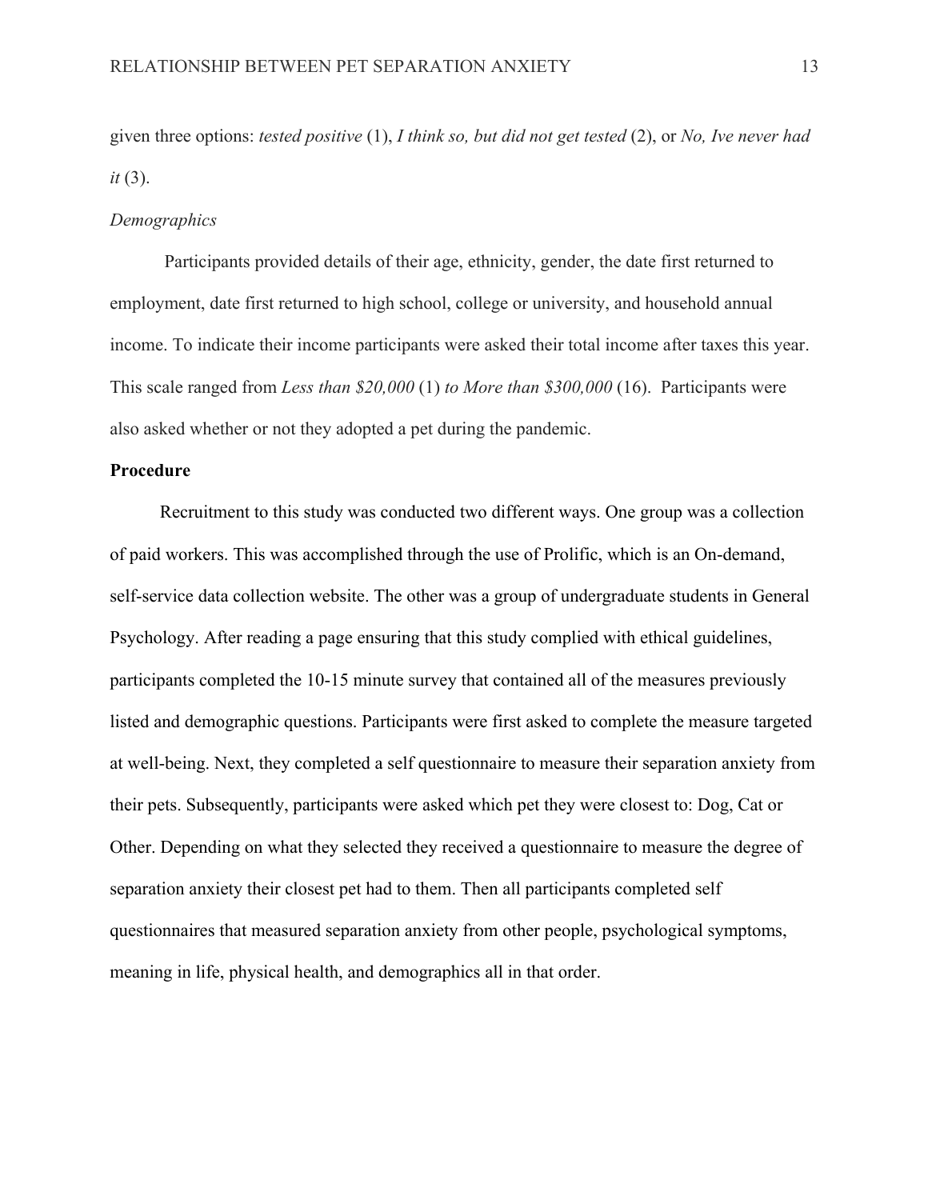given three options: *tested positive* (1), *I think so, but did not get tested* (2), or *No, Ive never had it* (3).

*Demographics*

Participants provided details of their age, ethnicity, gender, the date first returned to employment, date first returned to high school, college or university, and household annual income. To indicate their income participants were asked their total income after taxes this year. This scale ranged from *Less than $20,000* (1) *to More than $300,000* (16). Participants were also asked whether or not they adopted a pet during the pandemic.

## Procedure

Recruitment to this study was conducted two different ways. One group was a collection of paid workers. This was accomplished through the use of Prolific, which is an On-demand, self-service data collection website. The other was a group of undergraduate students in General Psychology. After reading a page ensuring that this study complied with ethical guidelines, participants completed the 10-15 minute survey that contained all of the measures previously listed and demographic questions. Participants were first asked to complete the measure targeted at well-being. Next, they completed a self questionnaire to measure their separation anxiety from their pets. Subsequently, participants were asked which pet they were closest to: Dog, Cat or Other. Depending on what they selected they received a questionnaire to measure the degree of separation anxiety their closest pet had to them. Then all participants completed self questionnaires that measured separation anxiety from other people, psychological symptoms, meaning in life, physical health, and demographics all in that order.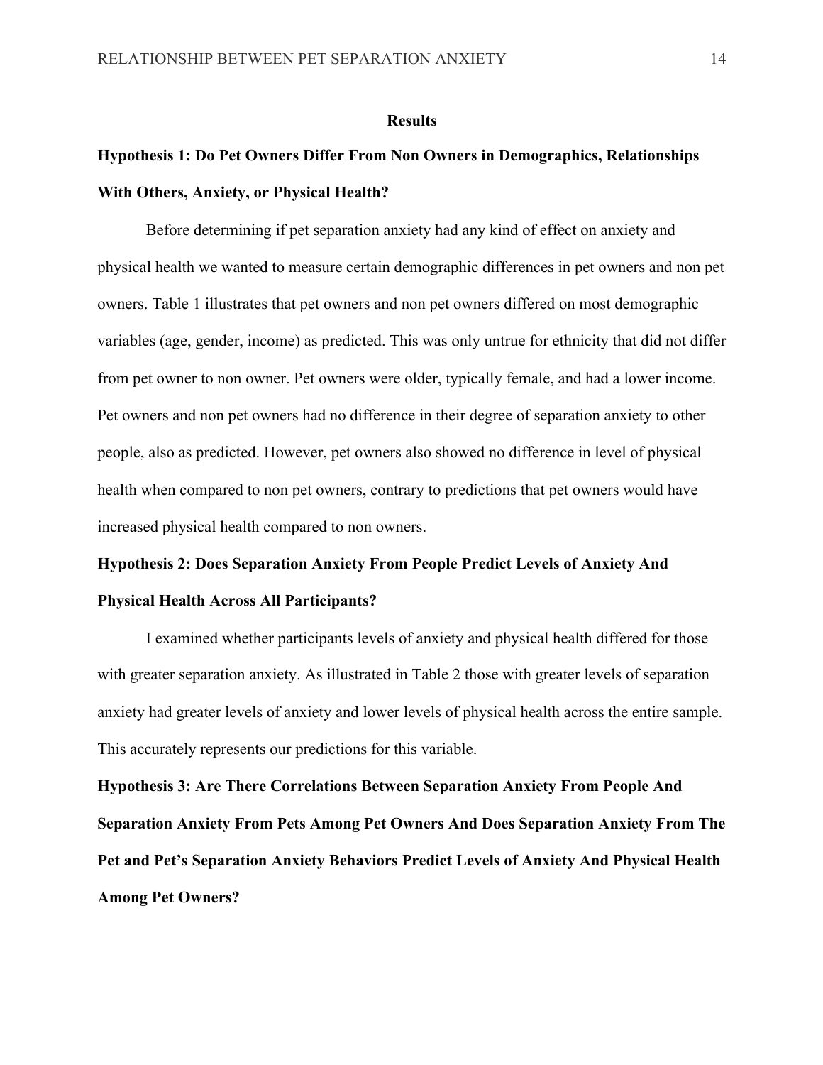# Results

## Hypothesis 1: Do Pet Owners Differ From Non Owners in Demographics, Relationships With Others, Anxiety, or Physical Health?

Before determining if pet separation anxiety had any kind of effect on anxiety and physical health we wanted to measure certain demographic differences in pet owners and non pet owners. Table 1 illustrates that pet owners and non pet owners differed on most demographic variables (age, gender, income) as predicted. This was only untrue for ethnicity that did not differ from pet owner to non owner. Pet owners were older, typically female, and had a lower income. Pet owners and non pet owners had no difference in their degree of separation anxiety to other people, also as predicted. However, pet owners also showed no difference in level of physical health when compared to non pet owners, contrary to predictions that pet owners would have increased physical health compared to non owners.

## Hypothesis 2: Does Separation Anxiety From People Predict Levels of Anxiety And Physical Health Across All Participants?

I examined whether participants levels of anxiety and physical health differed for those with greater separation anxiety. As illustrated in Table 2 those with greater levels of separation anxiety had greater levels of anxiety and lower levels of physical health across the entire sample. This accurately represents our predictions for this variable.

## Hypothesis 3: Are There Correlations Between Separation Anxiety From People And Separation Anxiety From Pets Among Pet Owners And Does Separation Anxiety From The Pet and Pet's Separation Anxiety Behaviors Predict Levels of Anxiety And Physical Health Among Pet Owners?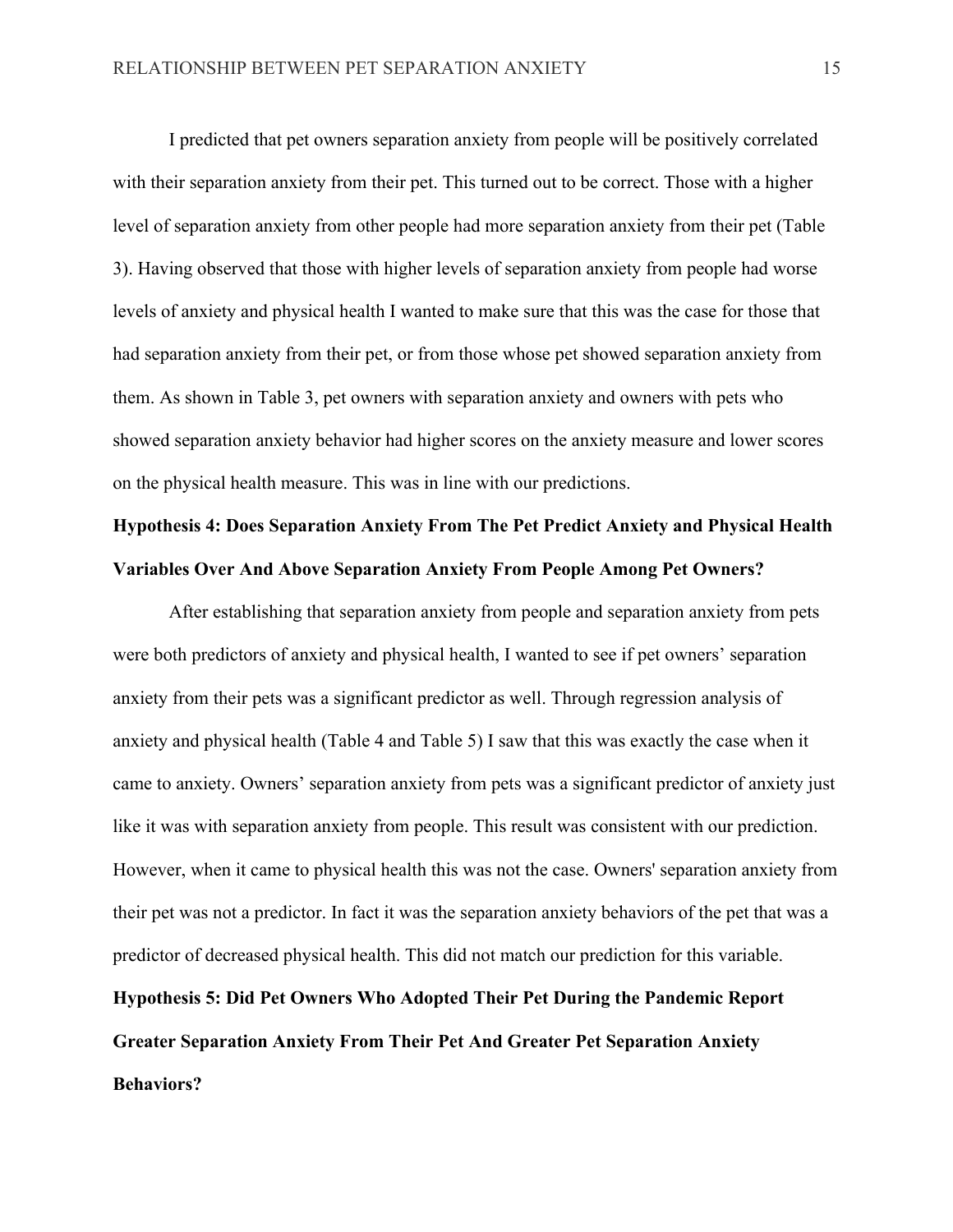I predicted that pet owners separation anxiety from people will be positively correlated with their separation anxiety from their pet. This turned out to be correct. Those with a higher level of separation anxiety from other people had more separation anxiety from their pet (Table 3). Having observed that those with higher levels of separation anxiety from people had worse levels of anxiety and physical health I wanted to make sure that this was the case for those that had separation anxiety from their pet, or from those whose pet showed separation anxiety from them. As shown in Table 3, pet owners with separation anxiety and owners with pets who showed separation anxiety behavior had higher scores on the anxiety measure and lower scores on the physical health measure. This was in line with our predictions.

**Hypothesis 4: Does Separation Anxiety From The Pet Predict Anxiety and Physical Health Variables Over And Above Separation Anxiety From People Among Pet Owners?**

After establishing that separation anxiety from people and separation anxiety from pets were both predictors of anxiety and physical health, I wanted to see if pet owners' separation anxiety from their pets was a significant predictor as well. Through regression analysis of anxiety and physical health (Table 4 and Table 5) I saw that this was exactly the case when it came to anxiety. Owners' separation anxiety from pets was a significant predictor of anxiety just like it was with separation anxiety from people. This result was consistent with our prediction. However, when it came to physical health this was not the case. Owners' separation anxiety from their pet was not a predictor. In fact it was the separation anxiety behaviors of the pet that was a predictor of decreased physical health. This did not match our prediction for this variable.

**Hypothesis 5: Did Pet Owners Who Adopted Their Pet During the Pandemic Report Greater Separation Anxiety From Their Pet And Greater Pet Separation Anxiety Behaviors?**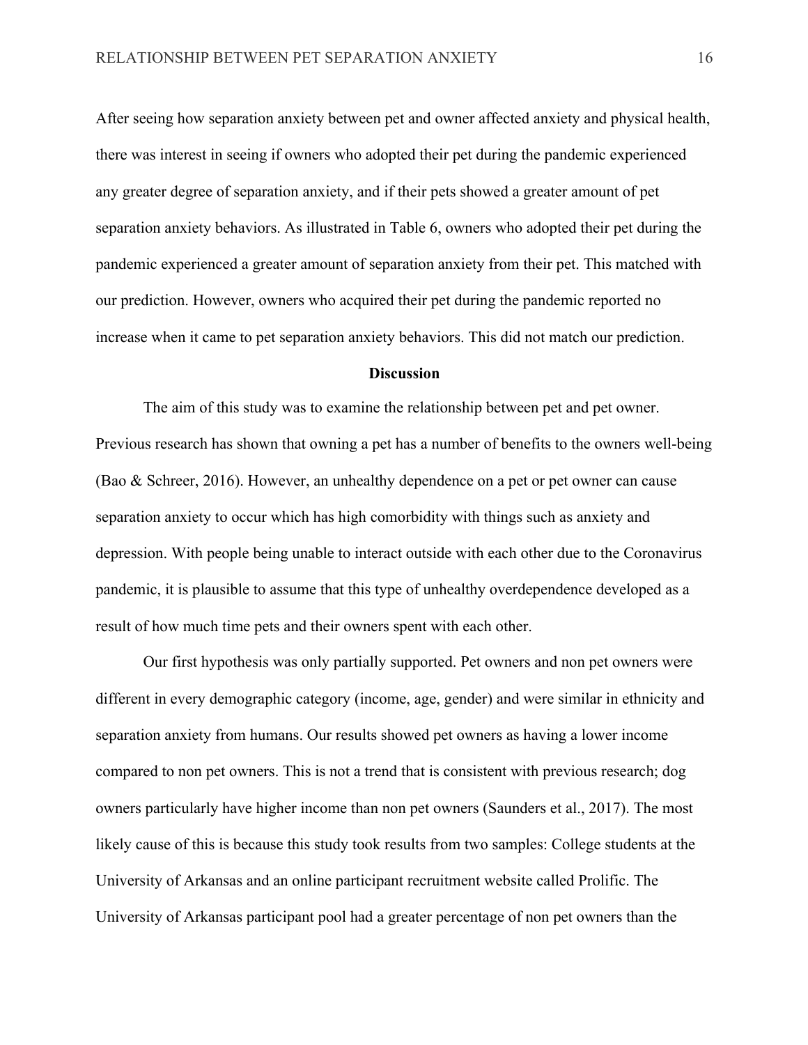After seeing how separation anxiety between pet and owner affected anxiety and physical health, there was interest in seeing if owners who adopted their pet during the pandemic experienced any greater degree of separation anxiety, and if their pets showed a greater amount of pet separation anxiety behaviors. As illustrated in Table 6, owners who adopted their pet during the pandemic experienced a greater amount of separation anxiety from their pet. This matched with our prediction. However, owners who acquired their pet during the pandemic reported no increase when it came to pet separation anxiety behaviors. This did not match our prediction.

## Discussion

The aim of this study was to examine the relationship between pet and pet owner. Previous research has shown that owning a pet has a number of benefits to the owners well-being (Bao & Schreer, 2016). However, an unhealthy dependence on a pet or pet owner can cause separation anxiety to occur which has high comorbidity with things such as anxiety and depression. With people being unable to interact outside with each other due to the Coronavirus pandemic, it is plausible to assume that this type of unhealthy overdependence developed as a result of how much time pets and their owners spent with each other.

Our first hypothesis was only partially supported. Pet owners and non pet owners were different in every demographic category (income, age, gender) and were similar in ethnicity and separation anxiety from humans. Our results showed pet owners as having a lower income compared to non pet owners. This is not a trend that is consistent with previous research; dog owners particularly have higher income than non pet owners (Saunders et al., 2017). The most likely cause of this is because this study took results from two samples: College students at the University of Arkansas and an online participant recruitment website called Prolific. The University of Arkansas participant pool had a greater percentage of non pet owners than the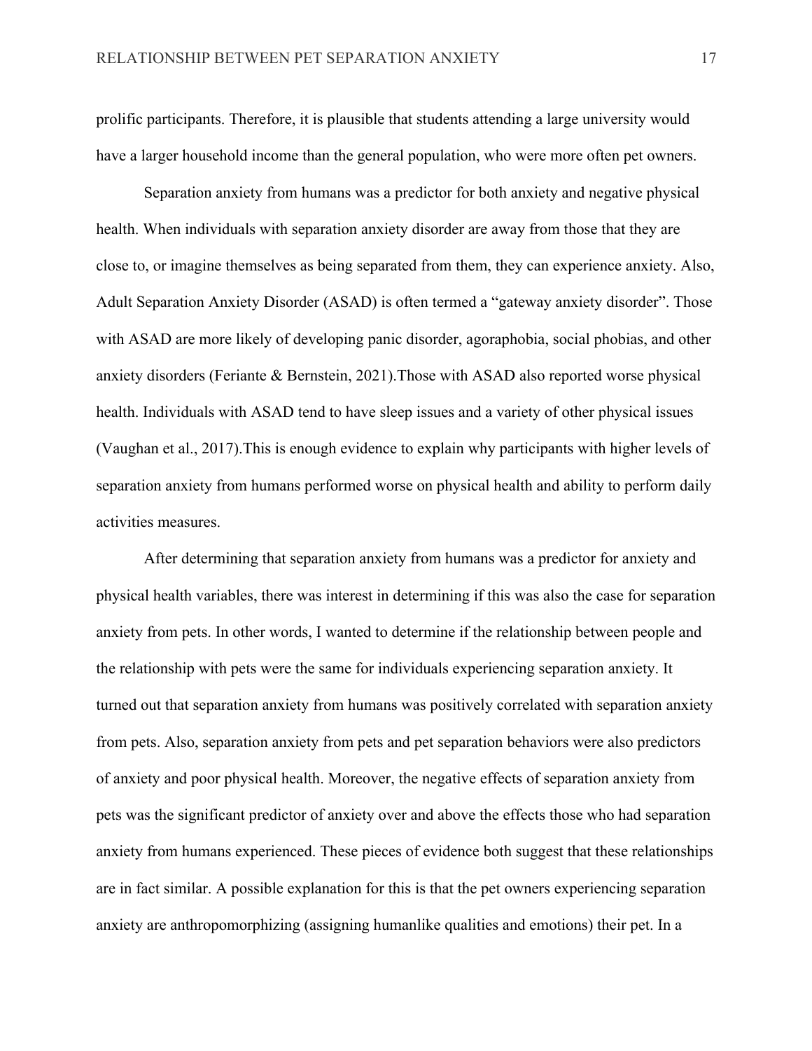prolific participants. Therefore, it is plausible that students attending a large university would have a larger household income than the general population, who were more often pet owners.

Separation anxiety from humans was a predictor for both anxiety and negative physical health. When individuals with separation anxiety disorder are away from those that they are close to, or imagine themselves as being separated from them, they can experience anxiety. Also, Adult Separation Anxiety Disorder (ASAD) is often termed a "gateway anxiety disorder". Those with ASAD are more likely of developing panic disorder, agoraphobia, social phobias, and other anxiety disorders (Feriante & Bernstein, 2021).Those with ASAD also reported worse physical health. Individuals with ASAD tend to have sleep issues and a variety of other physical issues (Vaughan et al., 2017).This is enough evidence to explain why participants with higher levels of separation anxiety from humans performed worse on physical health and ability to perform daily activities measures.

After determining that separation anxiety from humans was a predictor for anxiety and physical health variables, there was interest in determining if this was also the case for separation anxiety from pets. In other words, I wanted to determine if the relationship between people and the relationship with pets were the same for individuals experiencing separation anxiety. It turned out that separation anxiety from humans was positively correlated with separation anxiety from pets. Also, separation anxiety from pets and pet separation behaviors were also predictors of anxiety and poor physical health. Moreover, the negative effects of separation anxiety from pets was the significant predictor of anxiety over and above the effects those who had separation anxiety from humans experienced. These pieces of evidence both suggest that these relationships are in fact similar. A possible explanation for this is that the pet owners experiencing separation anxiety are anthropomorphizing (assigning humanlike qualities and emotions) their pet. In a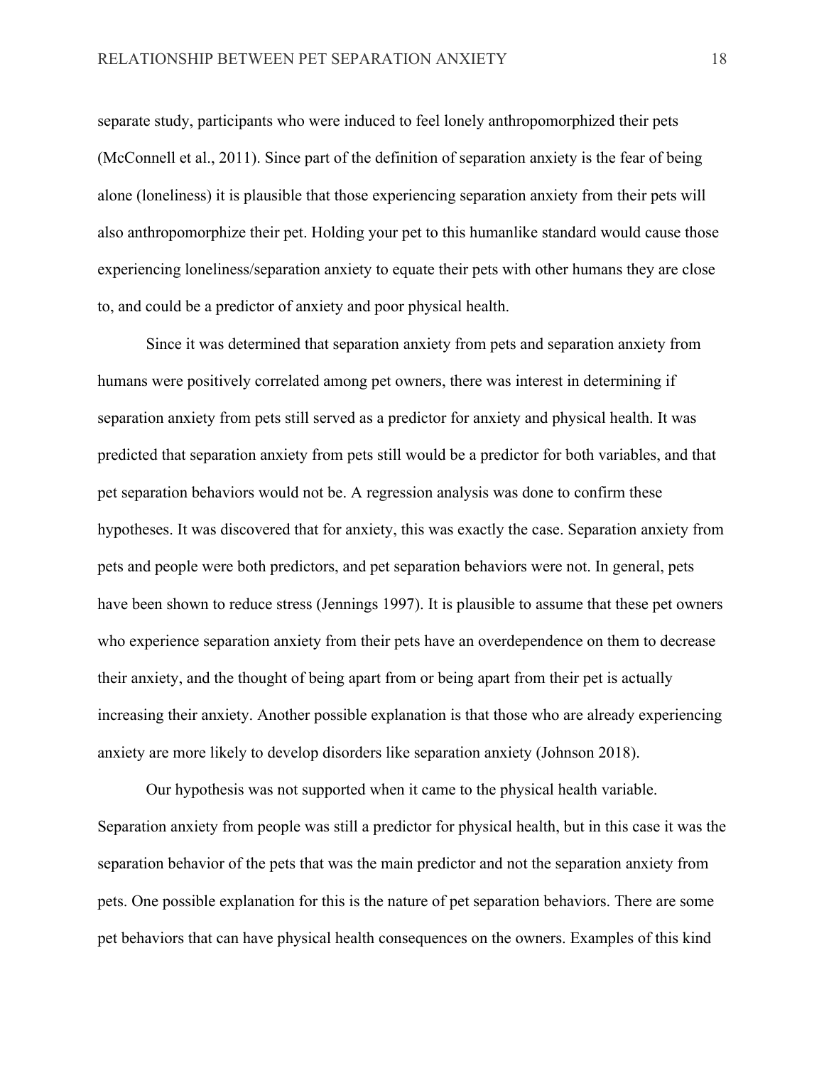separate study, participants who were induced to feel lonely anthropomorphized their pets (McConnell et al., 2011). Since part of the definition of separation anxiety is the fear of being alone (loneliness) it is plausible that those experiencing separation anxiety from their pets will also anthropomorphize their pet. Holding your pet to this humanlike standard would cause those experiencing loneliness/separation anxiety to equate their pets with other humans they are close to, and could be a predictor of anxiety and poor physical health.

Since it was determined that separation anxiety from pets and separation anxiety from humans were positively correlated among pet owners, there was interest in determining if separation anxiety from pets still served as a predictor for anxiety and physical health. It was predicted that separation anxiety from pets still would be a predictor for both variables, and that pet separation behaviors would not be. A regression analysis was done to confirm these hypotheses. It was discovered that for anxiety, this was exactly the case. Separation anxiety from pets and people were both predictors, and pet separation behaviors were not. In general, pets have been shown to reduce stress (Jennings 1997). It is plausible to assume that these pet owners who experience separation anxiety from their pets have an overdependence on them to decrease their anxiety, and the thought of being apart from or being apart from their pet is actually increasing their anxiety. Another possible explanation is that those who are already experiencing anxiety are more likely to develop disorders like separation anxiety (Johnson 2018).

Our hypothesis was not supported when it came to the physical health variable. Separation anxiety from people was still a predictor for physical health, but in this case it was the separation behavior of the pets that was the main predictor and not the separation anxiety from pets. One possible explanation for this is the nature of pet separation behaviors. There are some pet behaviors that can have physical health consequences on the owners. Examples of this kind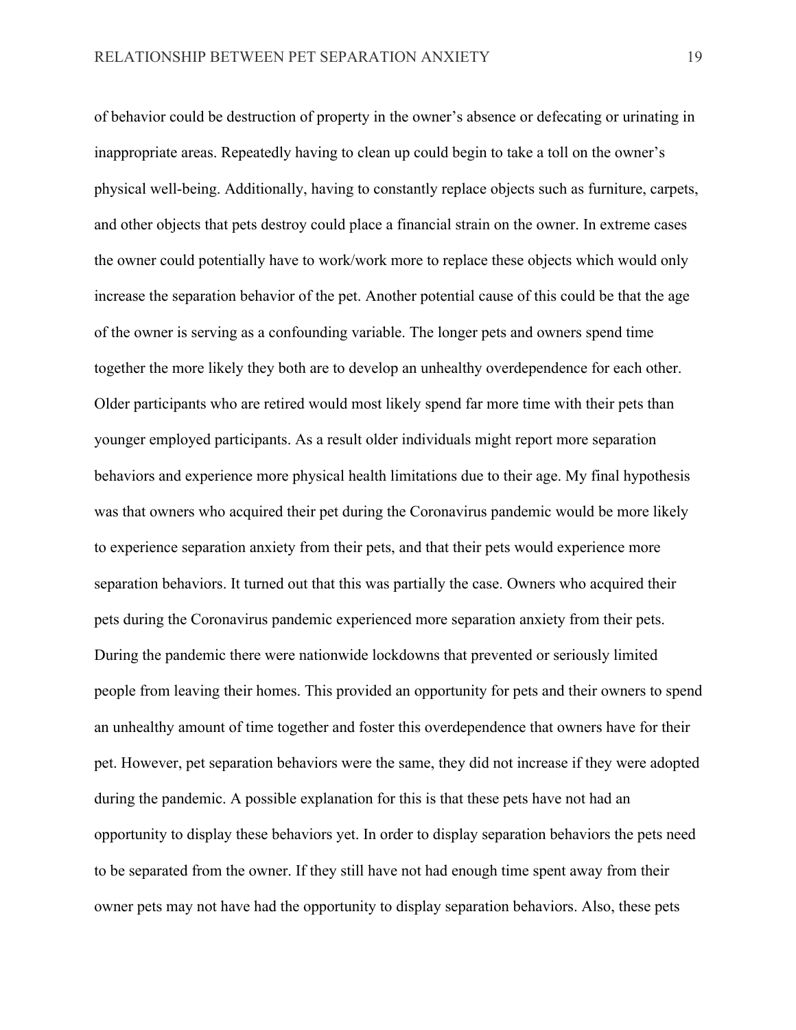of behavior could be destruction of property in the owner's absence or defecating or urinating in inappropriate areas. Repeatedly having to clean up could begin to take a toll on the owner's physical well-being. Additionally, having to constantly replace objects such as furniture, carpets, and other objects that pets destroy could place a financial strain on the owner. In extreme cases the owner could potentially have to work/work more to replace these objects which would only increase the separation behavior of the pet. Another potential cause of this could be that the age of the owner is serving as a confounding variable. The longer pets and owners spend time together the more likely they both are to develop an unhealthy overdependence for each other. Older participants who are retired would most likely spend far more time with their pets than younger employed participants. As a result older individuals might report more separation behaviors and experience more physical health limitations due to their age. My final hypothesis was that owners who acquired their pet during the Coronavirus pandemic would be more likely to experience separation anxiety from their pets, and that their pets would experience more separation behaviors. It turned out that this was partially the case. Owners who acquired their pets during the Coronavirus pandemic experienced more separation anxiety from their pets. During the pandemic there were nationwide lockdowns that prevented or seriously limited people from leaving their homes. This provided an opportunity for pets and their owners to spend an unhealthy amount of time together and foster this overdependence that owners have for their pet. However, pet separation behaviors were the same, they did not increase if they were adopted during the pandemic. A possible explanation for this is that these pets have not had an opportunity to display these behaviors yet. In order to display separation behaviors the pets need to be separated from the owner. If they still have not had enough time spent away from their owner pets may not have had the opportunity to display separation behaviors. Also, these pets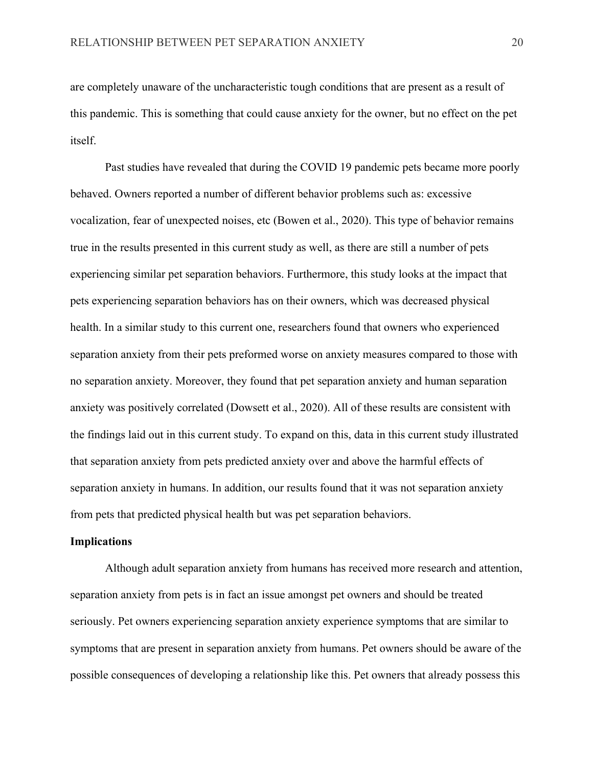are completely unaware of the uncharacteristic tough conditions that are present as a result of this pandemic. This is something that could cause anxiety for the owner, but no effect on the pet itself.

Past studies have revealed that during the COVID 19 pandemic pets became more poorly behaved. Owners reported a number of different behavior problems such as: excessive vocalization, fear of unexpected noises, etc (Bowen et al., 2020). This type of behavior remains true in the results presented in this current study as well, as there are still a number of pets experiencing similar pet separation behaviors. Furthermore, this study looks at the impact that pets experiencing separation behaviors has on their owners, which was decreased physical health. In a similar study to this current one, researchers found that owners who experienced separation anxiety from their pets preformed worse on anxiety measures compared to those with no separation anxiety. Moreover, they found that pet separation anxiety and human separation anxiety was positively correlated (Dowsett et al., 2020). All of these results are consistent with the findings laid out in this current study. To expand on this, data in this current study illustrated that separation anxiety from pets predicted anxiety over and above the harmful effects of separation anxiety in humans. In addition, our results found that it was not separation anxiety from pets that predicted physical health but was pet separation behaviors.

**Implications**

Although adult separation anxiety from humans has received more research and attention, separation anxiety from pets is in fact an issue amongst pet owners and should be treated seriously. Pet owners experiencing separation anxiety experience symptoms that are similar to symptoms that are present in separation anxiety from humans. Pet owners should be aware of the possible consequences of developing a relationship like this. Pet owners that already possess this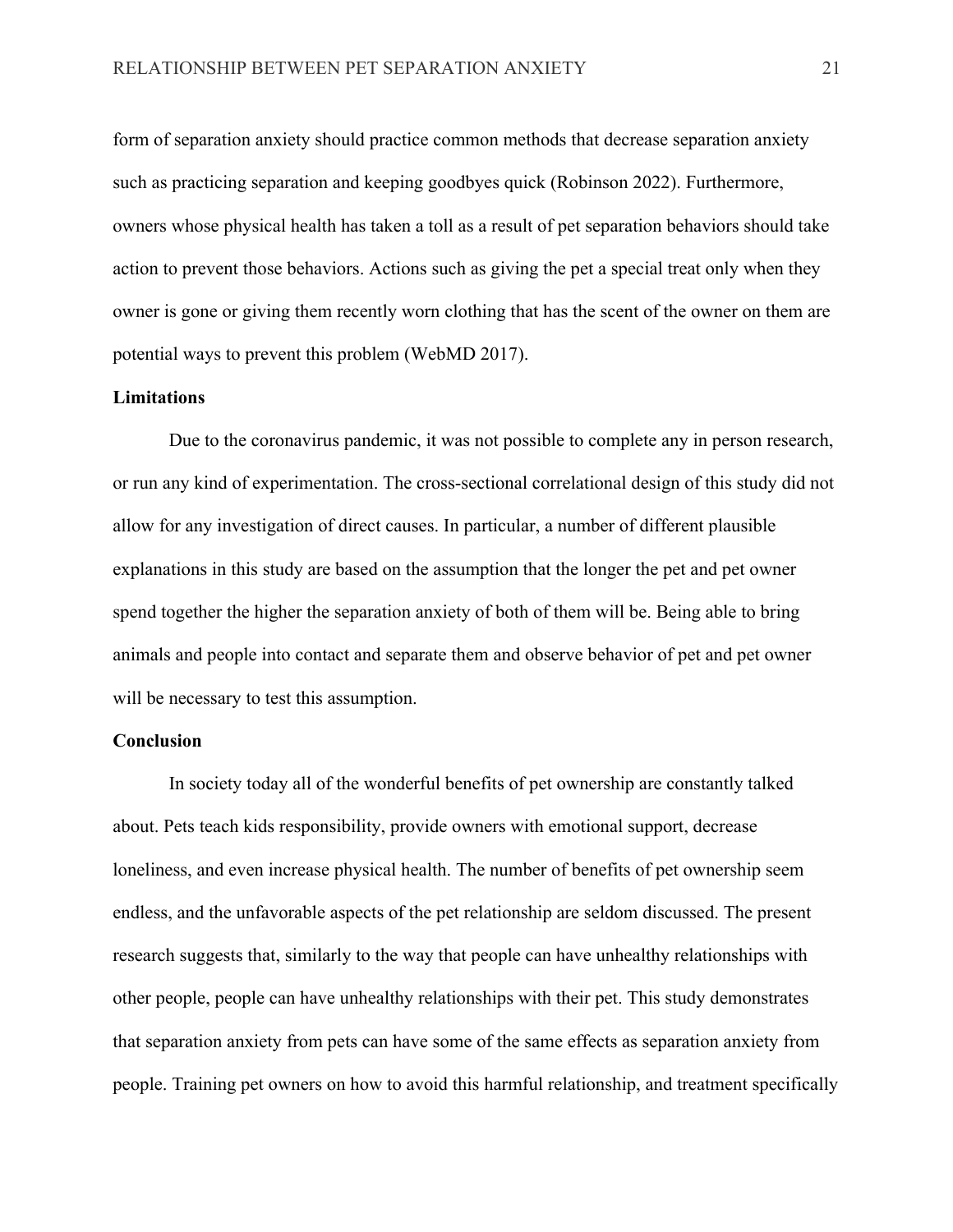form of separation anxiety should practice common methods that decrease separation anxiety such as practicing separation and keeping goodbyes quick (Robinson 2022). Furthermore, owners whose physical health has taken a toll as a result of pet separation behaviors should take action to prevent those behaviors. Actions such as giving the pet a special treat only when they owner is gone or giving them recently worn clothing that has the scent of the owner on them are potential ways to prevent this problem (WebMD 2017).

**Limitations**

Due to the coronavirus pandemic, it was not possible to complete any in person research, or run any kind of experimentation. The cross-sectional correlational design of this study did not allow for any investigation of direct causes. In particular, a number of different plausible explanations in this study are based on the assumption that the longer the pet and pet owner spend together the higher the separation anxiety of both of them will be. Being able to bring animals and people into contact and separate them and observe behavior of pet and pet owner will be necessary to test this assumption.

**Conclusion**

In society today all of the wonderful benefits of pet ownership are constantly talked about. Pets teach kids responsibility, provide owners with emotional support, decrease loneliness, and even increase physical health. The number of benefits of pet ownership seem endless, and the unfavorable aspects of the pet relationship are seldom discussed. The present research suggests that, similarly to the way that people can have unhealthy relationships with other people, people can have unhealthy relationships with their pet. This study demonstrates that separation anxiety from pets can have some of the same effects as separation anxiety from people. Training pet owners on how to avoid this harmful relationship, and treatment specifically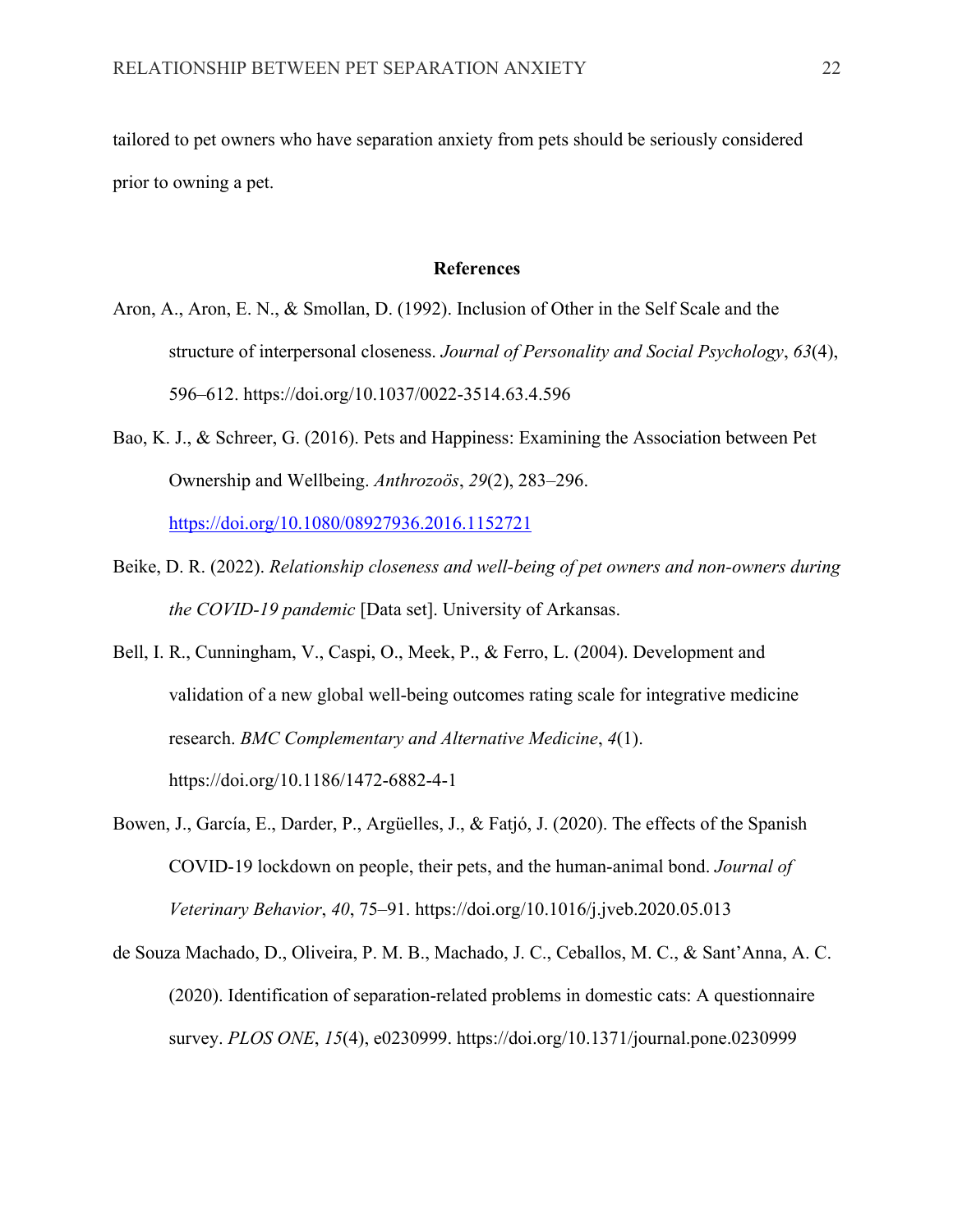tailored to pet owners who have separation anxiety from pets should be seriously considered prior to owning a pet.

## References

Aron, A., Aron, E. N., & Smollan, D. (1992). Inclusion of Other in the Self Scale and the structure of interpersonal closeness. *Journal of Personality and Social Psychology*, *63*(4), 596–612. https://doi.org/10.1037/0022-3514.63.4.596

Bao, K. J., & Schreer, G. (2016). Pets and Happiness: Examining the Association between Pet Ownership and Wellbeing. *Anthrozoös*, *29*(2), 283–296. https://doi.org/10.1080/08927936.2016.1152721

Beike, D. R. (2022). *Relationship closeness and well-being of pet owners and non-owners during the COVID-19 pandemic* [Data set]. University of Arkansas.

Bell, I. R., Cunningham, V., Caspi, O., Meek, P., & Ferro, L. (2004). Development and validation of a new global well-being outcomes rating scale for integrative medicine research. *BMC Complementary and Alternative Medicine*, *4*(1). https://doi.org/10.1186/1472-6882-4-1

Bowen, J., García, E., Darder, P., Argüelles, J., & Fatjó, J. (2020). The effects of the Spanish COVID-19 lockdown on people, their pets, and the human-animal bond. *Journal of Veterinary Behavior*, *40*, 75–91. https://doi.org/10.1016/j.jveb.2020.05.013

de Souza Machado, D., Oliveira, P. M. B., Machado, J. C., Ceballos, M. C., & Sant'Anna, A. C. (2020). Identification of separation-related problems in domestic cats: A questionnaire survey. *PLOS ONE*, *15*(4), e0230999. https://doi.org/10.1371/journal.pone.0230999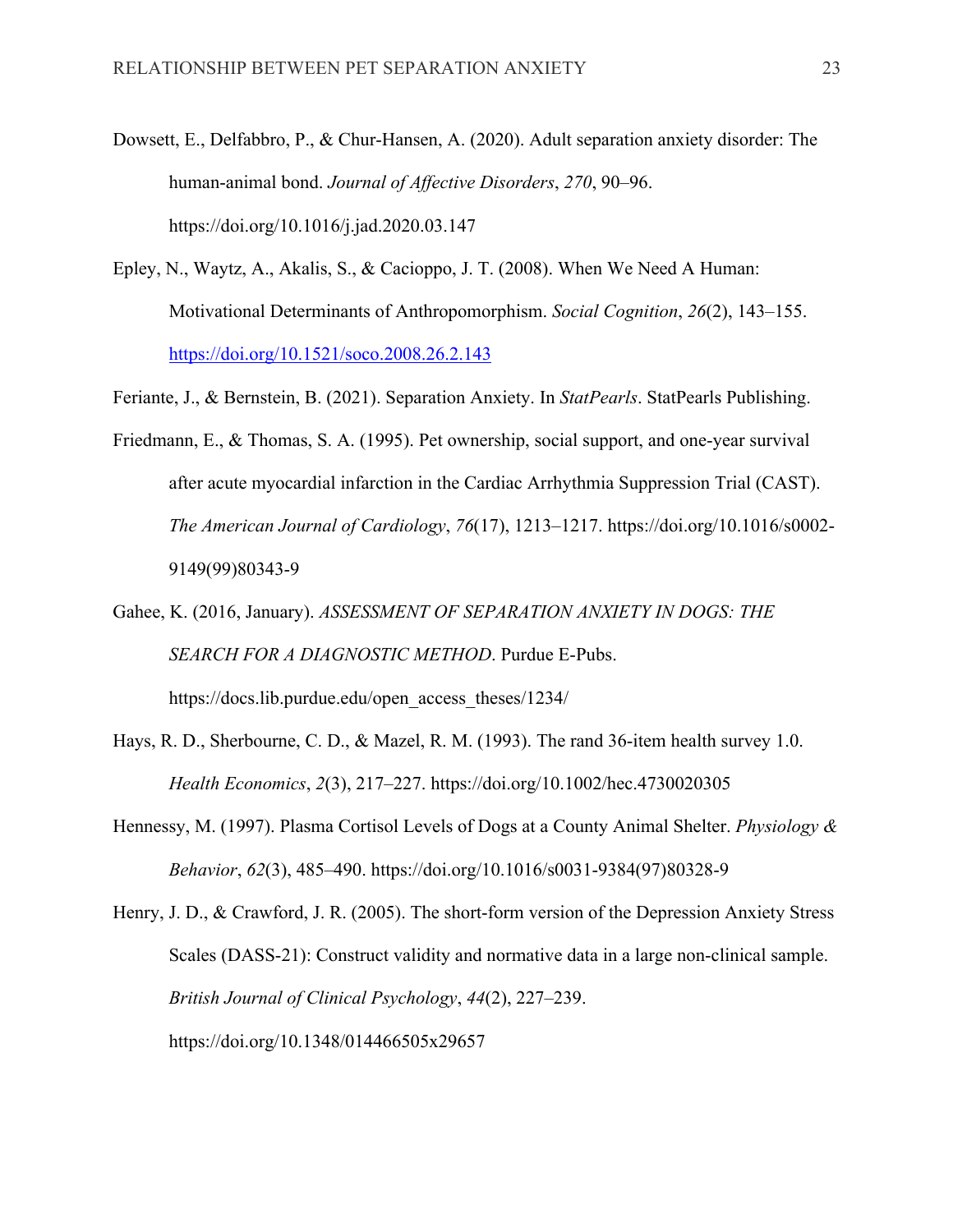Dowsett, E., Delfabbro, P., & Chur-Hansen, A. (2020). Adult separation anxiety disorder: The human-animal bond. *Journal of Affective Disorders*, *270*, 90–96. https://doi.org/10.1016/j.jad.2020.03.147

Epley, N., Waytz, A., Akalis, S., & Cacioppo, J. T. (2008). When We Need A Human: Motivational Determinants of Anthropomorphism. *Social Cognition*, *26*(2), 143–155. https://doi.org/10.1521/soco.2008.26.2.143

Feriante, J., & Bernstein, B. (2021). Separation Anxiety. In *StatPearls*. StatPearls Publishing.

Friedmann, E., & Thomas, S. A. (1995). Pet ownership, social support, and one-year survival after acute myocardial infarction in the Cardiac Arrhythmia Suppression Trial (CAST). *The American Journal of Cardiology*, *76*(17), 1213–1217. https://doi.org/10.1016/s0002-9149(99)80343-9

Gahee, K. (2016, January). *ASSESSMENT OF SEPARATION ANXIETY IN DOGS: THE SEARCH FOR A DIAGNOSTIC METHOD*. Purdue E-Pubs. https://docs.lib.purdue.edu/open_access_theses/1234/

Hays, R. D., Sherbourne, C. D., & Mazel, R. M. (1993). The rand 36-item health survey 1.0. *Health Economics*, *2*(3), 217–227. https://doi.org/10.1002/hec.4730020305

Hennessy, M. (1997). Plasma Cortisol Levels of Dogs at a County Animal Shelter. *Physiology & Behavior*, *62*(3), 485–490. https://doi.org/10.1016/s0031-9384(97)80328-9

Henry, J. D., & Crawford, J. R. (2005). The short-form version of the Depression Anxiety Stress Scales (DASS-21): Construct validity and normative data in a large non-clinical sample. *British Journal of Clinical Psychology*, *44*(2), 227–239. https://doi.org/10.1348/014466505x29657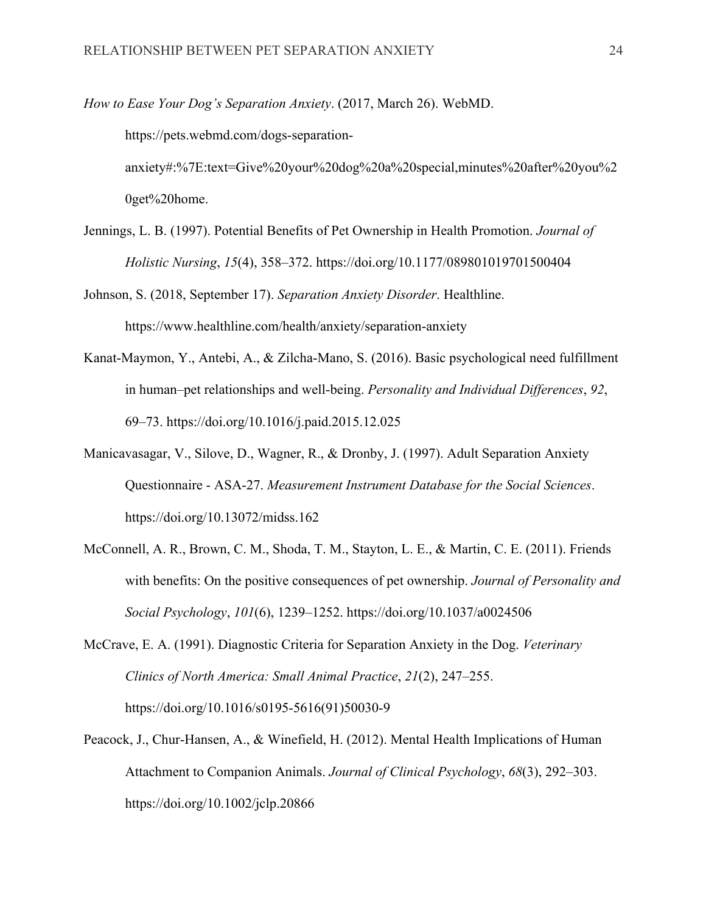*How to Ease Your Dog's Separation Anxiety*. (2017, March 26). WebMD. https://pets.webmd.com/dogs-separation-anxiety#:%7E:text=Give%20your%20dog%20a%20special,minutes%20after%20you%20get%20home.

Jennings, L. B. (1997). Potential Benefits of Pet Ownership in Health Promotion. *Journal of Holistic Nursing*, *15*(4), 358–372. https://doi.org/10.1177/089801019701500404

Johnson, S. (2018, September 17). *Separation Anxiety Disorder*. Healthline. https://www.healthline.com/health/anxiety/separation-anxiety

Kanat-Maymon, Y., Antebi, A., & Zilcha-Mano, S. (2016). Basic psychological need fulfillment in human–pet relationships and well-being. *Personality and Individual Differences*, *92*, 69–73. https://doi.org/10.1016/j.paid.2015.12.025

Manicavasagar, V., Silove, D., Wagner, R., & Dronby, J. (1997). Adult Separation Anxiety Questionnaire - ASA-27. *Measurement Instrument Database for the Social Sciences*. https://doi.org/10.13072/midss.162

McConnell, A. R., Brown, C. M., Shoda, T. M., Stayton, L. E., & Martin, C. E. (2011). Friends with benefits: On the positive consequences of pet ownership. *Journal of Personality and Social Psychology*, *101*(6), 1239–1252. https://doi.org/10.1037/a0024506

McCrave, E. A. (1991). Diagnostic Criteria for Separation Anxiety in the Dog. *Veterinary Clinics of North America: Small Animal Practice*, *21*(2), 247–255. https://doi.org/10.1016/s0195-5616(91)50030-9

Peacock, J., Chur-Hansen, A., & Winefield, H. (2012). Mental Health Implications of Human Attachment to Companion Animals. *Journal of Clinical Psychology*, *68*(3), 292–303. https://doi.org/10.1002/jclp.20866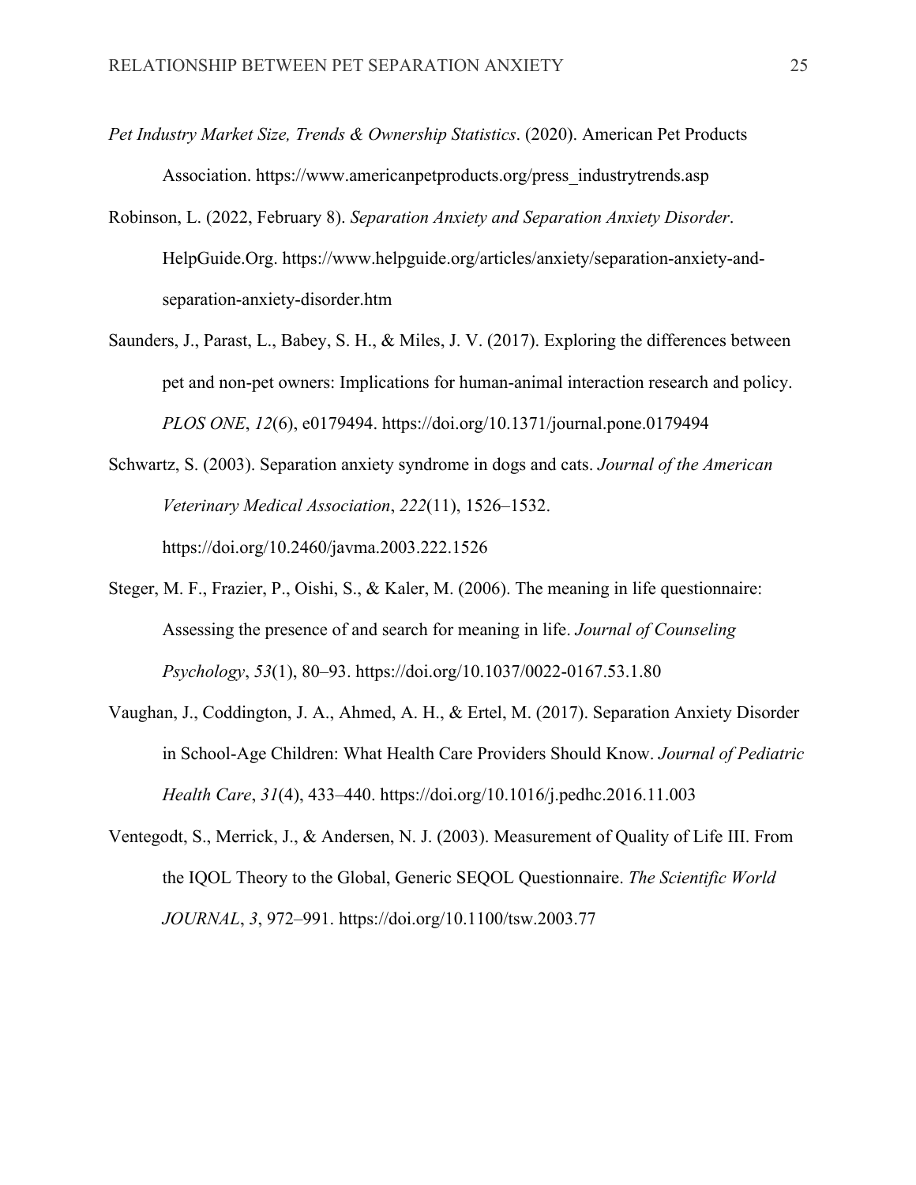*Pet Industry Market Size, Trends & Ownership Statistics*. (2020). American Pet Products Association. https://www.americanpetproducts.org/press_industrytrends.asp

Robinson, L. (2022, February 8). *Separation Anxiety and Separation Anxiety Disorder*. HelpGuide.Org. https://www.helpguide.org/articles/anxiety/separation-anxiety-and-separation-anxiety-disorder.htm

Saunders, J., Parast, L., Babey, S. H., & Miles, J. V. (2017). Exploring the differences between pet and non-pet owners: Implications for human-animal interaction research and policy. *PLOS ONE*, *12*(6), e0179494. https://doi.org/10.1371/journal.pone.0179494

Schwartz, S. (2003). Separation anxiety syndrome in dogs and cats. *Journal of the American Veterinary Medical Association*, *222*(11), 1526–1532. https://doi.org/10.2460/javma.2003.222.1526

Steger, M. F., Frazier, P., Oishi, S., & Kaler, M. (2006). The meaning in life questionnaire: Assessing the presence of and search for meaning in life. *Journal of Counseling Psychology*, *53*(1), 80–93. https://doi.org/10.1037/0022-0167.53.1.80

Vaughan, J., Coddington, J. A., Ahmed, A. H., & Ertel, M. (2017). Separation Anxiety Disorder in School-Age Children: What Health Care Providers Should Know. *Journal of Pediatric Health Care*, *31*(4), 433–440. https://doi.org/10.1016/j.pedhc.2016.11.003

Ventegodt, S., Merrick, J., & Andersen, N. J. (2003). Measurement of Quality of Life III. From the IQOL Theory to the Global, Generic SEQOL Questionnaire. *The Scientific World JOURNAL*, *3*, 972–991. https://doi.org/10.1100/tsw.2003.77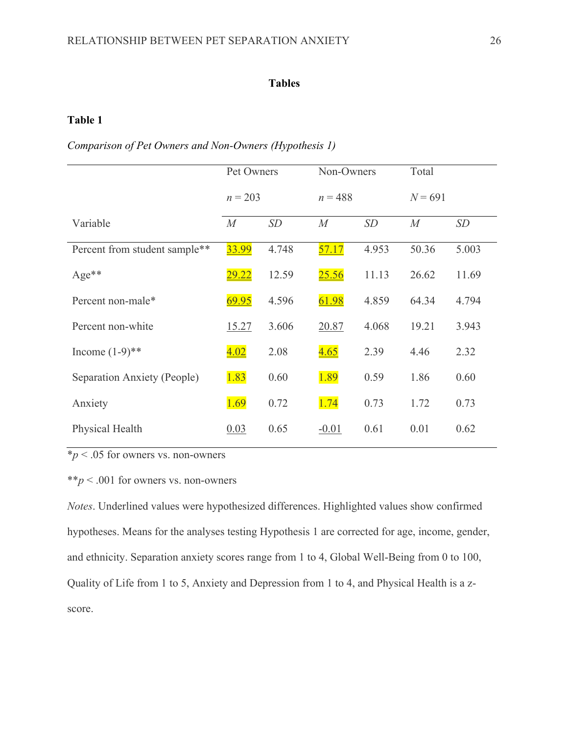# Tables

## Table 1

*Comparison of Pet Owners and Non-Owners (Hypothesis 1)*

| | Pet Owners | | Non-Owners | | Total | |
|---|---|---|---|---|---|---|
| | *n* = 203 | | *n* = 488 | | *N* = 691 | |
| Variable | *M* | *SD* | *M* | *SD* | *M* | *SD* |
| Percent from student sample** | 33.99 | 4.748 | 57.17 | 4.953 | 50.36 | 5.003 |
| Age** | 29.22 | 12.59 | 25.56 | 11.13 | 26.62 | 11.69 |
| Percent non-male* | 69.95 | 4.596 | 61.98 | 4.859 | 64.34 | 4.794 |
| Percent non-white | 15.27 | 3.606 | 20.87 | 4.068 | 19.21 | 3.943 |
| Income (1-9)** | 4.02 | 2.08 | 4.65 | 2.39 | 4.46 | 2.32 |
| Separation Anxiety (People) | 1.83 | 0.60 | 1.89 | 0.59 | 1.86 | 0.60 |
| Anxiety | 1.69 | 0.72 | 1.74 | 0.73 | 1.72 | 0.73 |
| Physical Health | 0.03 | 0.65 | -0.01 | 0.61 | 0.01 | 0.62 |

*$p < .05$ for owners vs. non-owners

**$p < .001$ for owners vs. non-owners

*Notes*. Underlined values were hypothesized differences. Highlighted values show confirmed hypotheses. Means for the analyses testing Hypothesis 1 are corrected for age, income, gender, and ethnicity. Separation anxiety scores range from 1 to 4, Global Well-Being from 0 to 100, Quality of Life from 1 to 5, Anxiety and Depression from 1 to 4, and Physical Health is a z-score.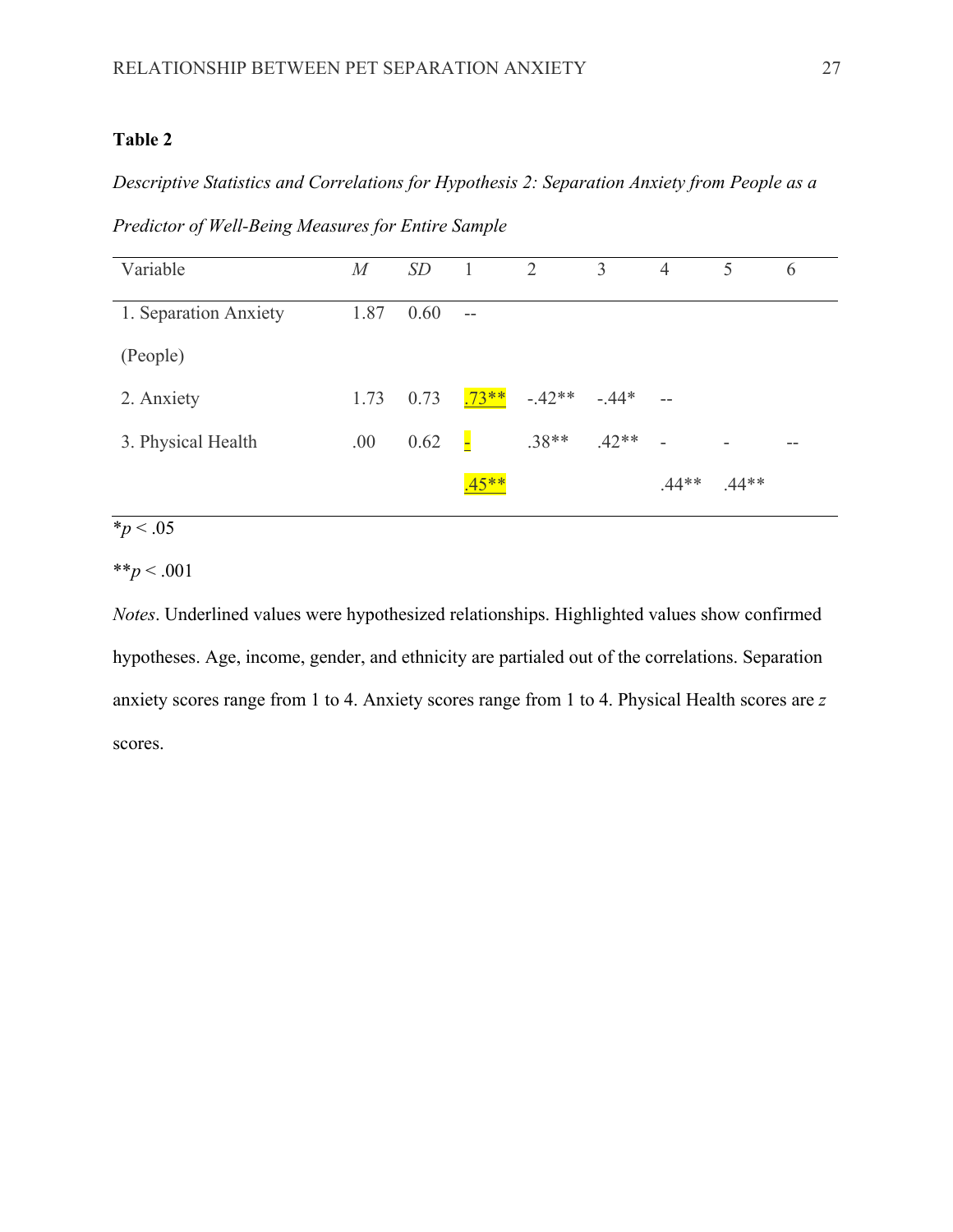**Table 2**

*Descriptive Statistics and Correlations for Hypothesis 2: Separation Anxiety from People as a Predictor of Well-Being Measures for Entire Sample*

| Variable | *M* | *SD* | 1 | 2 | 3 | 4 | 5 | 6 |
|---|---|---|---|---|---|---|---|---|
| 1. Separation Anxiety (People) | 1.87 | 0.60 | -- | | | | | |
| 2. Anxiety | 1.73 | 0.73 | .73** | -.42** | -.44* | -- | | |
| 3. Physical Health | .00 | 0.62 | -.45** | .38** | .42** | -.44** | -.44** | -- |

*$p < .05$

**$p < .001$

*Notes*. Underlined values were hypothesized relationships. Highlighted values show confirmed hypotheses. Age, income, gender, and ethnicity are partialed out of the correlations. Separation anxiety scores range from 1 to 4. Anxiety scores range from 1 to 4. Physical Health scores are *z* scores.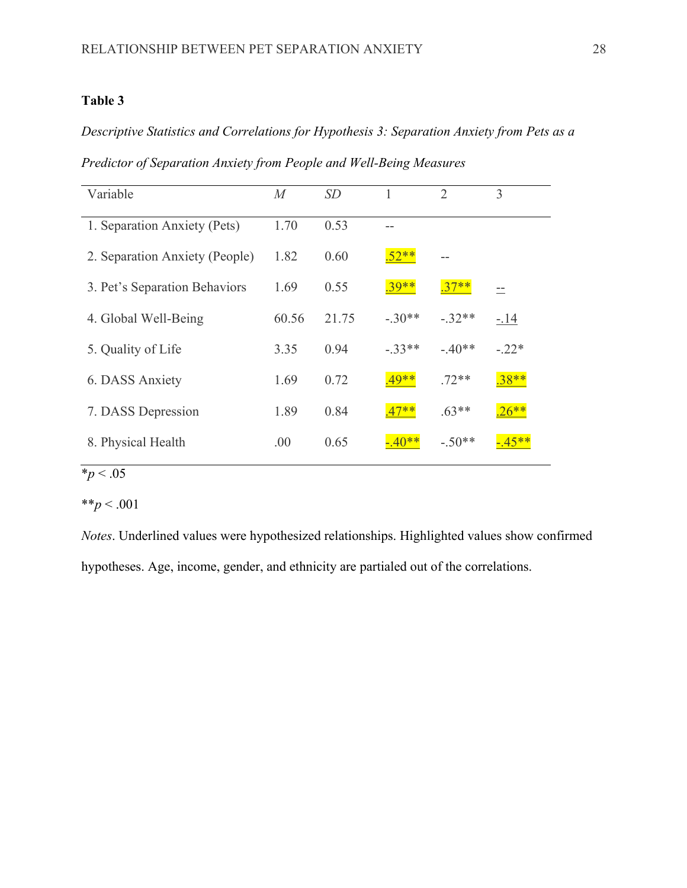**Table 3**

*Descriptive Statistics and Correlations for Hypothesis 3: Separation Anxiety from Pets as a Predictor of Separation Anxiety from People and Well-Being Measures*

| Variable | *M* | *SD* | 1 | 2 | 3 |
|---|---|---|---|---|---|
| 1. Separation Anxiety (Pets) | 1.70 | 0.53 | -- | | |
| 2. Separation Anxiety (People) | 1.82 | 0.60 | .52** | -- | |
| 3. Pet's Separation Behaviors | 1.69 | 0.55 | .39** | .37** | -- |
| 4. Global Well-Being | 60.56 | 21.75 | -.30** | -.32** | -.14 |
| 5. Quality of Life | 3.35 | 0.94 | -.33** | -.40** | -.22* |
| 6. DASS Anxiety | 1.69 | 0.72 | .49** | .72** | .38** |
| 7. DASS Depression | 1.89 | 0.84 | .47** | .63** | .26** |
| 8. Physical Health | .00 | 0.65 | -.40** | -.50** | -.45** |

*$p < .05$

**$p < .001$

*Notes*. Underlined values were hypothesized relationships. Highlighted values show confirmed hypotheses. Age, income, gender, and ethnicity are partialed out of the correlations.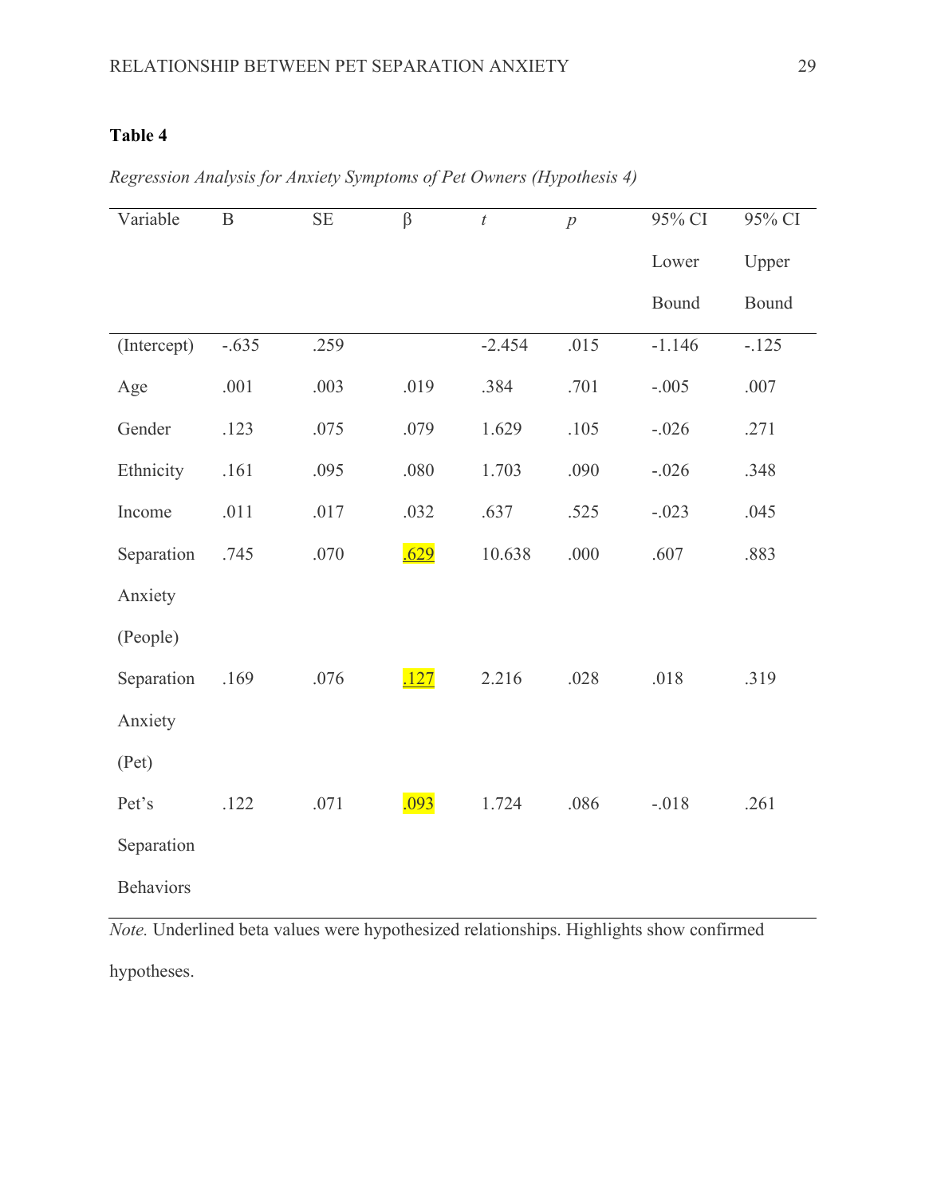**Table 4**

*Regression Analysis for Anxiety Symptoms of Pet Owners (Hypothesis 4)*

| Variable | B | SE | β | *t* | *p* | 95% CI Lower Bound | 95% CI Upper Bound |
|---|---|---|---|---|---|---|---|
| (Intercept) | -.635 | .259 | | -2.454 | .015 | -1.146 | -.125 |
| Age | .001 | .003 | .019 | .384 | .701 | -.005 | .007 |
| Gender | .123 | .075 | .079 | 1.629 | .105 | -.026 | .271 |
| Ethnicity | .161 | .095 | .080 | 1.703 | .090 | -.026 | .348 |
| Income | .011 | .017 | .032 | .637 | .525 | -.023 | .045 |
| Separation Anxiety (People) | .745 | .070 | <u>.629</u> | 10.638 | .000 | .607 | .883 |
| Separation Anxiety (Pet) | .169 | .076 | <u>.127</u> | 2.216 | .028 | .018 | .319 |
| Pet's Separation Behaviors | .122 | .071 | <u>.093</u> | 1.724 | .086 | -.018 | .261 |

*Note.* Underlined beta values were hypothesized relationships. Highlights show confirmed hypotheses.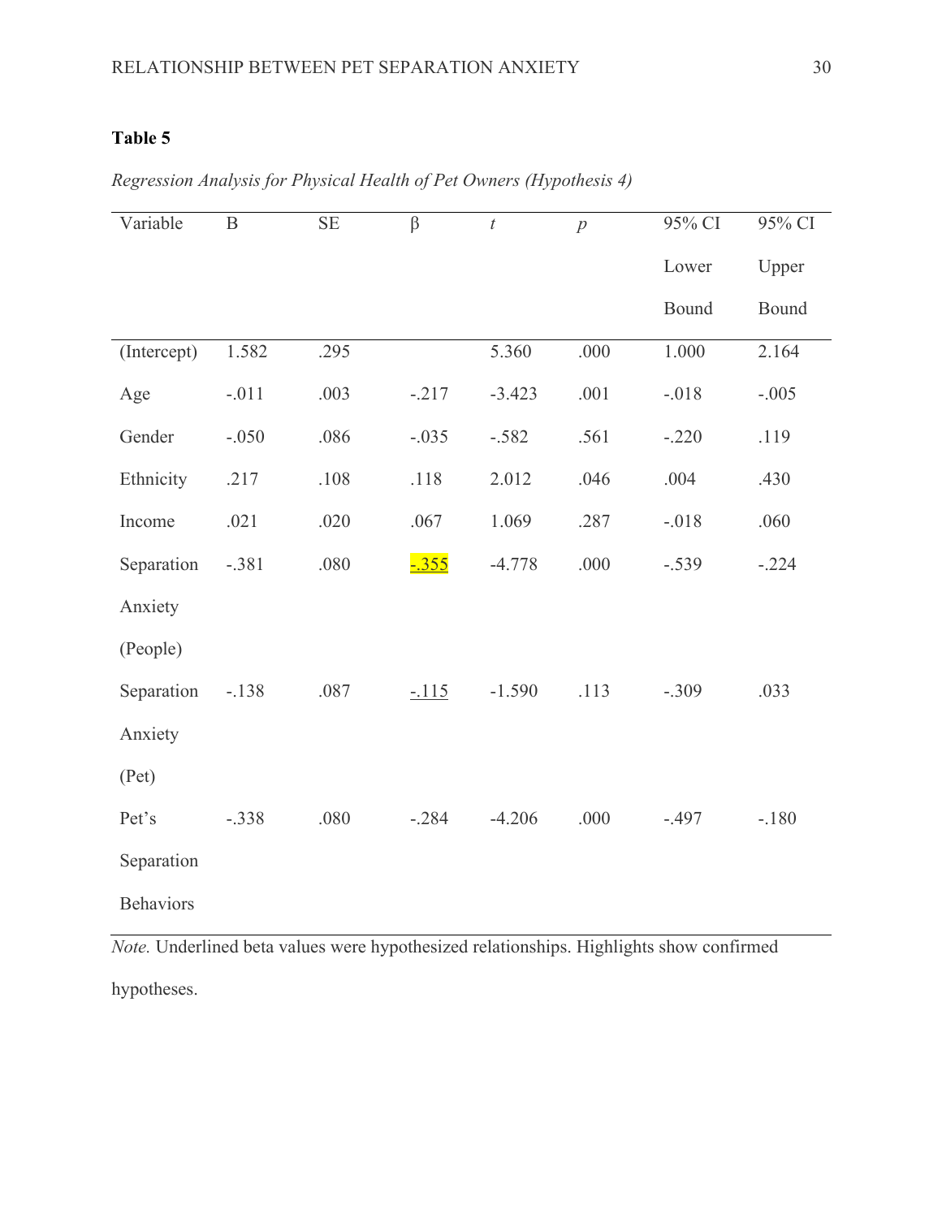**Table 5**

*Regression Analysis for Physical Health of Pet Owners (Hypothesis 4)*

| Variable | B | SE | β | *t* | *p* | 95% CI Lower Bound | 95% CI Upper Bound |
|---|---|---|---|---|---|---|---|
| (Intercept) | 1.582 | .295 | | 5.360 | .000 | 1.000 | 2.164 |
| Age | -.011 | .003 | -.217 | -3.423 | .001 | -.018 | -.005 |
| Gender | -.050 | .086 | -.035 | -.582 | .561 | -.220 | .119 |
| Ethnicity | .217 | .108 | .118 | 2.012 | .046 | .004 | .430 |
| Income | .021 | .020 | .067 | 1.069 | .287 | -.018 | .060 |
| Separation Anxiety (People) | -.381 | .080 | <u>-.355</u> | -4.778 | .000 | -.539 | -.224 |
| Separation Anxiety (Pet) | -.138 | .087 | <u>-.115</u> | -1.590 | .113 | -.309 | .033 |
| Pet's Separation Behaviors | -.338 | .080 | -.284 | -4.206 | .000 | -.497 | -.180 |

*Note.* Underlined beta values were hypothesized relationships. Highlights show confirmed hypotheses.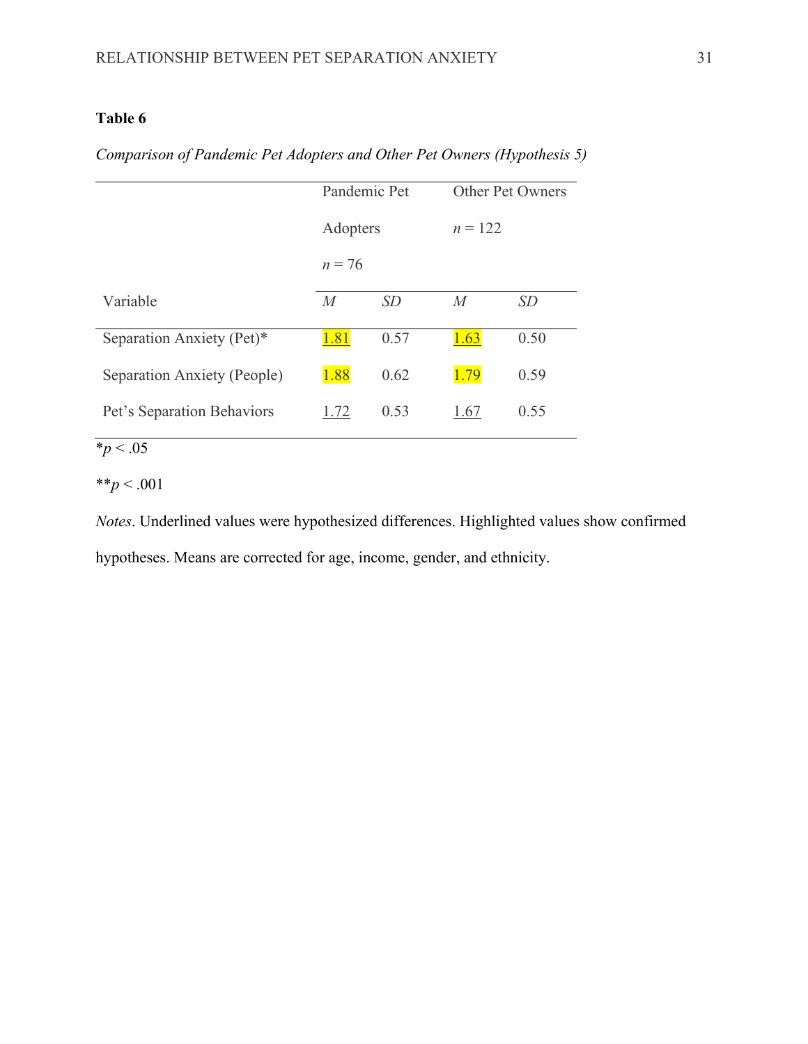**Table 6**

*Comparison of Pandemic Pet Adopters and Other Pet Owners (Hypothesis 5)*

| | Pandemic Pet Adopters *n* = 76 | | Other Pet Owners *n* = 122 | |
|---|---|---|---|---|
| Variable | *M* | *SD* | *M* | *SD* |
| Separation Anxiety (Pet)* | 1.81 | 0.57 | 1.63 | 0.50 |
| Separation Anxiety (People) | 1.88 | 0.62 | 1.79 | 0.59 |
| Pet's Separation Behaviors | 1.72 | 0.53 | 1.67 | 0.55 |

*$p < .05$

**$p < .001$

*Notes*. Underlined values were hypothesized differences. Highlighted values show confirmed hypotheses. Means are corrected for age, income, gender, and ethnicity.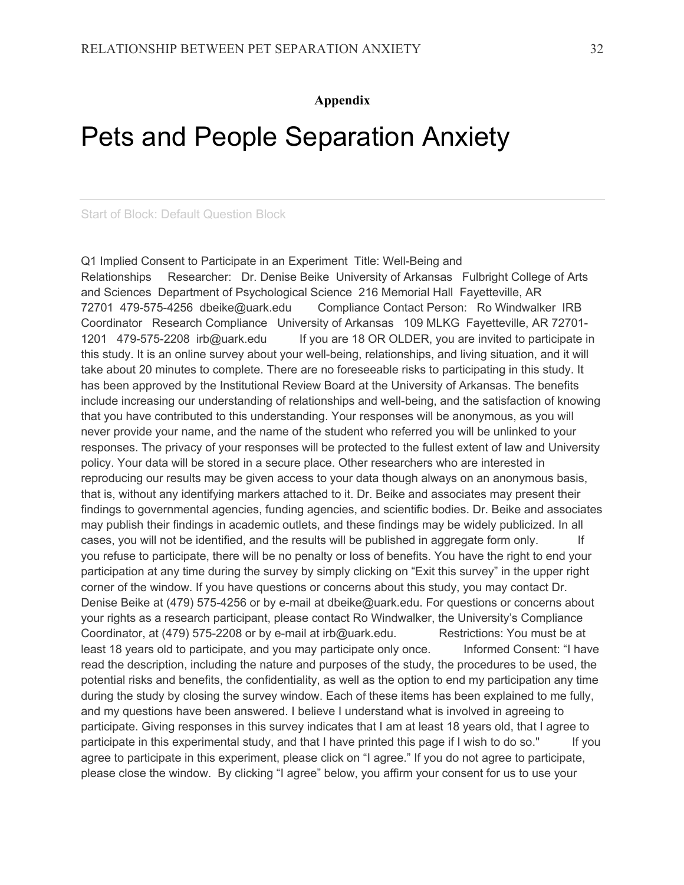**Appendix**

# Pets and People Separation Anxiety

Start of Block: Default Question Block

Q1 Implied Consent to Participate in an Experiment Title: Well-Being and Relationships Researcher: Dr. Denise Beike University of Arkansas Fulbright College of Arts and Sciences Department of Psychological Science 216 Memorial Hall Fayetteville, AR 72701 479-575-4256 dbeike@uark.edu Compliance Contact Person: Ro Windwalker IRB Coordinator Research Compliance University of Arkansas 109 MLKG Fayetteville, AR 72701-1201 479-575-2208 irb@uark.edu If you are 18 OR OLDER, you are invited to participate in this study. It is an online survey about your well-being, relationships, and living situation, and it will take about 20 minutes to complete. There are no foreseeable risks to participating in this study. It has been approved by the Institutional Review Board at the University of Arkansas. The benefits include increasing our understanding of relationships and well-being, and the satisfaction of knowing that you have contributed to this understanding. Your responses will be anonymous, as you will never provide your name, and the name of the student who referred you will be unlinked to your responses. The privacy of your responses will be protected to the fullest extent of law and University policy. Your data will be stored in a secure place. Other researchers who are interested in reproducing our results may be given access to your data though always on an anonymous basis, that is, without any identifying markers attached to it. Dr. Beike and associates may present their findings to governmental agencies, funding agencies, and scientific bodies. Dr. Beike and associates may publish their findings in academic outlets, and these findings may be widely publicized. In all cases, you will not be identified, and the results will be published in aggregate form only. If you refuse to participate, there will be no penalty or loss of benefits. You have the right to end your participation at any time during the survey by simply clicking on "Exit this survey" in the upper right corner of the window. If you have questions or concerns about this study, you may contact Dr. Denise Beike at (479) 575-4256 or by e-mail at dbeike@uark.edu. For questions or concerns about your rights as a research participant, please contact Ro Windwalker, the University's Compliance Coordinator, at (479) 575-2208 or by e-mail at irb@uark.edu. Restrictions: You must be at least 18 years old to participate, and you may participate only once. Informed Consent: "I have read the description, including the nature and purposes of the study, the procedures to be used, the potential risks and benefits, the confidentiality, as well as the option to end my participation any time during the study by closing the survey window. Each of these items has been explained to me fully, and my questions have been answered. I believe I understand what is involved in agreeing to participate. Giving responses in this survey indicates that I am at least 18 years old, that I agree to participate in this experimental study, and that I have printed this page if I wish to do so." If you agree to participate in this experiment, please click on "I agree." If you do not agree to participate, please close the window. By clicking "I agree" below, you affirm your consent for us to use your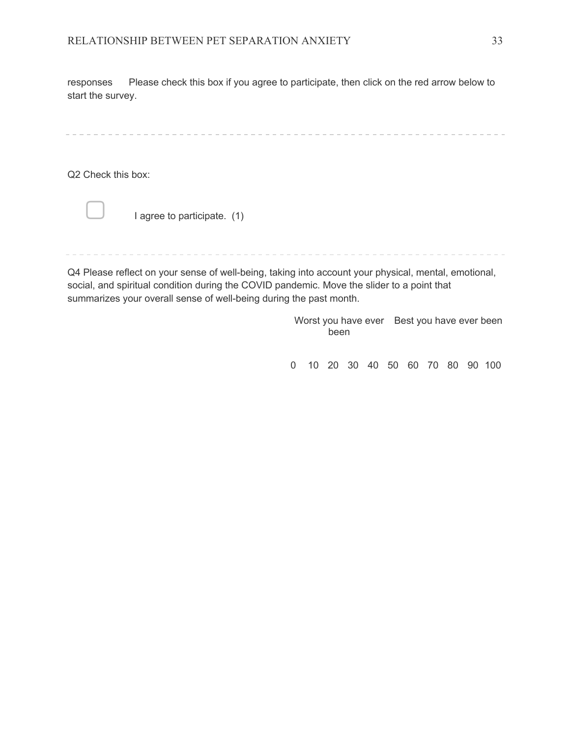responses Please check this box if you agree to participate, then click on the red arrow below to start the survey.

---

Q2 Check this box:

☐ I agree to participate. (1)

---

Q4 Please reflect on your sense of well-being, taking into account your physical, mental, emotional, social, and spiritual condition during the COVID pandemic. Move the slider to a point that summarizes your overall sense of well-being during the past month.

| Worst you have ever been | | | | | | | | | | Best you have ever been |
|---|---|---|---|---|---|---|---|---|---|---|
| 0 | 10 | 20 | 30 | 40 | 50 | 60 | 70 | 80 | 90 | 100 |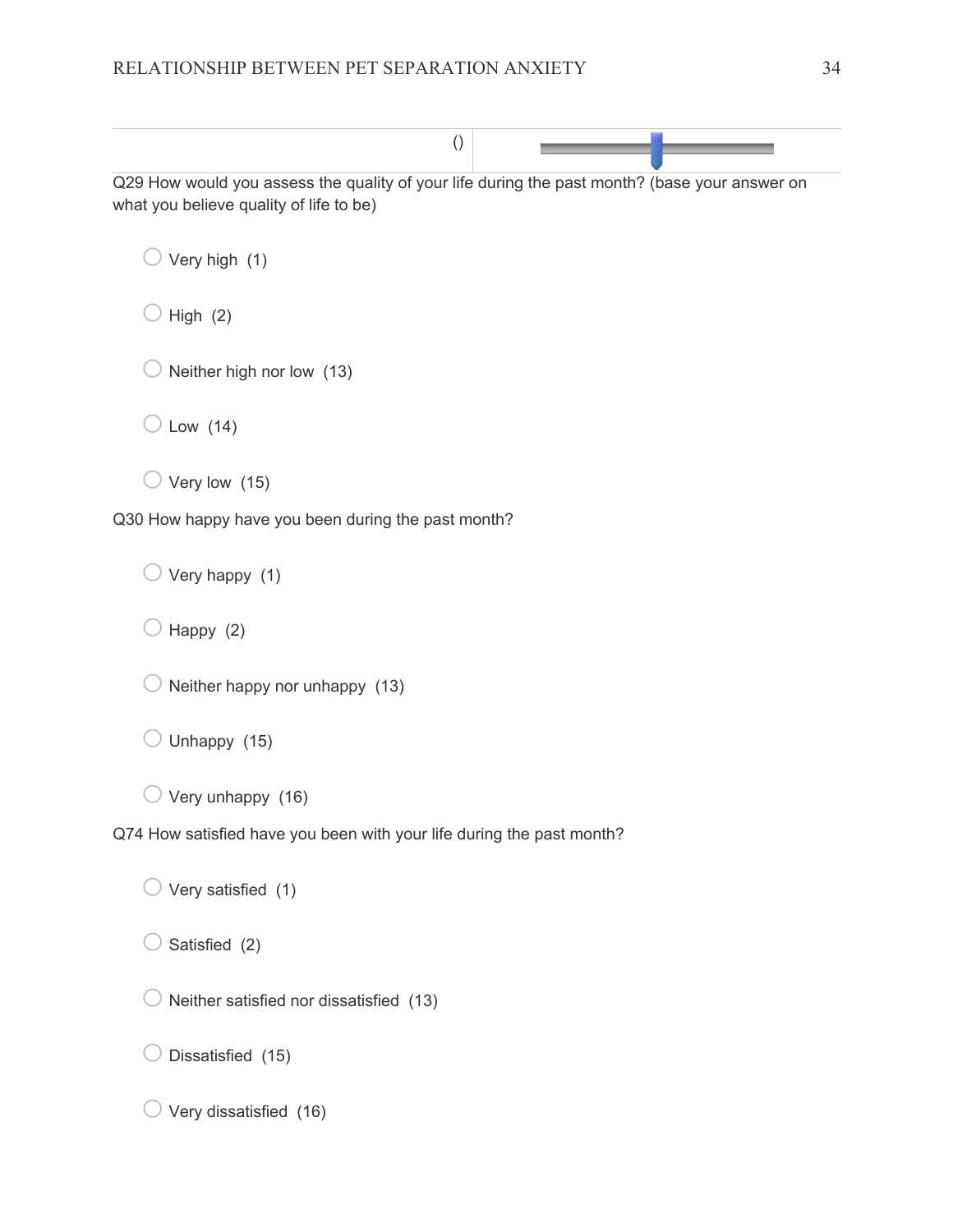| () | |
|---|---|

Q29 How would you assess the quality of your life during the past month? (base your answer on what you believe quality of life to be)

- ◯ Very high (1)
- ◯ High (2)
- ◯ Neither high nor low (13)
- ◯ Low (14)
- ◯ Very low (15)

Q30 How happy have you been during the past month?

- ◯ Very happy (1)
- ◯ Happy (2)
- ◯ Neither happy nor unhappy (13)
- ◯ Unhappy (15)
- ◯ Very unhappy (16)

Q74 How satisfied have you been with your life during the past month?

- ◯ Very satisfied (1)
- ◯ Satisfied (2)
- ◯ Neither satisfied nor dissatisfied (13)
- ◯ Dissatisfied (15)
- ◯ Very dissatisfied (16)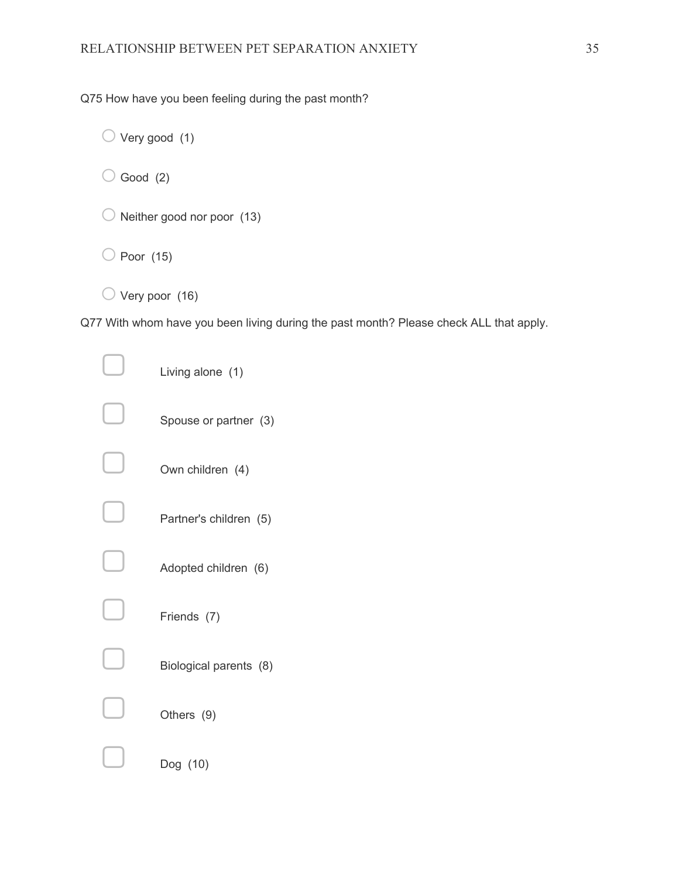Q75 How have you been feeling during the past month?

- ○ Very good (1)
- ○ Good (2)
- ○ Neither good nor poor (13)
- ○ Poor (15)
- ○ Very poor (16)

Q77 With whom have you been living during the past month? Please check ALL that apply.

- ▢ Living alone (1)
- ▢ Spouse or partner (3)
- ▢ Own children (4)
- ▢ Partner's children (5)
- ▢ Adopted children (6)
- ▢ Friends (7)
- ▢ Biological parents (8)
- ▢ Others (9)
- ▢ Dog (10)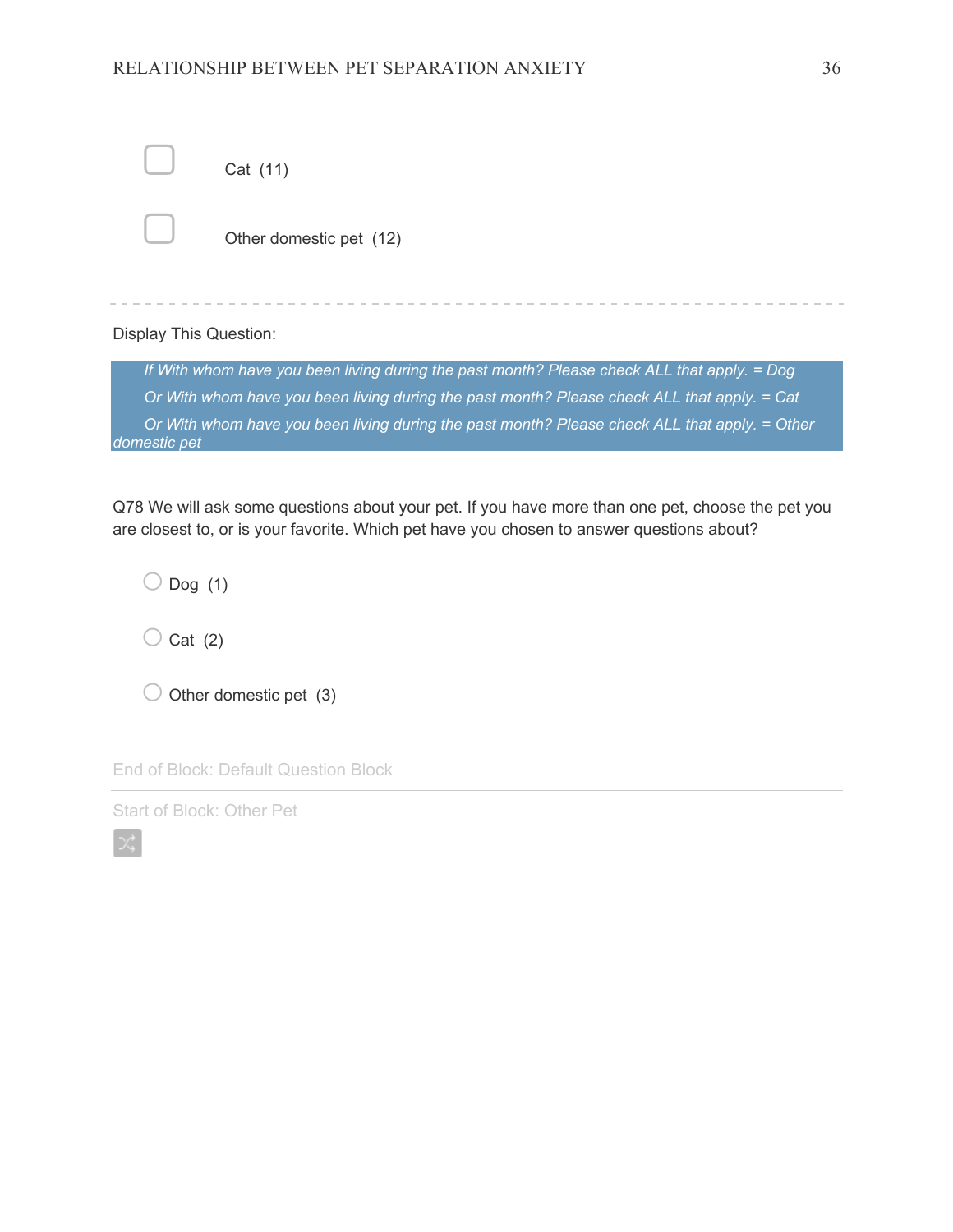- [ ] Cat (11)
- [ ] Other domestic pet (12)

---

Display This Question:

*If With whom have you been living during the past month? Please check ALL that apply. = Dog*
*Or With whom have you been living during the past month? Please check ALL that apply. = Cat*
*Or With whom have you been living during the past month? Please check ALL that apply. = Other domestic pet*

Q78 We will ask some questions about your pet. If you have more than one pet, choose the pet you are closest to, or is your favorite. Which pet have you chosen to answer questions about?

- ○ Dog (1)
- ○ Cat (2)
- ○ Other domestic pet (3)

End of Block: Default Question Block

---

Start of Block: Other Pet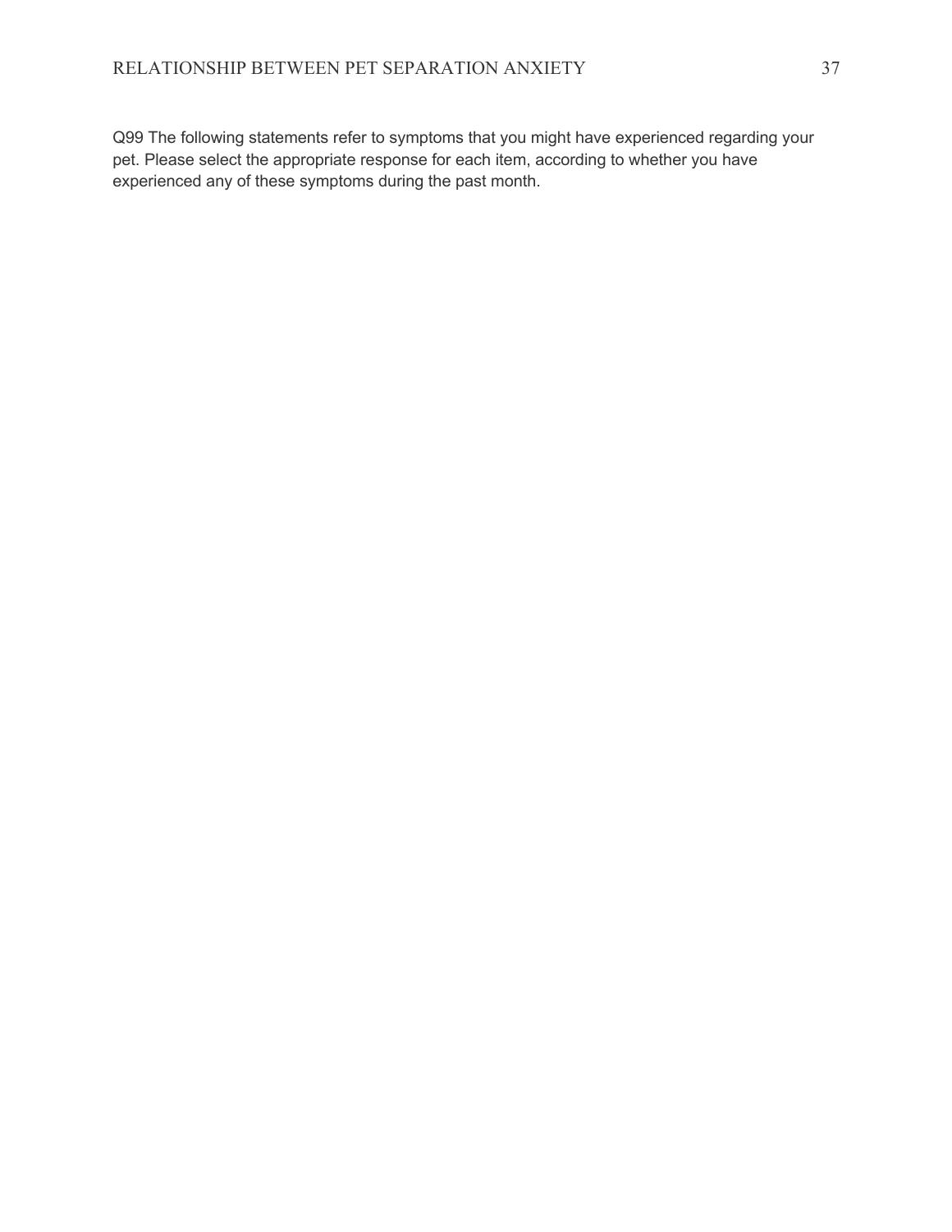Q99 The following statements refer to symptoms that you might have experienced regarding your pet. Please select the appropriate response for each item, according to whether you have experienced any of these symptoms during the past month.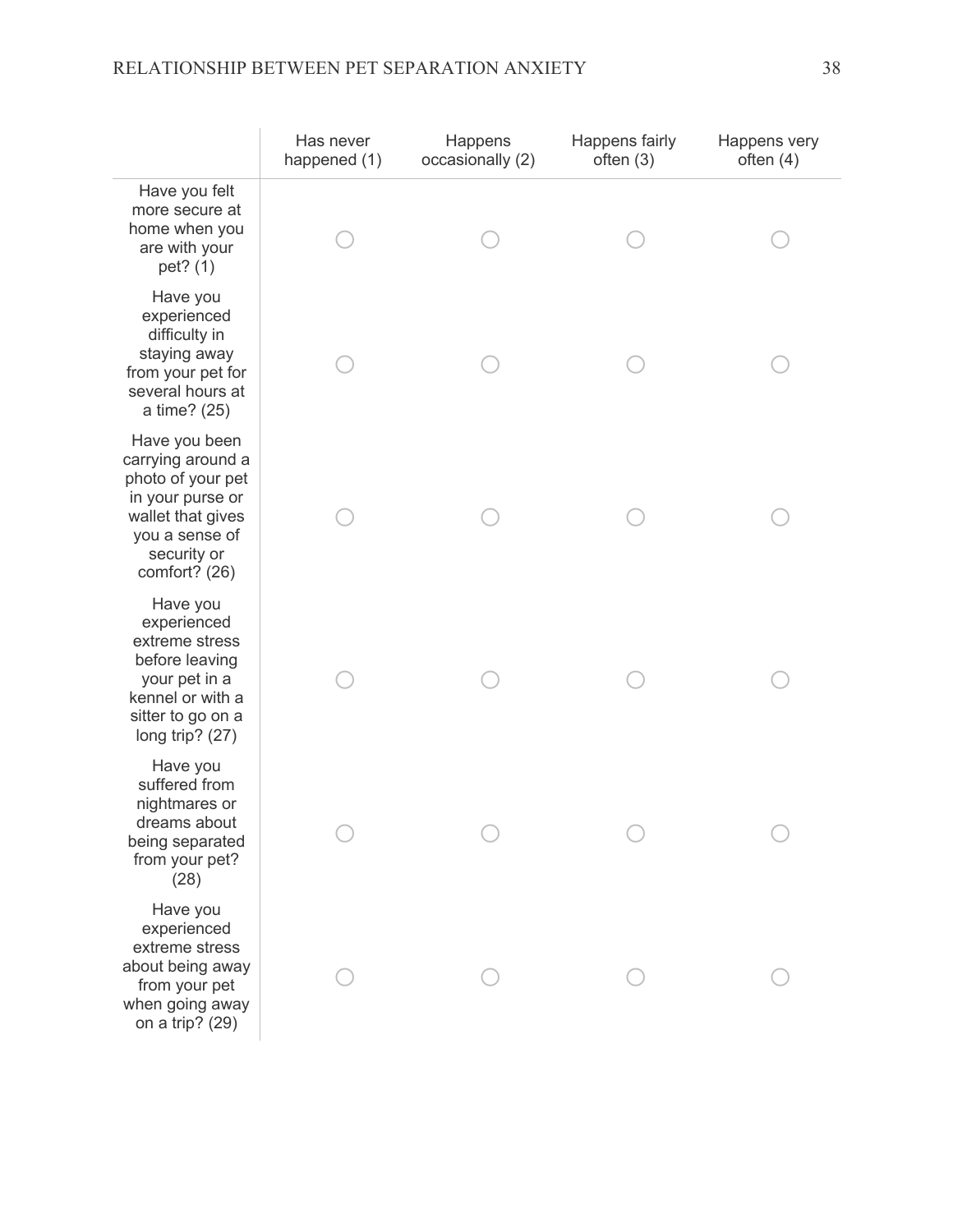| | Has never happened (1) | Happens occasionally (2) | Happens fairly often (3) | Happens very often (4) |
|---|---|---|---|---|
| Have you felt more secure at home when you are with your pet? (1) | ○ | ○ | ○ | ○ |
| Have you experienced difficulty in staying away from your pet for several hours at a time? (25) | ○ | ○ | ○ | ○ |
| Have you been carrying around a photo of your pet in your purse or wallet that gives you a sense of security or comfort? (26) | ○ | ○ | ○ | ○ |
| Have you experienced extreme stress before leaving your pet in a kennel or with a sitter to go on a long trip? (27) | ○ | ○ | ○ | ○ |
| Have you suffered from nightmares or dreams about being separated from your pet? (28) | ○ | ○ | ○ | ○ |
| Have you experienced extreme stress about being away from your pet when going away on a trip? (29) | ○ | ○ | ○ | ○ |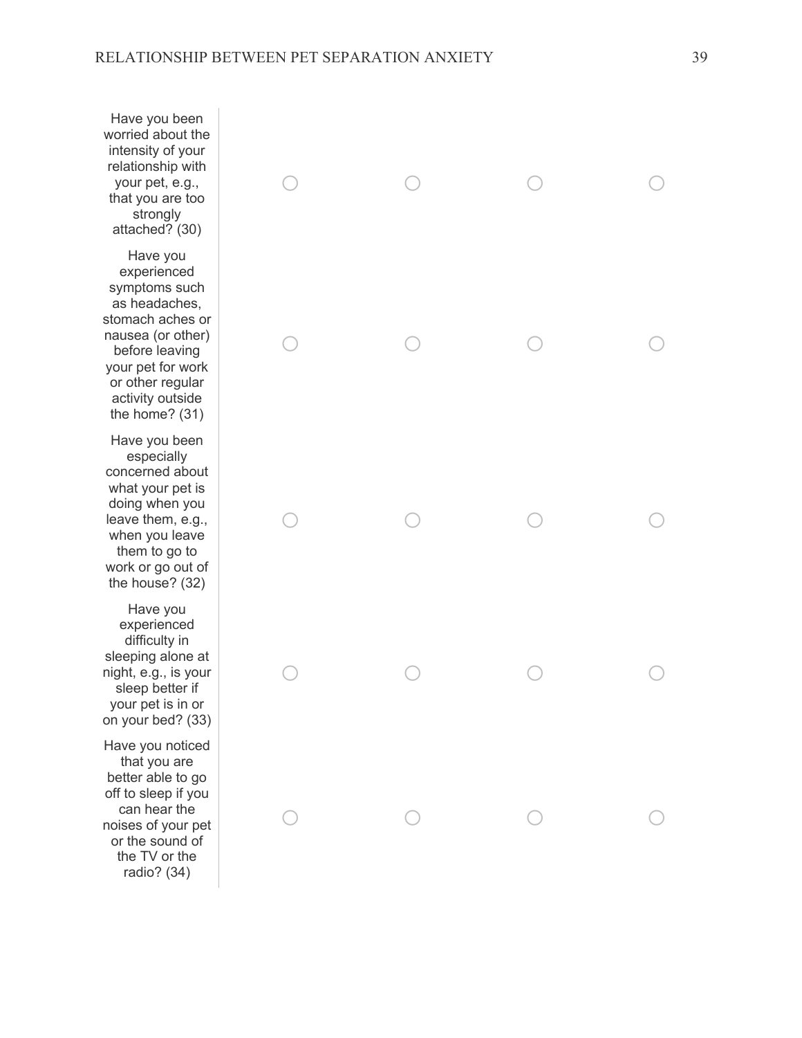| | | | | |
|---|---|---|---|---|
| Have you been worried about the intensity of your relationship with your pet, e.g., that you are too strongly attached? (30) | ○ | ○ | ○ | ○ |
| Have you experienced symptoms such as headaches, stomach aches or nausea (or other) before leaving your pet for work or other regular activity outside the home? (31) | ○ | ○ | ○ | ○ |
| Have you been especially concerned about what your pet is doing when you leave them, e.g., when you leave them to go to work or go out of the house? (32) | ○ | ○ | ○ | ○ |
| Have you experienced difficulty in sleeping alone at night, e.g., is your sleep better if your pet is in or on your bed? (33) | ○ | ○ | ○ | ○ |
| Have you noticed that you are better able to go off to sleep if you can hear the noises of your pet or the sound of the TV or the radio? (34) | ○ | ○ | ○ | ○ |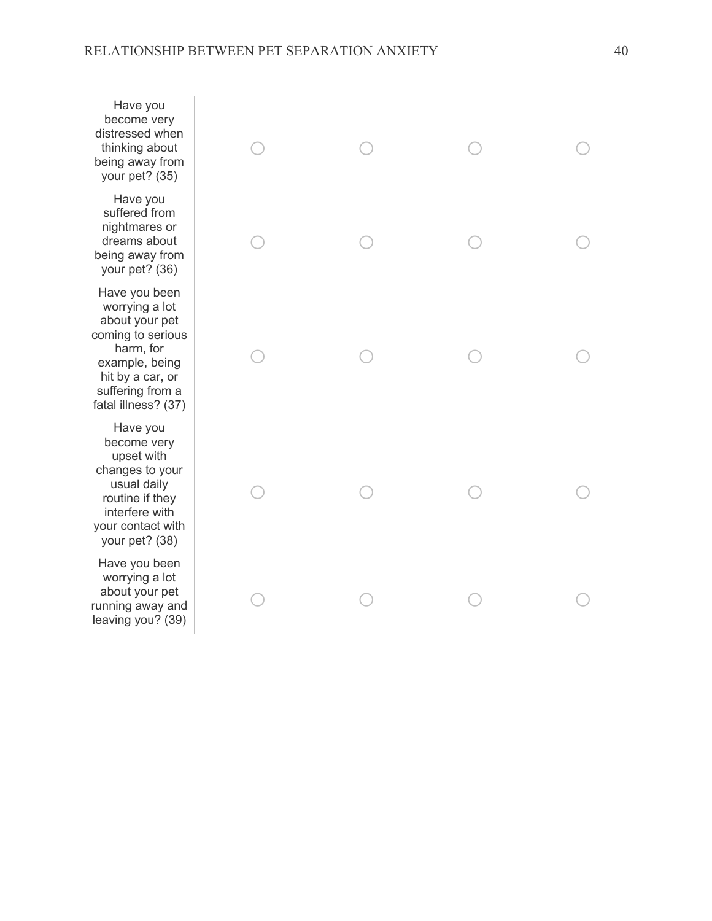| | | | | |
|---|---|---|---|---|
| Have you become very distressed when thinking about being away from your pet? (35) | ○ | ○ | ○ | ○ |
| Have you suffered from nightmares or dreams about being away from your pet? (36) | ○ | ○ | ○ | ○ |
| Have you been worrying a lot about your pet coming to serious harm, for example, being hit by a car, or suffering from a fatal illness? (37) | ○ | ○ | ○ | ○ |
| Have you become very upset with changes to your usual daily routine if they interfere with your contact with your pet? (38) | ○ | ○ | ○ | ○ |
| Have you been worrying a lot about your pet running away and leaving you? (39) | ○ | ○ | ○ | ○ |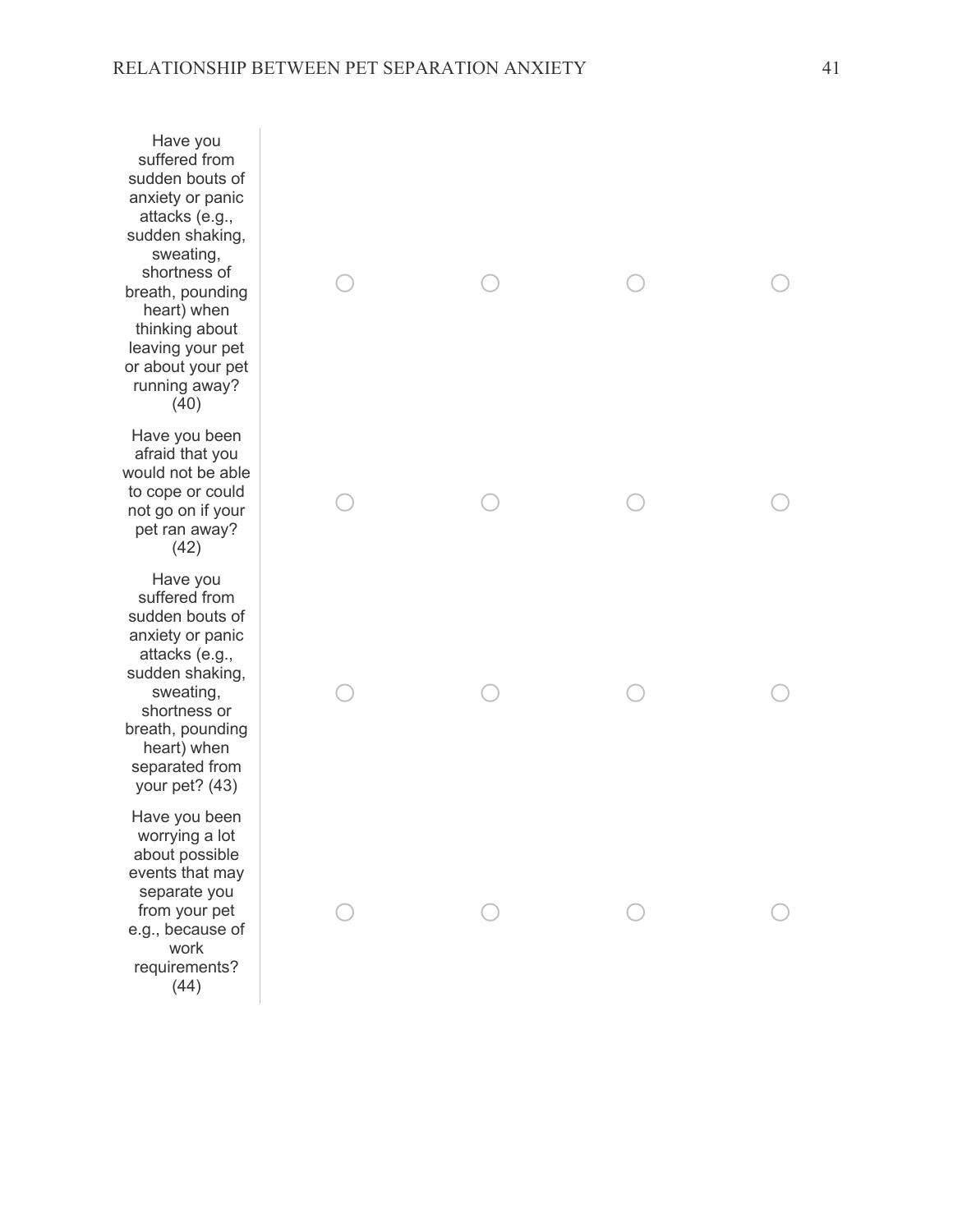| | | | | |
|---|---|---|---|---|
| Have you suffered from sudden bouts of anxiety or panic attacks (e.g., sudden shaking, sweating, shortness of breath, pounding heart) when thinking about leaving your pet or about your pet running away? (40) | ◯ | ◯ | ◯ | ◯ |
| Have you been afraid that you would not be able to cope or could not go on if your pet ran away? (42) | ◯ | ◯ | ◯ | ◯ |
| Have you suffered from sudden bouts of anxiety or panic attacks (e.g., sudden shaking, sweating, shortness or breath, pounding heart) when separated from your pet? (43) | ◯ | ◯ | ◯ | ◯ |
| Have you been worrying a lot about possible events that may separate you from your pet e.g., because of work requirements? (44) | ◯ | ◯ | ◯ | ◯ |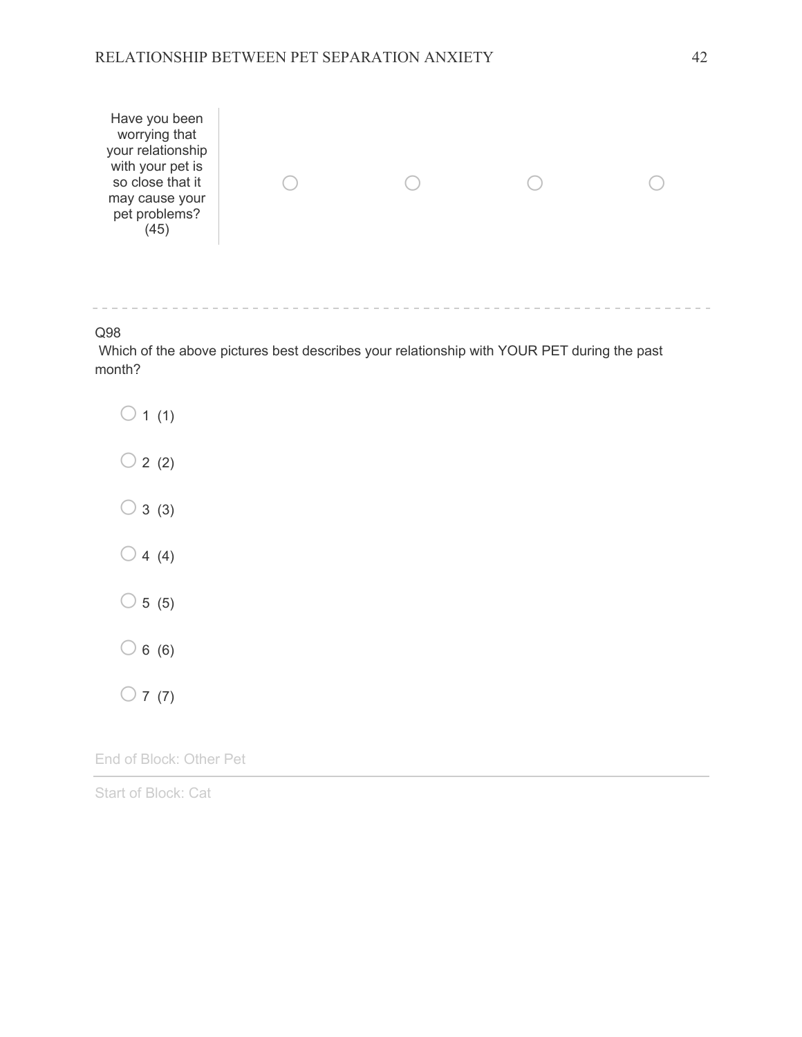| | | | | |
|---|---|---|---|---|
| Have you been worrying that your relationship with your pet is so close that it may cause your pet problems? (45) | ○ | ○ | ○ | ○ |

---

Q98

Which of the above pictures best describes your relationship with YOUR PET during the past month?

○ 1 (1)

○ 2 (2)

○ 3 (3)

○ 4 (4)

○ 5 (5)

○ 6 (6)

○ 7 (7)

End of Block: Other Pet

---

Start of Block: Cat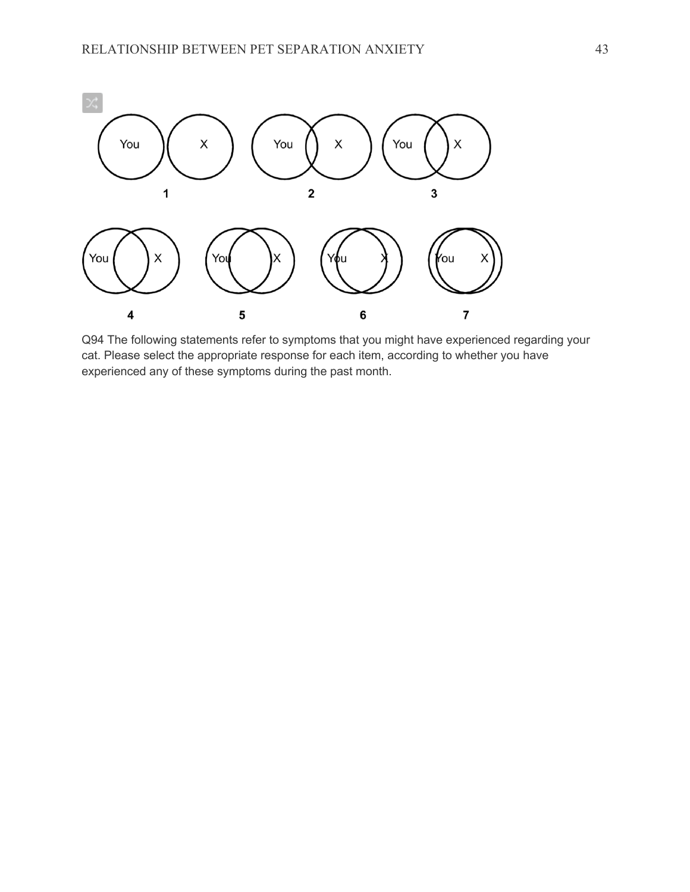Q94 The following statements refer to symptoms that you might have experienced regarding your cat. Please select the appropriate response for each item, according to whether you have experienced any of these symptoms during the past month.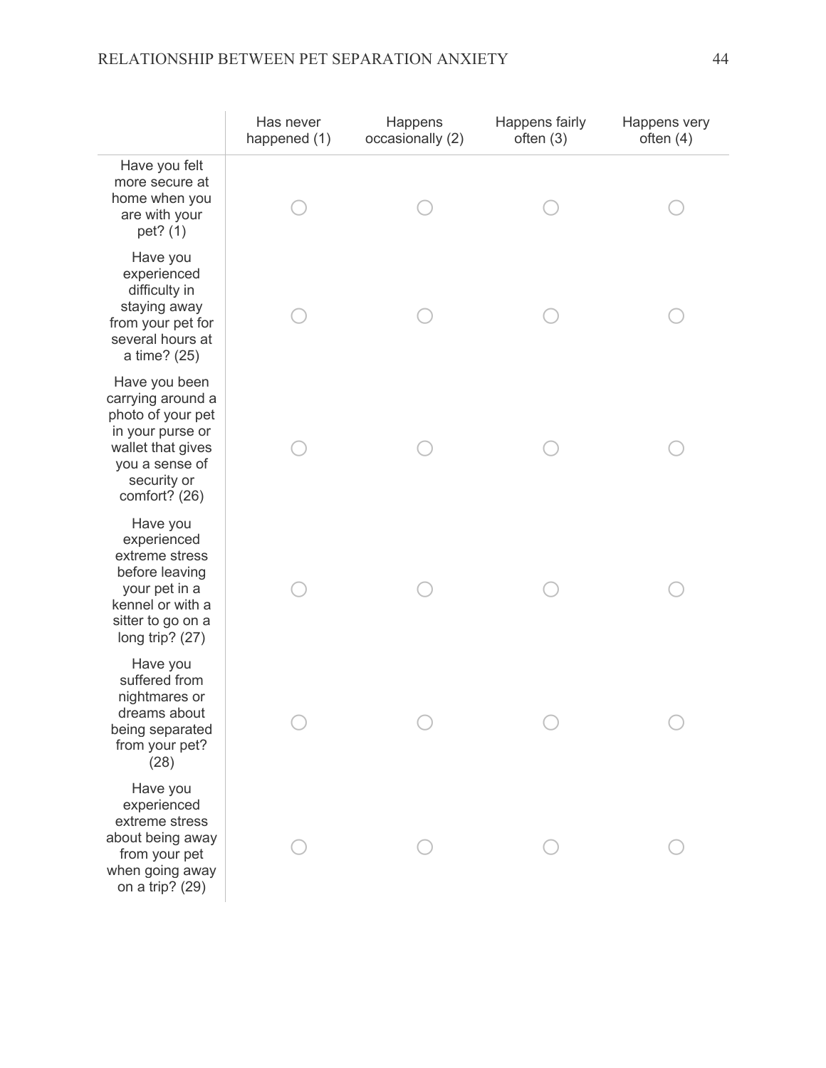| | Has never happened (1) | Happens occasionally (2) | Happens fairly often (3) | Happens very often (4) |
|---|---|---|---|---|
| Have you felt more secure at home when you are with your pet? (1) | ○ | ○ | ○ | ○ |
| Have you experienced difficulty in staying away from your pet for several hours at a time? (25) | ○ | ○ | ○ | ○ |
| Have you been carrying around a photo of your pet in your purse or wallet that gives you a sense of security or comfort? (26) | ○ | ○ | ○ | ○ |
| Have you experienced extreme stress before leaving your pet in a kennel or with a sitter to go on a long trip? (27) | ○ | ○ | ○ | ○ |
| Have you suffered from nightmares or dreams about being separated from your pet? (28) | ○ | ○ | ○ | ○ |
| Have you experienced extreme stress about being away from your pet when going away on a trip? (29) | ○ | ○ | ○ | ○ |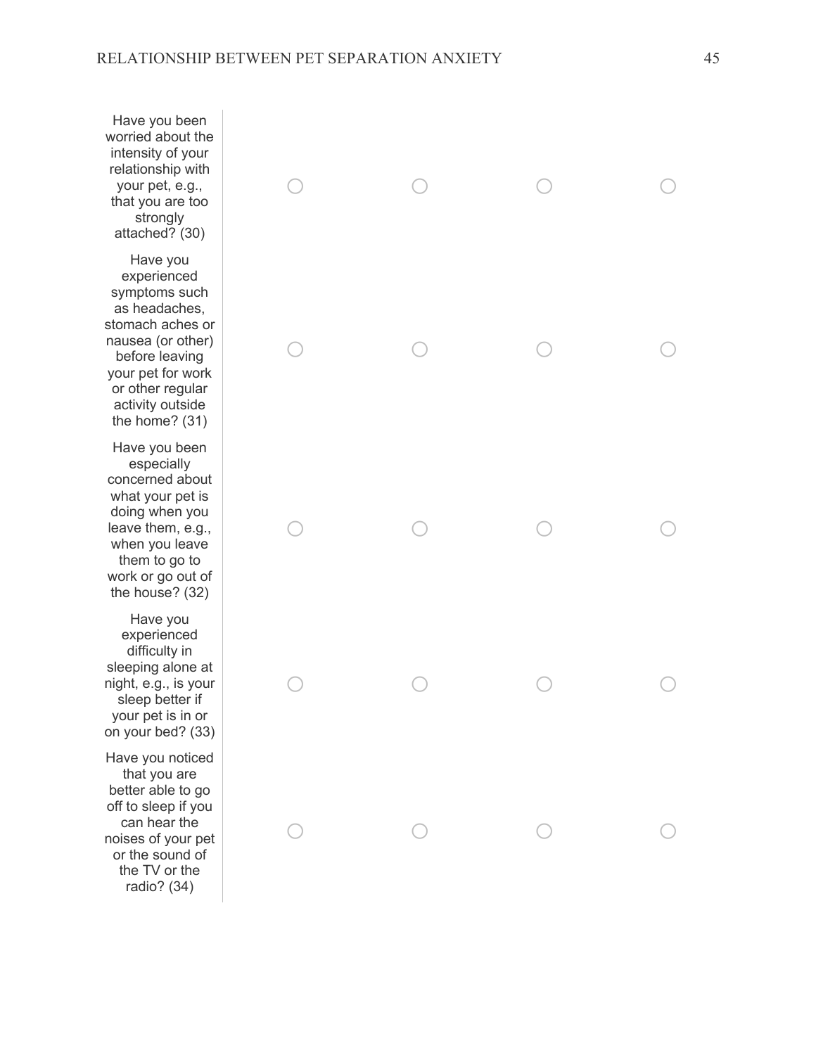| | | | | |
|---|---|---|---|---|
| Have you been worried about the intensity of your relationship with your pet, e.g., that you are too strongly attached? (30) | ○ | ○ | ○ | ○ |
| Have you experienced symptoms such as headaches, stomach aches or nausea (or other) before leaving your pet for work or other regular activity outside the home? (31) | ○ | ○ | ○ | ○ |
| Have you been especially concerned about what your pet is doing when you leave them, e.g., when you leave them to go to work or go out of the house? (32) | ○ | ○ | ○ | ○ |
| Have you experienced difficulty in sleeping alone at night, e.g., is your sleep better if your pet is in or on your bed? (33) | ○ | ○ | ○ | ○ |
| Have you noticed that you are better able to go off to sleep if you can hear the noises of your pet or the sound of the TV or the radio? (34) | ○ | ○ | ○ | ○ |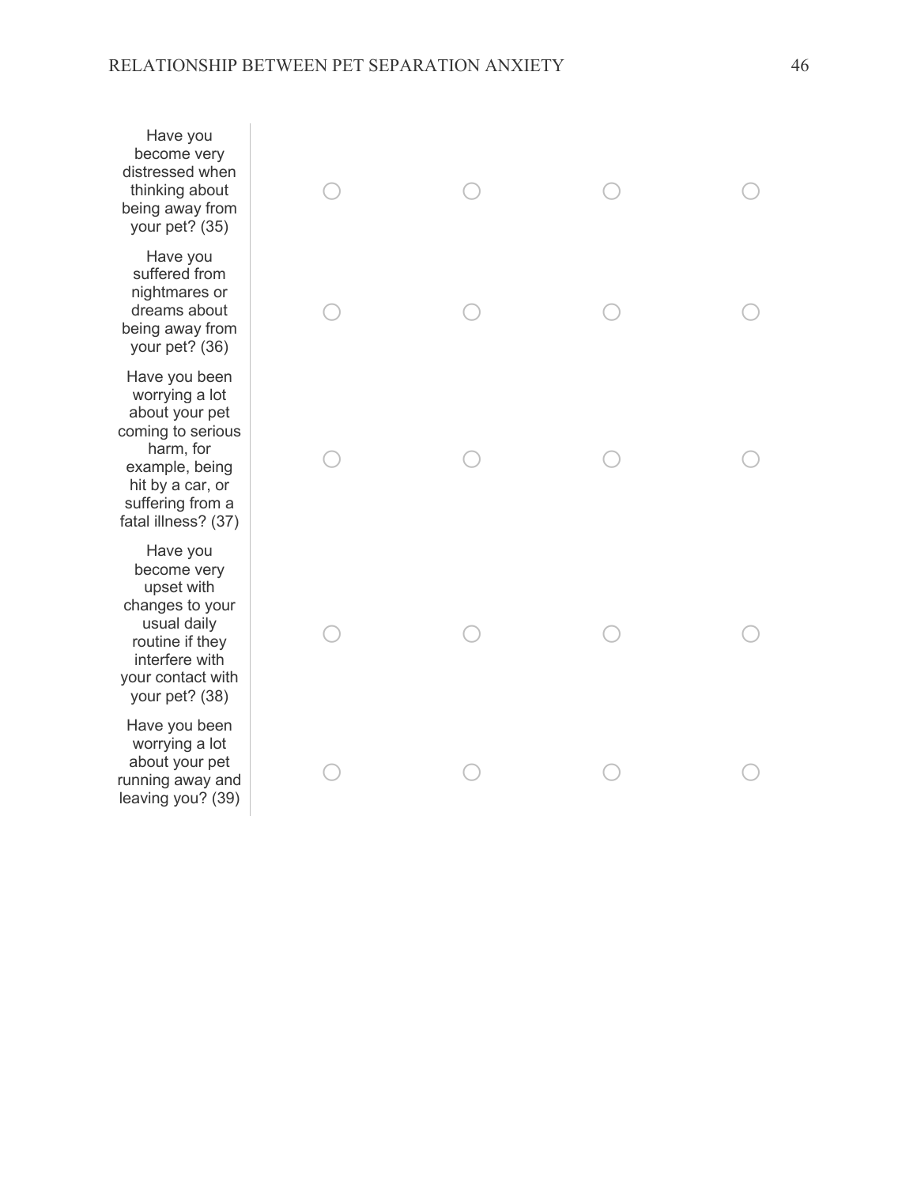| | | | | |
|---|---|---|---|---|
| Have you become very distressed when thinking about being away from your pet? (35) | ○ | ○ | ○ | ○ |
| Have you suffered from nightmares or dreams about being away from your pet? (36) | ○ | ○ | ○ | ○ |
| Have you been worrying a lot about your pet coming to serious harm, for example, being hit by a car, or suffering from a fatal illness? (37) | ○ | ○ | ○ | ○ |
| Have you become very upset with changes to your usual daily routine if they interfere with your contact with your pet? (38) | ○ | ○ | ○ | ○ |
| Have you been worrying a lot about your pet running away and leaving you? (39) | ○ | ○ | ○ | ○ |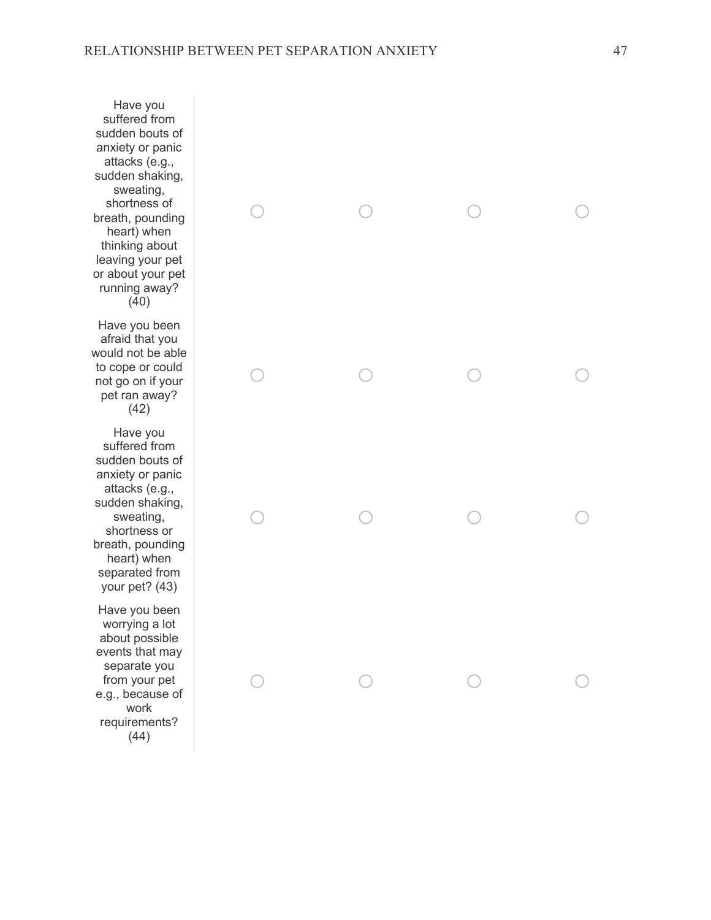| | | | | |
|---|---|---|---|---|
| Have you suffered from sudden bouts of anxiety or panic attacks (e.g., sudden shaking, sweating, shortness of breath, pounding heart) when thinking about leaving your pet or about your pet running away? (40) | ○ | ○ | ○ | ○ |
| Have you been afraid that you would not be able to cope or could not go on if your pet ran away? (42) | ○ | ○ | ○ | ○ |
| Have you suffered from sudden bouts of anxiety or panic attacks (e.g., sudden shaking, sweating, shortness or breath, pounding heart) when separated from your pet? (43) | ○ | ○ | ○ | ○ |
| Have you been worrying a lot about possible events that may separate you from your pet e.g., because of work requirements? (44) | ○ | ○ | ○ | ○ |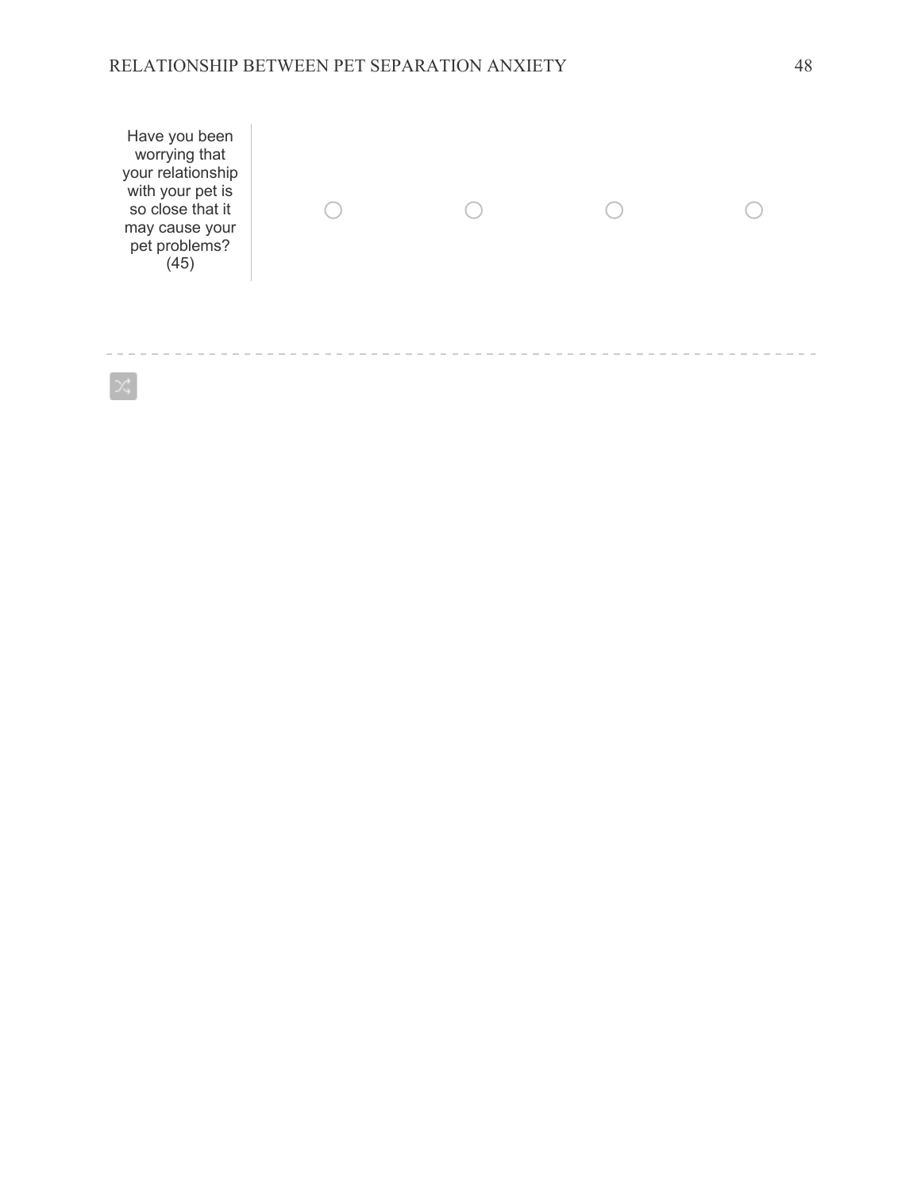| | | | | |
|---|---|---|---|---|
| Have you been worrying that your relationship with your pet is so close that it may cause your pet problems? (45) | ○ | ○ | ○ | ○ |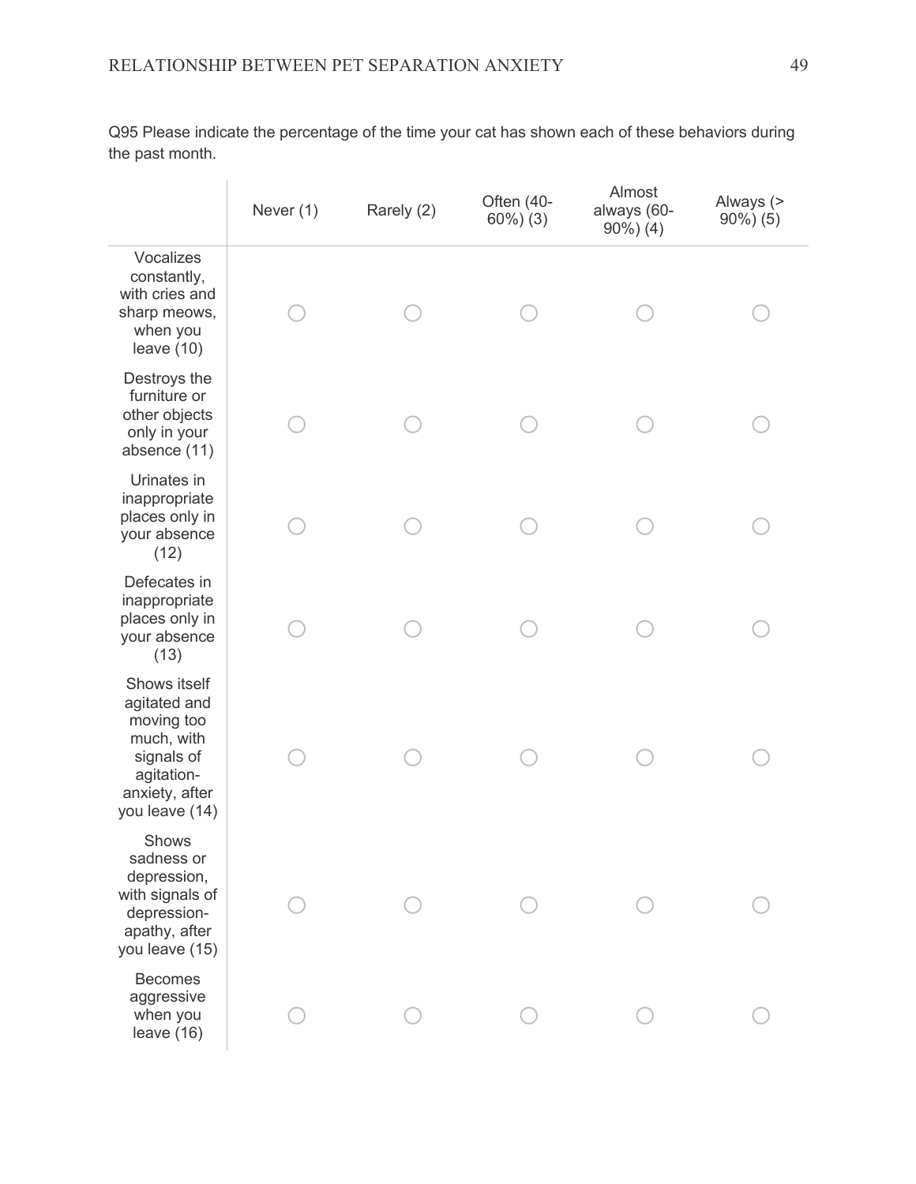Q95 Please indicate the percentage of the time your cat has shown each of these behaviors during the past month.

| | Never (1) | Rarely (2) | Often (40-60%) (3) | Almost always (60-90%) (4) | Always (> 90%) (5) |
|---|---|---|---|---|---|
| Vocalizes constantly, with cries and sharp meows, when you leave (10) | ○ | ○ | ○ | ○ | ○ |
| Destroys the furniture or other objects only in your absence (11) | ○ | ○ | ○ | ○ | ○ |
| Urinates in inappropriate places only in your absence (12) | ○ | ○ | ○ | ○ | ○ |
| Defecates in inappropriate places only in your absence (13) | ○ | ○ | ○ | ○ | ○ |
| Shows itself agitated and moving too much, with signals of agitation-anxiety, after you leave (14) | ○ | ○ | ○ | ○ | ○ |
| Shows sadness or depression, with signals of depression-apathy, after you leave (15) | ○ | ○ | ○ | ○ | ○ |
| Becomes aggressive when you leave (16) | ○ | ○ | ○ | ○ | ○ |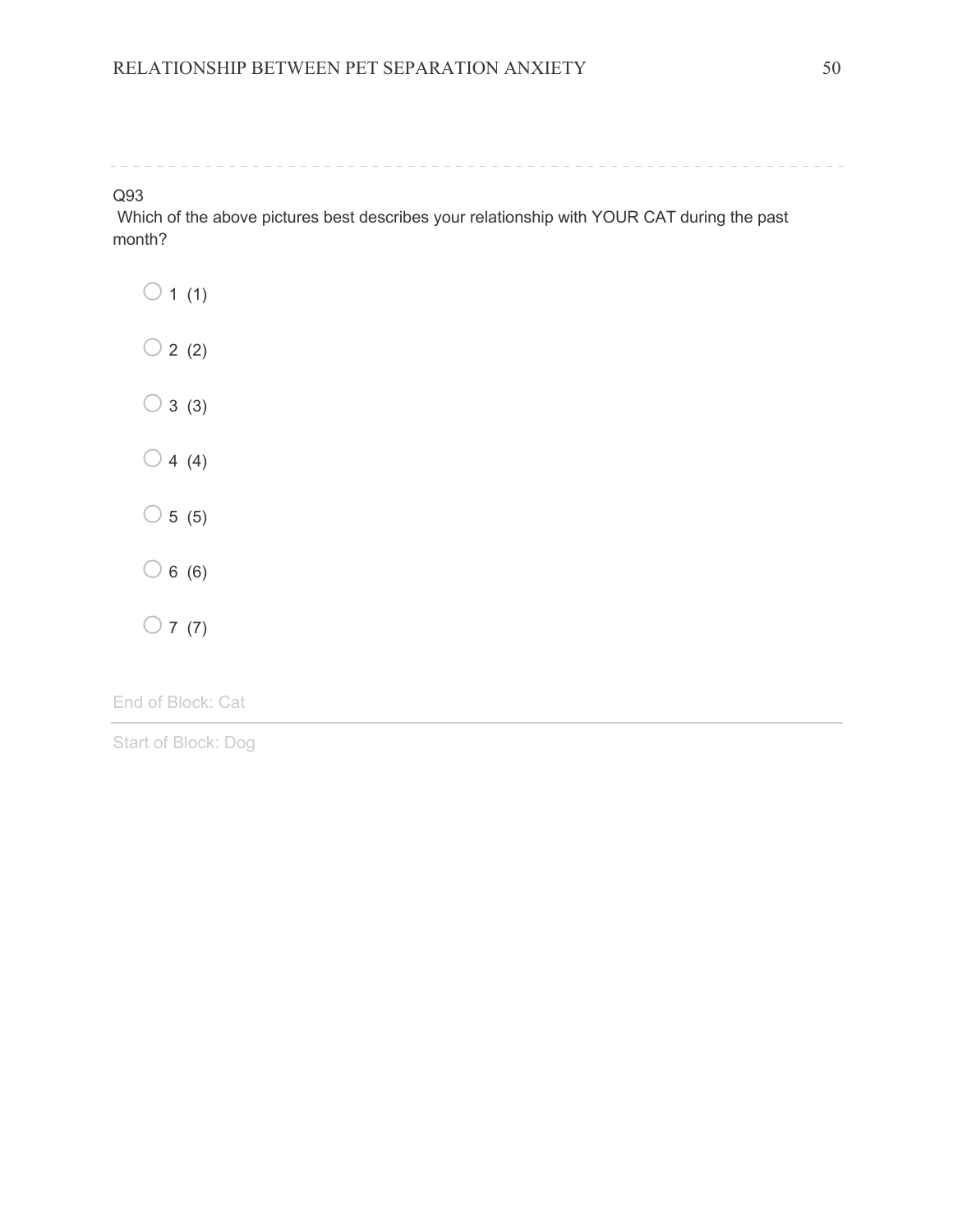Q93

Which of the above pictures best describes your relationship with YOUR CAT during the past month?

- 1 (1)
- 2 (2)
- 3 (3)
- 4 (4)
- 5 (5)
- 6 (6)
- 7 (7)

End of Block: Cat

---

Start of Block: Dog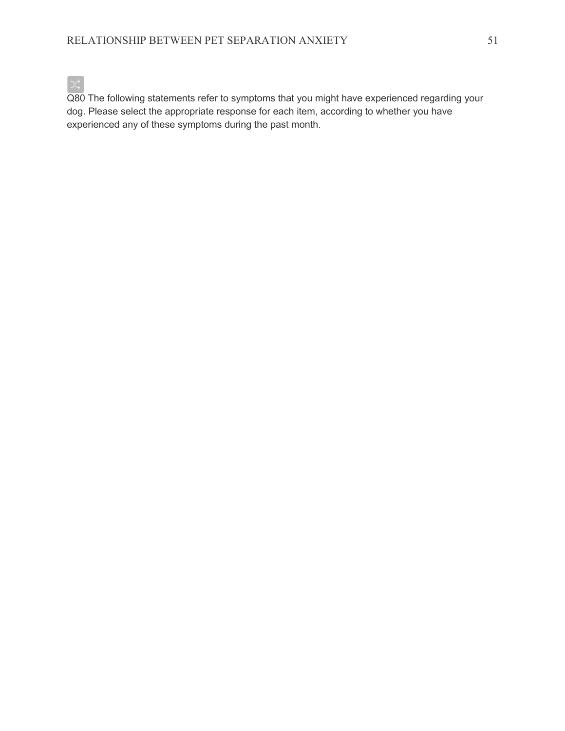Q80 The following statements refer to symptoms that you might have experienced regarding your dog. Please select the appropriate response for each item, according to whether you have experienced any of these symptoms during the past month.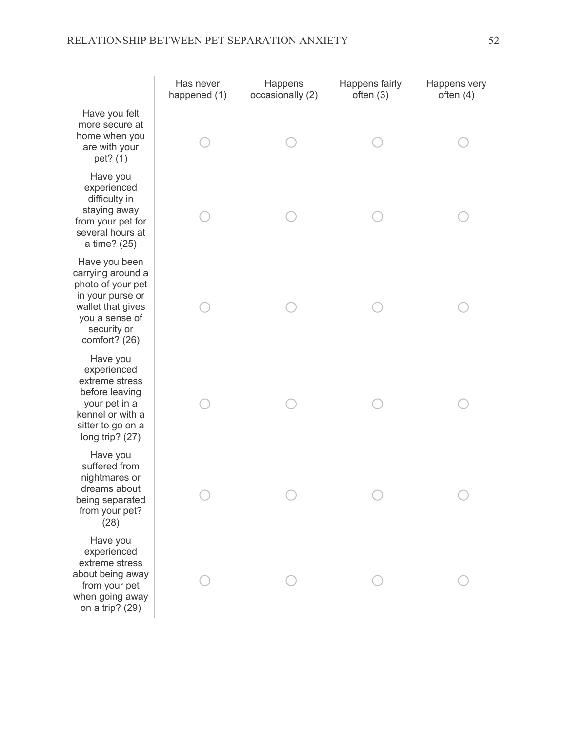| | Has never happened (1) | Happens occasionally (2) | Happens fairly often (3) | Happens very often (4) |
|---|---|---|---|---|
| Have you felt more secure at home when you are with your pet? (1) | ○ | ○ | ○ | ○ |
| Have you experienced difficulty in staying away from your pet for several hours at a time? (25) | ○ | ○ | ○ | ○ |
| Have you been carrying around a photo of your pet in your purse or wallet that gives you a sense of security or comfort? (26) | ○ | ○ | ○ | ○ |
| Have you experienced extreme stress before leaving your pet in a kennel or with a sitter to go on a long trip? (27) | ○ | ○ | ○ | ○ |
| Have you suffered from nightmares or dreams about being separated from your pet? (28) | ○ | ○ | ○ | ○ |
| Have you experienced extreme stress about being away from your pet when going away on a trip? (29) | ○ | ○ | ○ | ○ |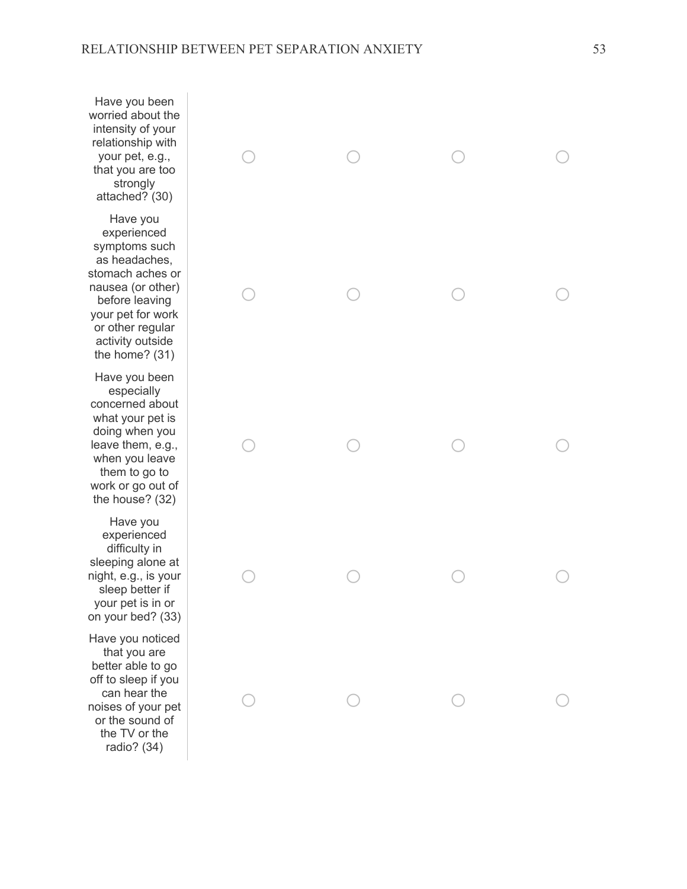| | | | | |
|---|---|---|---|---|
| Have you been worried about the intensity of your relationship with your pet, e.g., that you are too strongly attached? (30) | ○ | ○ | ○ | ○ |
| Have you experienced symptoms such as headaches, stomach aches or nausea (or other) before leaving your pet for work or other regular activity outside the home? (31) | ○ | ○ | ○ | ○ |
| Have you been especially concerned about what your pet is doing when you leave them, e.g., when you leave them to go to work or go out of the house? (32) | ○ | ○ | ○ | ○ |
| Have you experienced difficulty in sleeping alone at night, e.g., is your sleep better if your pet is in or on your bed? (33) | ○ | ○ | ○ | ○ |
| Have you noticed that you are better able to go off to sleep if you can hear the noises of your pet or the sound of the TV or the radio? (34) | ○ | ○ | ○ | ○ |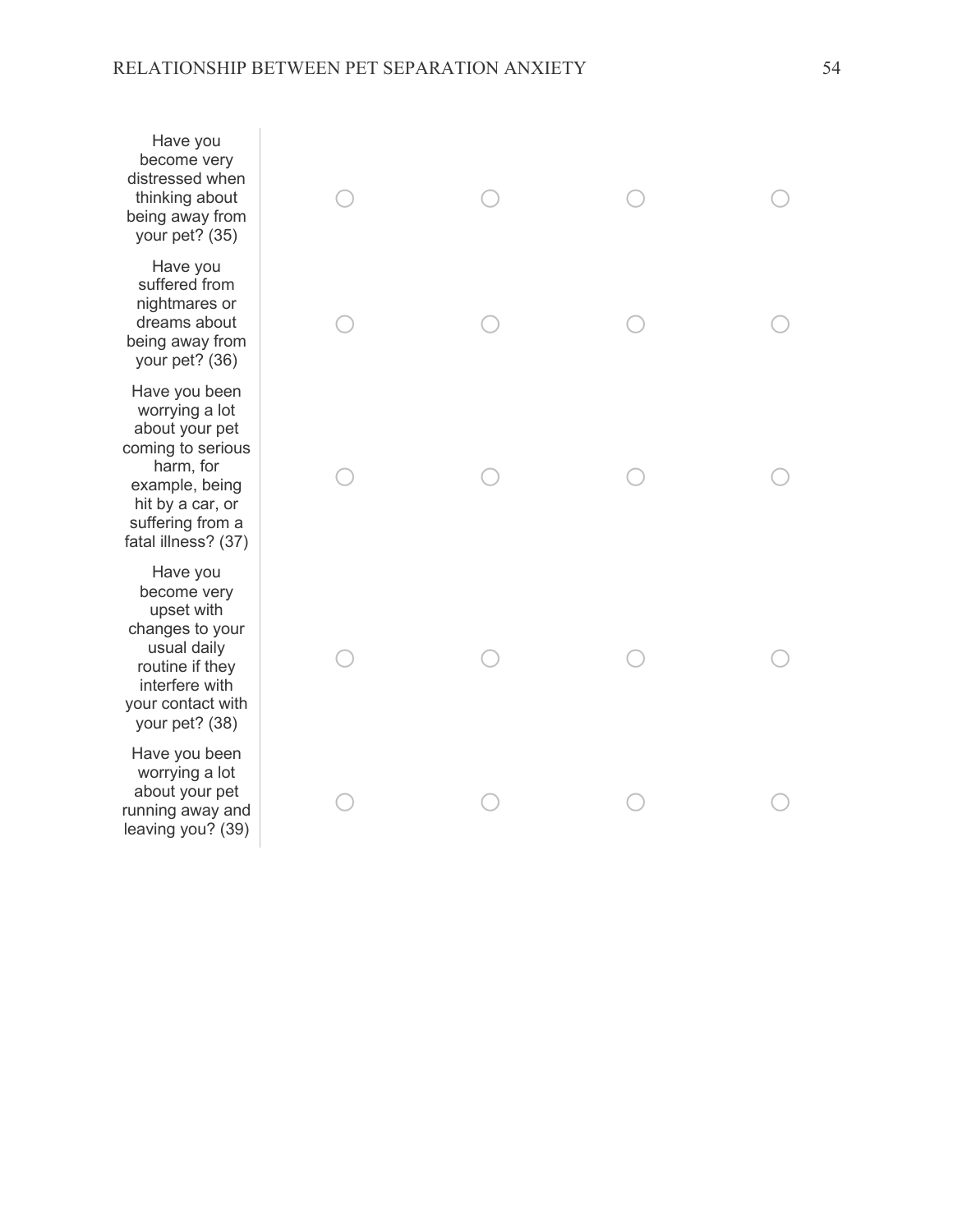| | | | | |
|---|---|---|---|---|
| Have you become very distressed when thinking about being away from your pet? (35) | ○ | ○ | ○ | ○ |
| Have you suffered from nightmares or dreams about being away from your pet? (36) | ○ | ○ | ○ | ○ |
| Have you been worrying a lot about your pet coming to serious harm, for example, being hit by a car, or suffering from a fatal illness? (37) | ○ | ○ | ○ | ○ |
| Have you become very upset with changes to your usual daily routine if they interfere with your contact with your pet? (38) | ○ | ○ | ○ | ○ |
| Have you been worrying a lot about your pet running away and leaving you? (39) | ○ | ○ | ○ | ○ |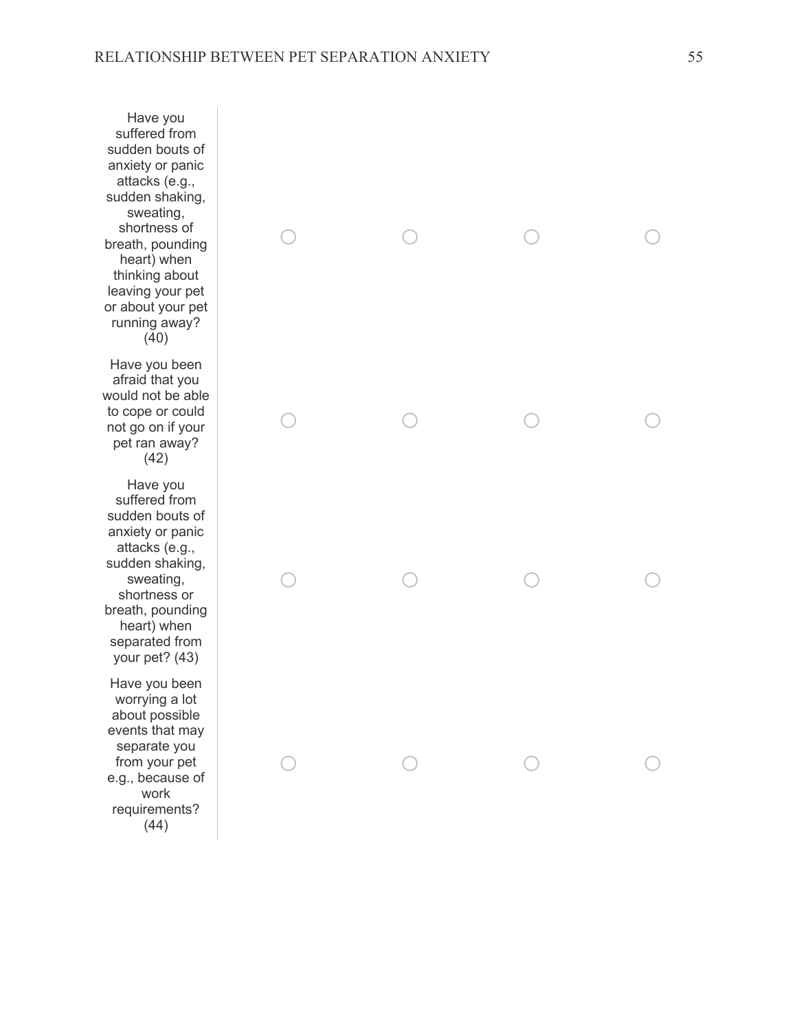| | | | | |
|---|---|---|---|---|
| Have you suffered from sudden bouts of anxiety or panic attacks (e.g., sudden shaking, sweating, shortness of breath, pounding heart) when thinking about leaving your pet or about your pet running away? (40) | ○ | ○ | ○ | ○ |
| Have you been afraid that you would not be able to cope or could not go on if your pet ran away? (42) | ○ | ○ | ○ | ○ |
| Have you suffered from sudden bouts of anxiety or panic attacks (e.g., sudden shaking, sweating, shortness or breath, pounding heart) when separated from your pet? (43) | ○ | ○ | ○ | ○ |
| Have you been worrying a lot about possible events that may separate you from your pet e.g., because of work requirements? (44) | ○ | ○ | ○ | ○ |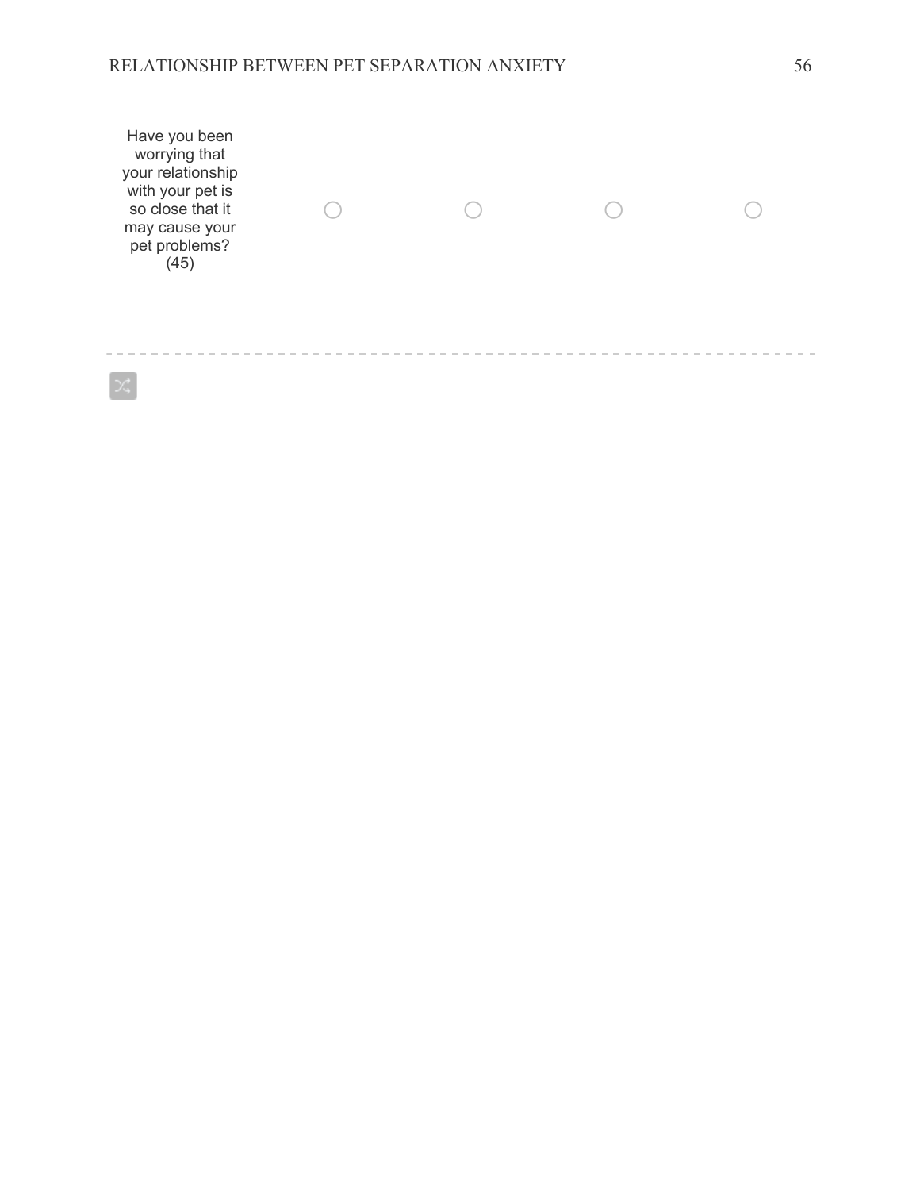| | | | | |
|---|---|---|---|---|
| Have you been worrying that your relationship with your pet is so close that it may cause your pet problems? (45) | ○ | ○ | ○ | ○ |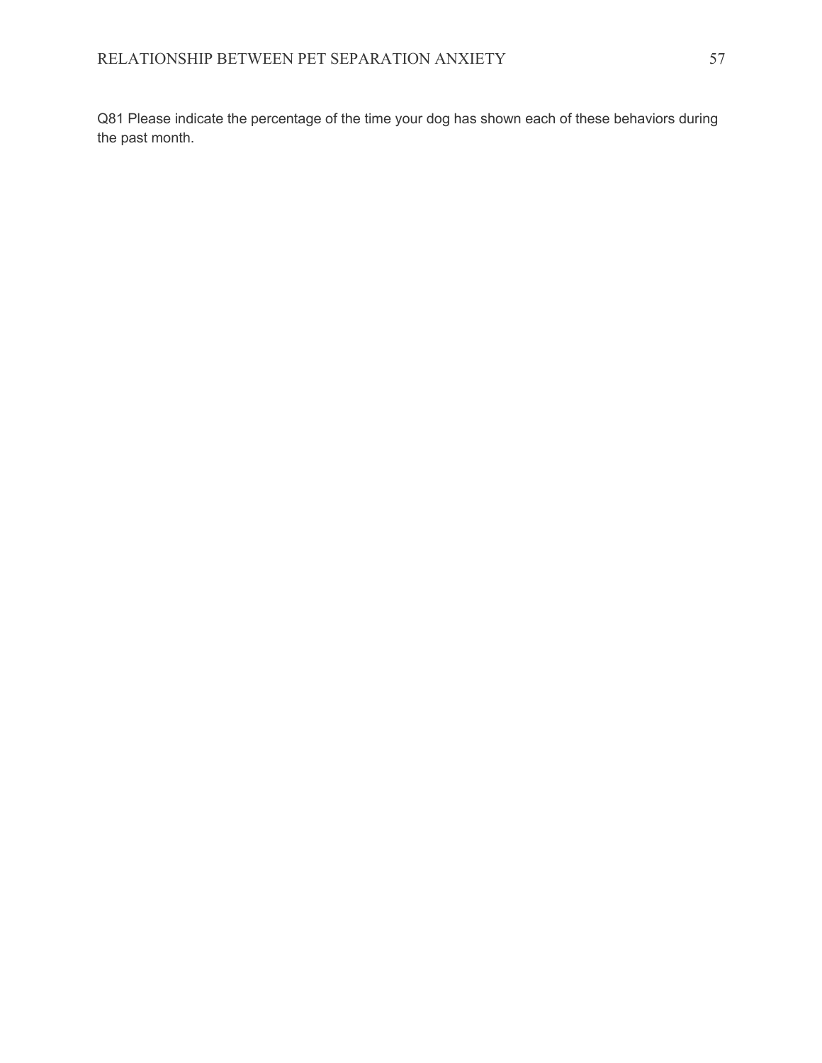Q81 Please indicate the percentage of the time your dog has shown each of these behaviors during the past month.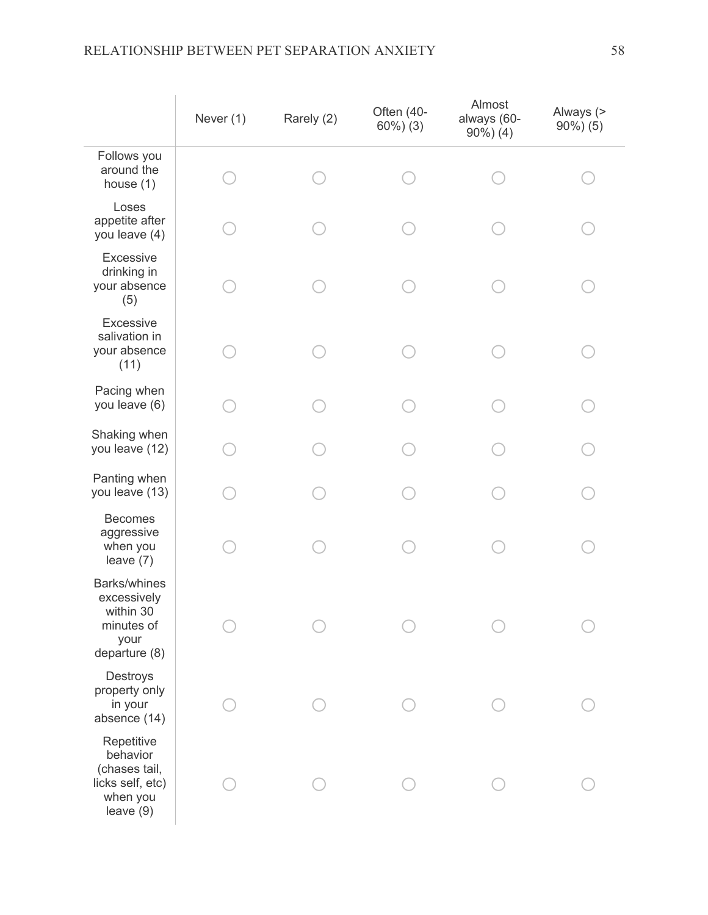| | Never (1) | Rarely (2) | Often (40-60%) (3) | Almost always (60-90%) (4) | Always (> 90%) (5) |
|---|---|---|---|---|---|
| Follows you around the house (1) | ○ | ○ | ○ | ○ | ○ |
| Loses appetite after you leave (4) | ○ | ○ | ○ | ○ | ○ |
| Excessive drinking in your absence (5) | ○ | ○ | ○ | ○ | ○ |
| Excessive salivation in your absence (11) | ○ | ○ | ○ | ○ | ○ |
| Pacing when you leave (6) | ○ | ○ | ○ | ○ | ○ |
| Shaking when you leave (12) | ○ | ○ | ○ | ○ | ○ |
| Panting when you leave (13) | ○ | ○ | ○ | ○ | ○ |
| Becomes aggressive when you leave (7) | ○ | ○ | ○ | ○ | ○ |
| Barks/whines excessively within 30 minutes of your departure (8) | ○ | ○ | ○ | ○ | ○ |
| Destroys property only in your absence (14) | ○ | ○ | ○ | ○ | ○ |
| Repetitive behavior (chases tail, licks self, etc) when you leave (9) | ○ | ○ | ○ | ○ | ○ |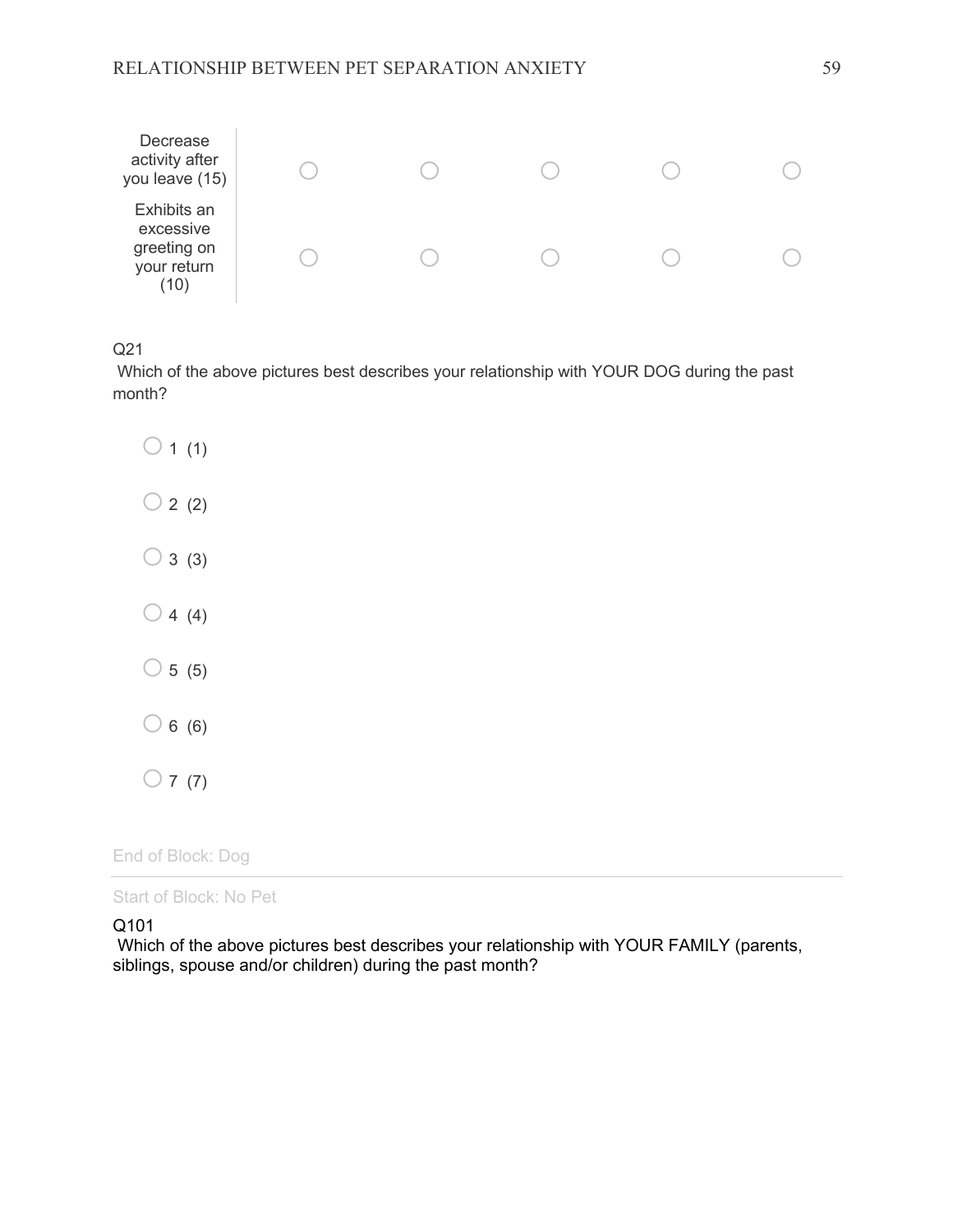| | | | | | |
|---|---|---|---|---|---|
| Decrease activity after you leave (15) | ○ | ○ | ○ | ○ | ○ |
| Exhibits an excessive greeting on your return (10) | ○ | ○ | ○ | ○ | ○ |

Q21

Which of the above pictures best describes your relationship with YOUR DOG during the past month?

- ○ 1 (1)
- ○ 2 (2)
- ○ 3 (3)
- ○ 4 (4)
- ○ 5 (5)
- ○ 6 (6)
- ○ 7 (7)

End of Block: Dog

---

Start of Block: No Pet

Q101

Which of the above pictures best describes your relationship with YOUR FAMILY (parents, siblings, spouse and/or children) during the past month?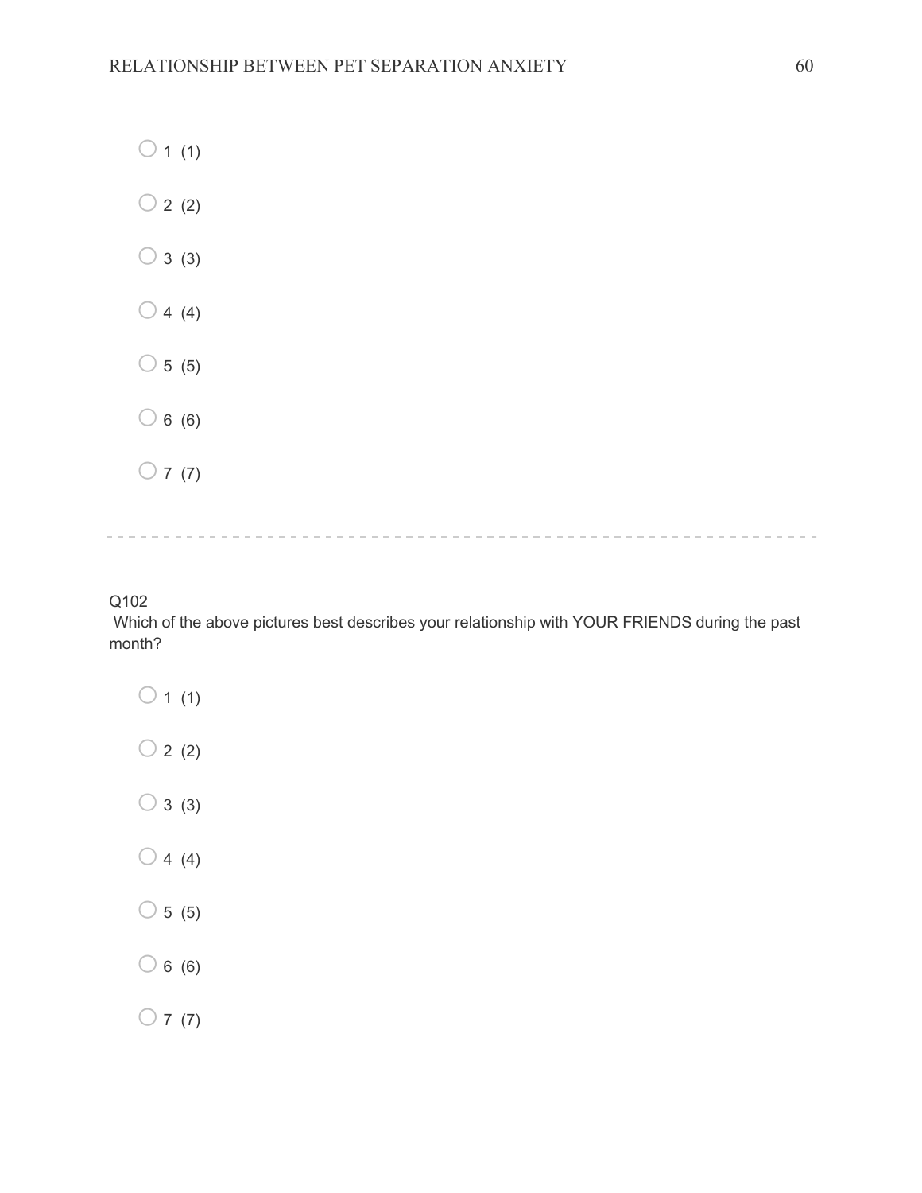○ 1 (1)

○ 2 (2)

○ 3 (3)

○ 4 (4)

○ 5 (5)

○ 6 (6)

○ 7 (7)

---

Q102

Which of the above pictures best describes your relationship with YOUR FRIENDS during the past month?

○ 1 (1)

○ 2 (2)

○ 3 (3)

○ 4 (4)

○ 5 (5)

○ 6 (6)

○ 7 (7)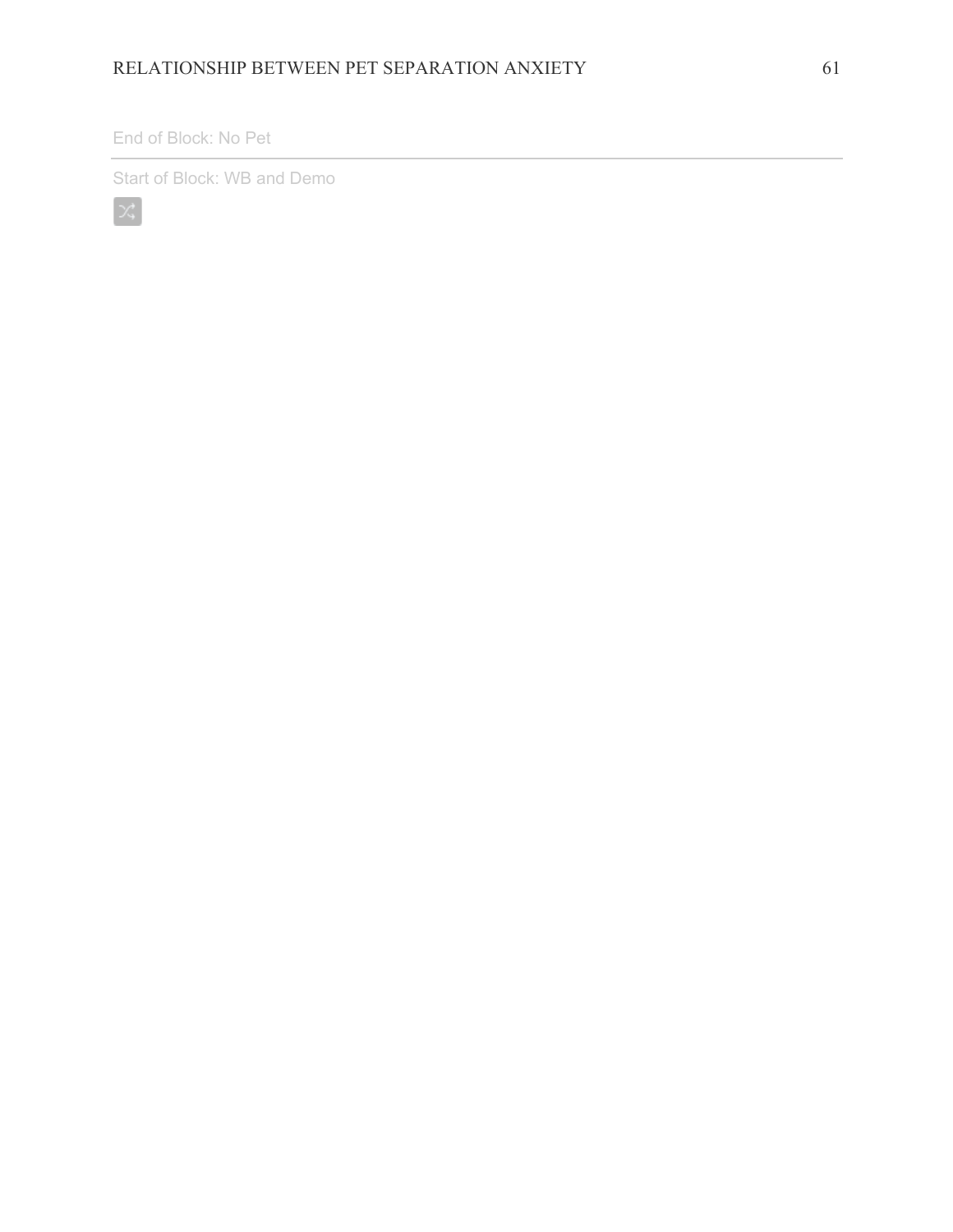End of Block: No Pet

---

Start of Block: WB and Demo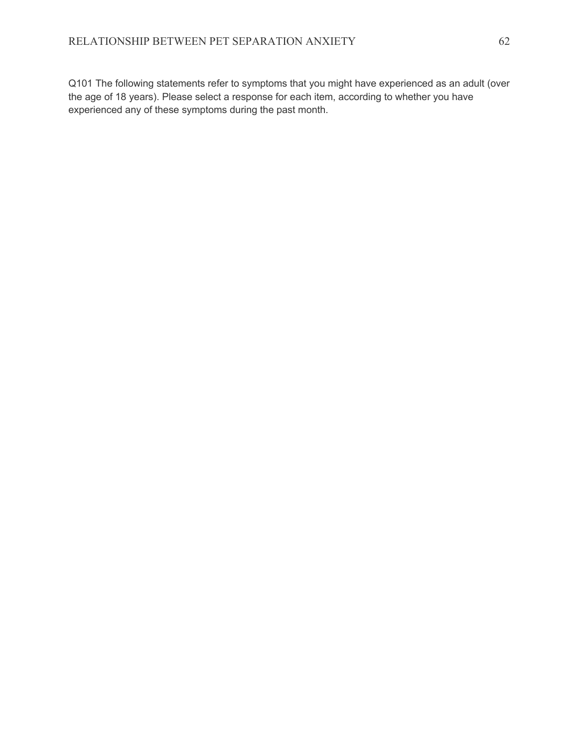Q101 The following statements refer to symptoms that you might have experienced as an adult (over the age of 18 years). Please select a response for each item, according to whether you have experienced any of these symptoms during the past month.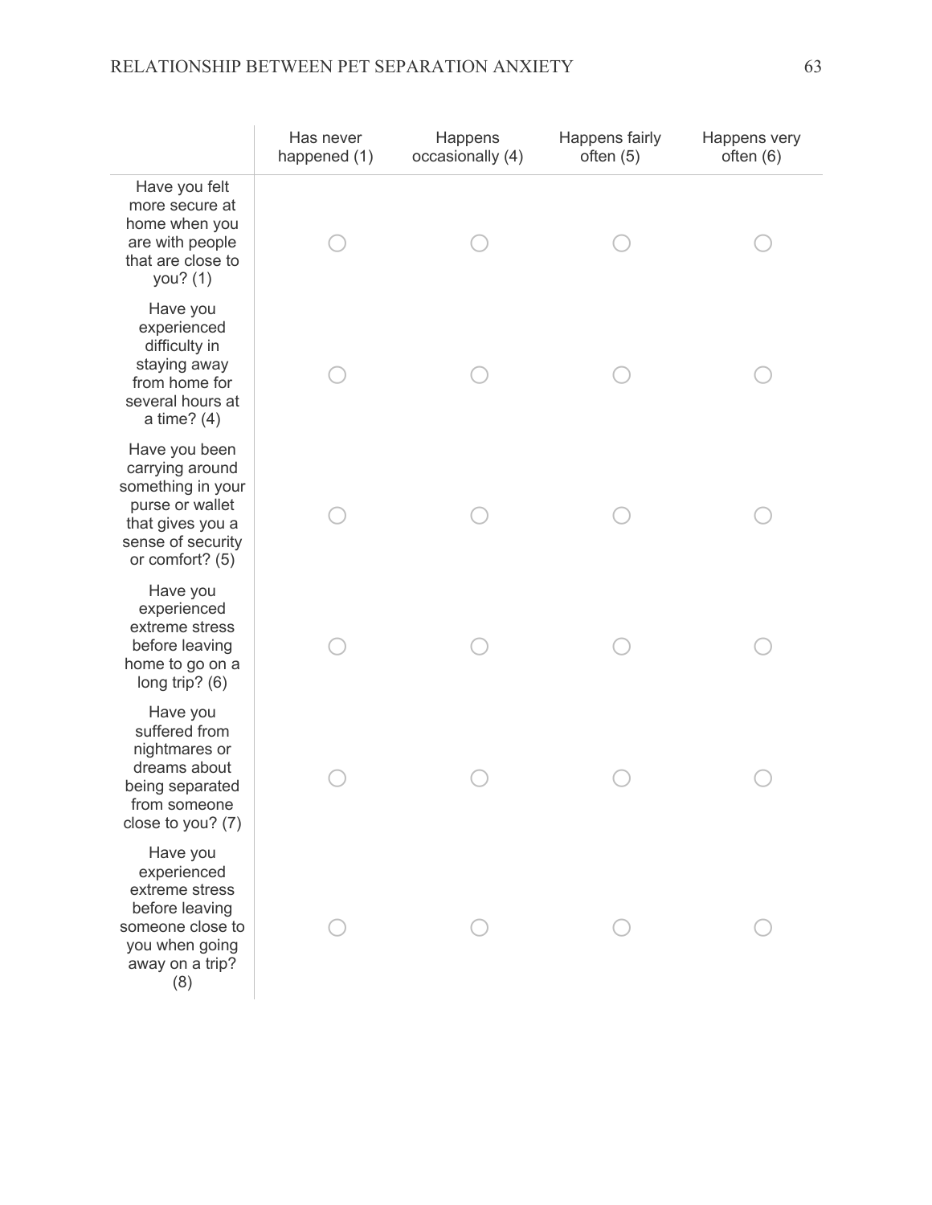| | Has never happened (1) | Happens occasionally (4) | Happens fairly often (5) | Happens very often (6) |
|---|---|---|---|---|
| Have you felt more secure at home when you are with people that are close to you? (1) | ○ | ○ | ○ | ○ |
| Have you experienced difficulty in staying away from home for several hours at a time? (4) | ○ | ○ | ○ | ○ |
| Have you been carrying around something in your purse or wallet that gives you a sense of security or comfort? (5) | ○ | ○ | ○ | ○ |
| Have you experienced extreme stress before leaving home to go on a long trip? (6) | ○ | ○ | ○ | ○ |
| Have you suffered from nightmares or dreams about being separated from someone close to you? (7) | ○ | ○ | ○ | ○ |
| Have you experienced extreme stress before leaving someone close to you when going away on a trip? (8) | ○ | ○ | ○ | ○ |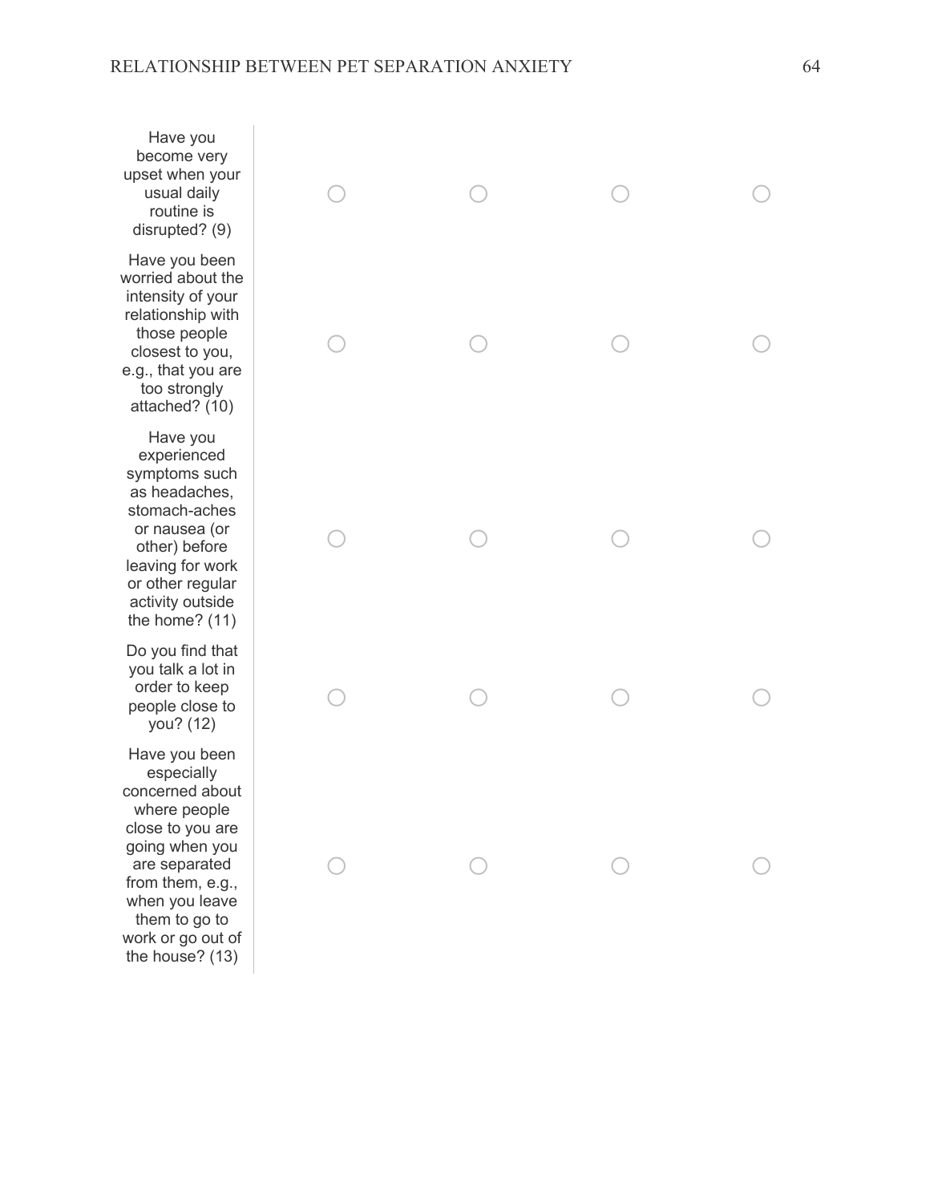| | | | | |
|---|---|---|---|---|
| Have you become very upset when your usual daily routine is disrupted? (9) | ○ | ○ | ○ | ○ |
| Have you been worried about the intensity of your relationship with those people closest to you, e.g., that you are too strongly attached? (10) | ○ | ○ | ○ | ○ |
| Have you experienced symptoms such as headaches, stomach-aches or nausea (or other) before leaving for work or other regular activity outside the home? (11) | ○ | ○ | ○ | ○ |
| Do you find that you talk a lot in order to keep people close to you? (12) | ○ | ○ | ○ | ○ |
| Have you been especially concerned about where people close to you are going when you are separated from them, e.g., when you leave them to go to work or go out of the house? (13) | ○ | ○ | ○ | ○ |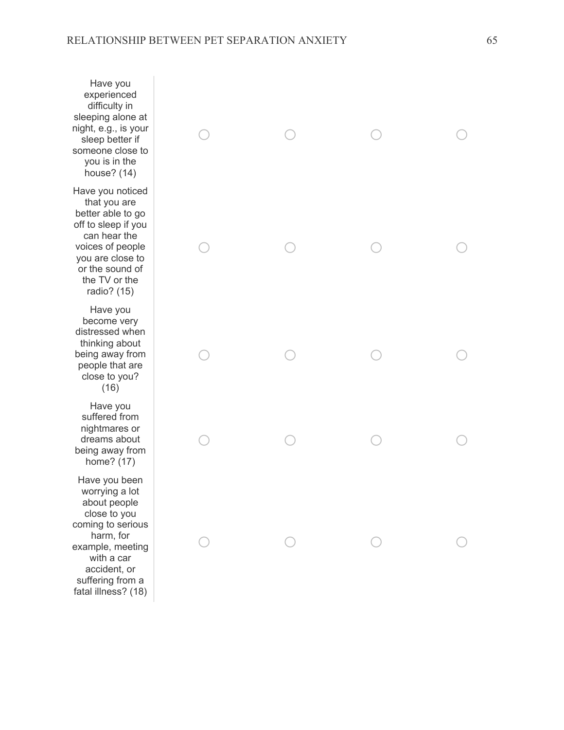| | | | | |
|---|---|---|---|---|
| Have you experienced difficulty in sleeping alone at night, e.g., is your sleep better if someone close to you is in the house? (14) | ○ | ○ | ○ | ○ |
| Have you noticed that you are better able to go off to sleep if you can hear the voices of people you are close to or the sound of the TV or the radio? (15) | ○ | ○ | ○ | ○ |
| Have you become very distressed when thinking about being away from people that are close to you? (16) | ○ | ○ | ○ | ○ |
| Have you suffered from nightmares or dreams about being away from home? (17) | ○ | ○ | ○ | ○ |
| Have you been worrying a lot about people close to you coming to serious harm, for example, meeting with a car accident, or suffering from a fatal illness? (18) | ○ | ○ | ○ | ○ |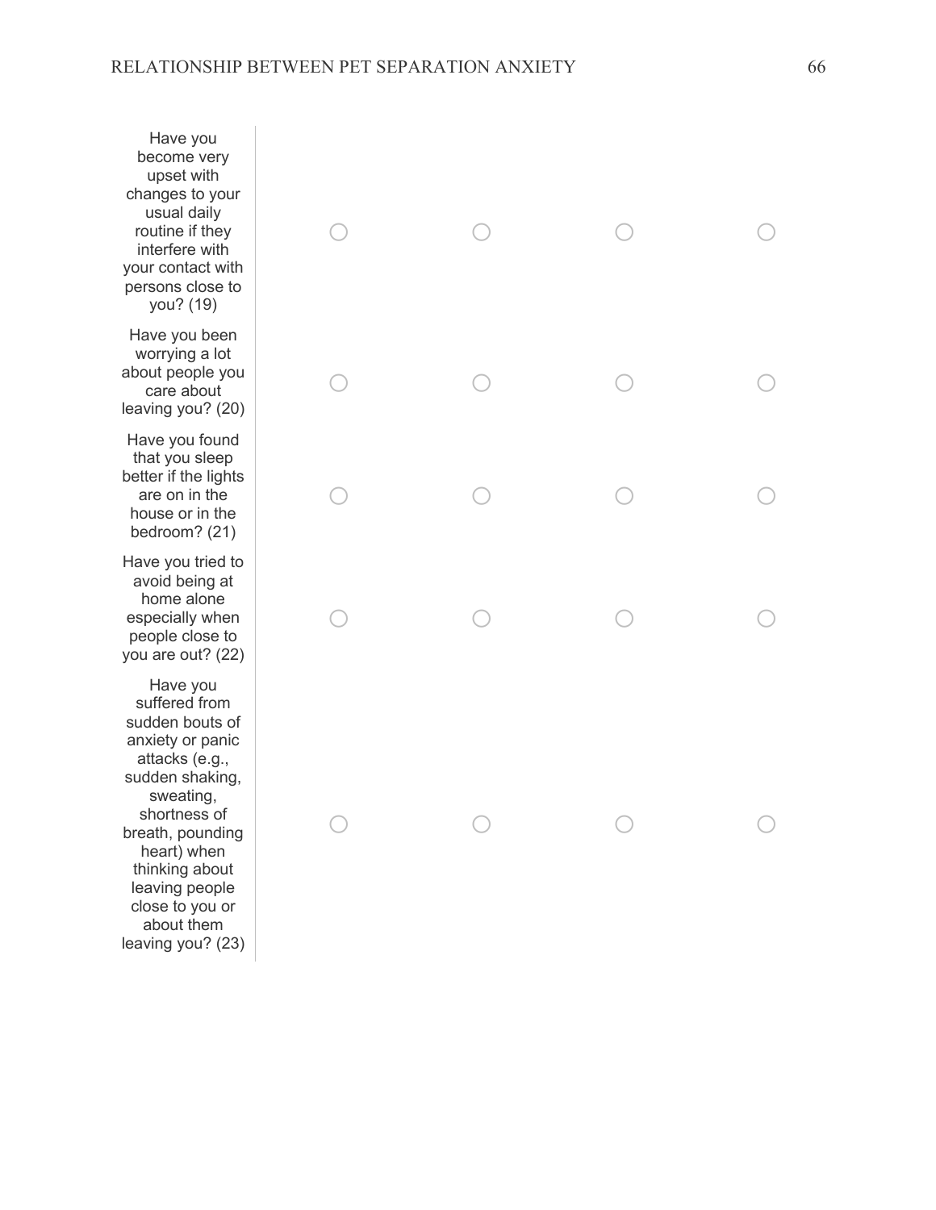| | | | | |
|---|---|---|---|---|
| Have you become very upset with changes to your usual daily routine if they interfere with your contact with persons close to you? (19) | ○ | ○ | ○ | ○ |
| Have you been worrying a lot about people you care about leaving you? (20) | ○ | ○ | ○ | ○ |
| Have you found that you sleep better if the lights are on in the house or in the bedroom? (21) | ○ | ○ | ○ | ○ |
| Have you tried to avoid being at home alone especially when people close to you are out? (22) | ○ | ○ | ○ | ○ |
| Have you suffered from sudden bouts of anxiety or panic attacks (e.g., sudden shaking, sweating, shortness of breath, pounding heart) when thinking about leaving people close to you or about them leaving you? (23) | ○ | ○ | ○ | ○ |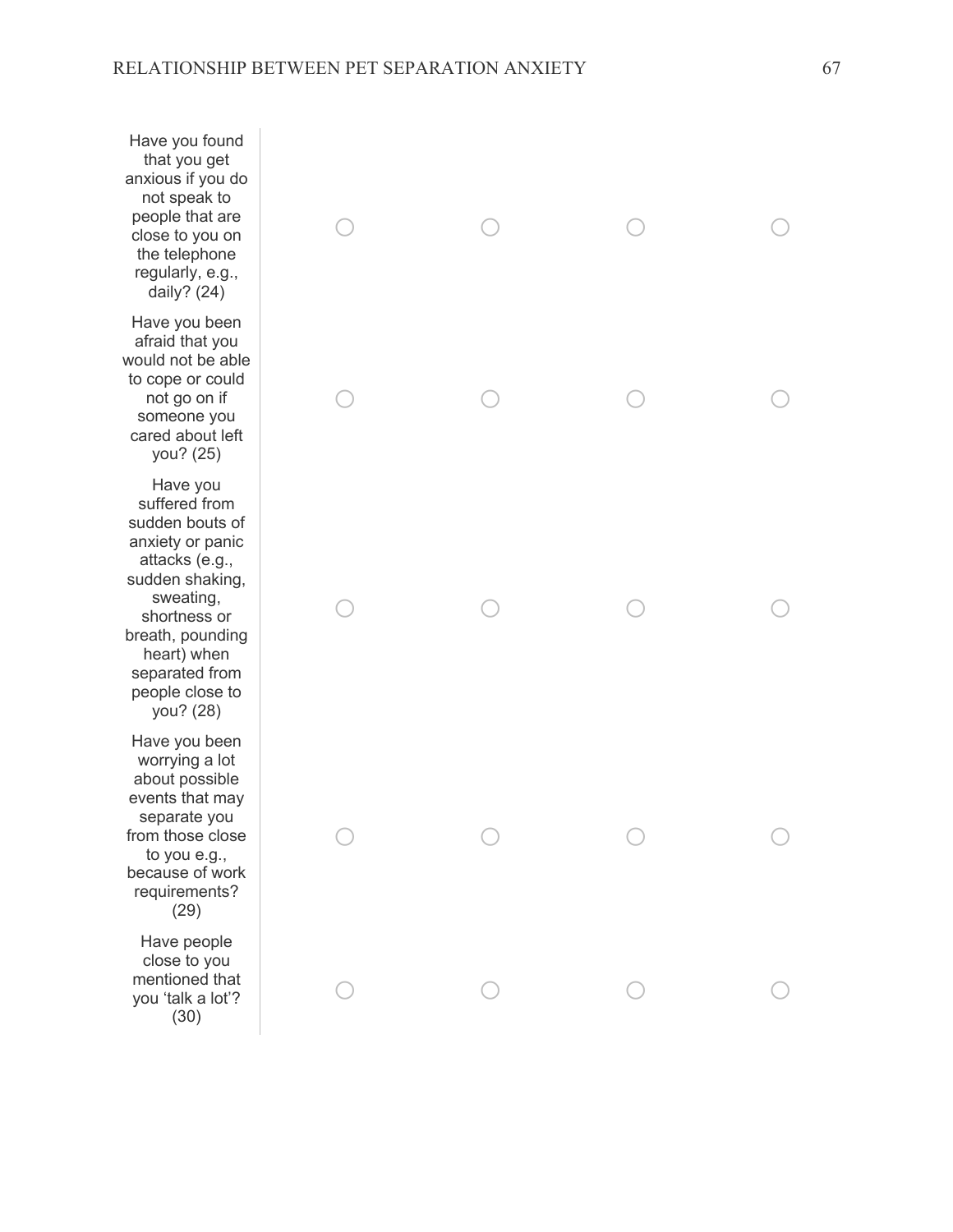| | | | | |
|---|---|---|---|---|
| Have you found that you get anxious if you do not speak to people that are close to you on the telephone regularly, e.g., daily? (24) | ○ | ○ | ○ | ○ |
| Have you been afraid that you would not be able to cope or could not go on if someone you cared about left you? (25) | ○ | ○ | ○ | ○ |
| Have you suffered from sudden bouts of anxiety or panic attacks (e.g., sudden shaking, sweating, shortness or breath, pounding heart) when separated from people close to you? (28) | ○ | ○ | ○ | ○ |
| Have you been worrying a lot about possible events that may separate you from those close to you e.g., because of work requirements? (29) | ○ | ○ | ○ | ○ |
| Have people close to you mentioned that you 'talk a lot'? (30) | ○ | ○ | ○ | ○ |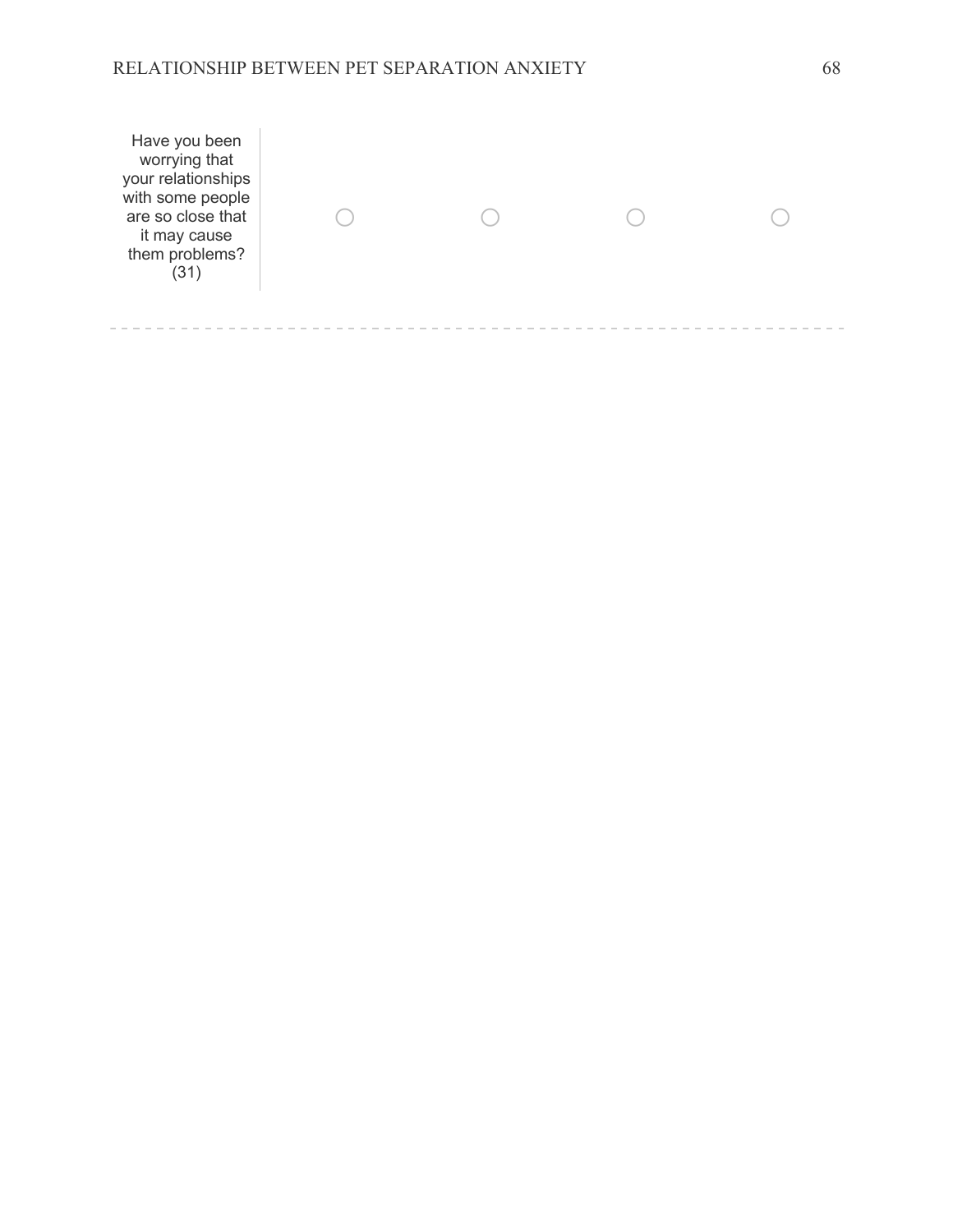| | | | | |
|---|---|---|---|---|
| Have you been worrying that your relationships with some people are so close that it may cause them problems? (31) | ○ | ○ | ○ | ○ |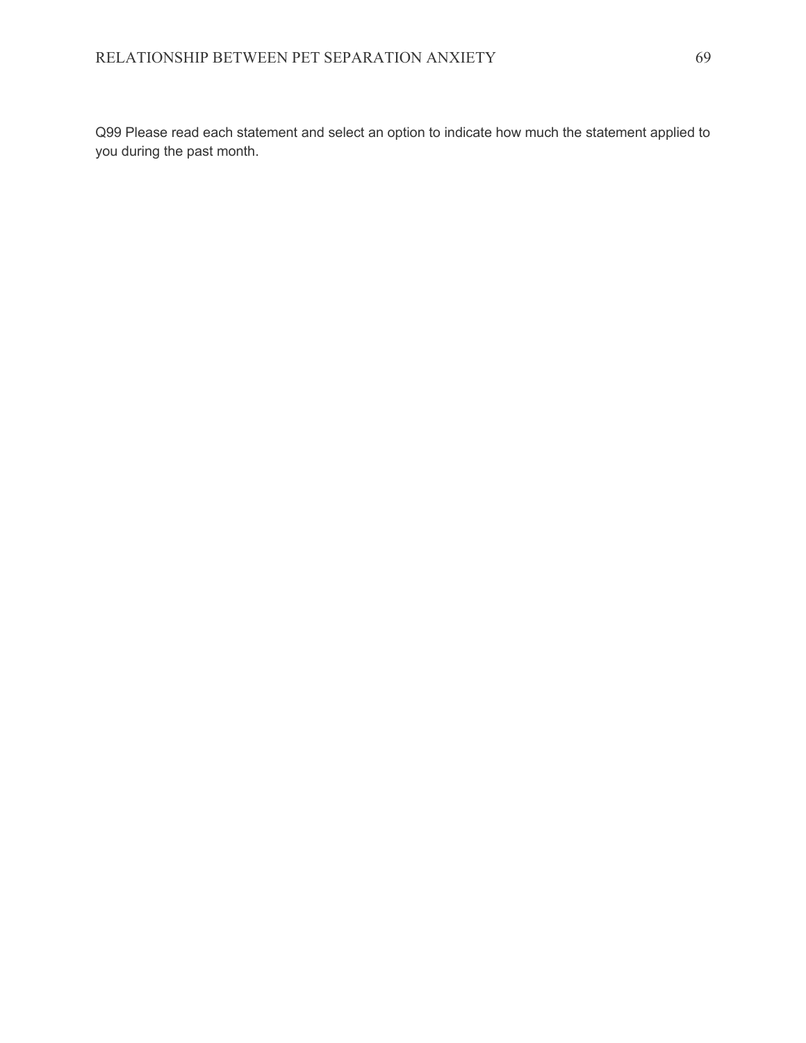Q99 Please read each statement and select an option to indicate how much the statement applied to you during the past month.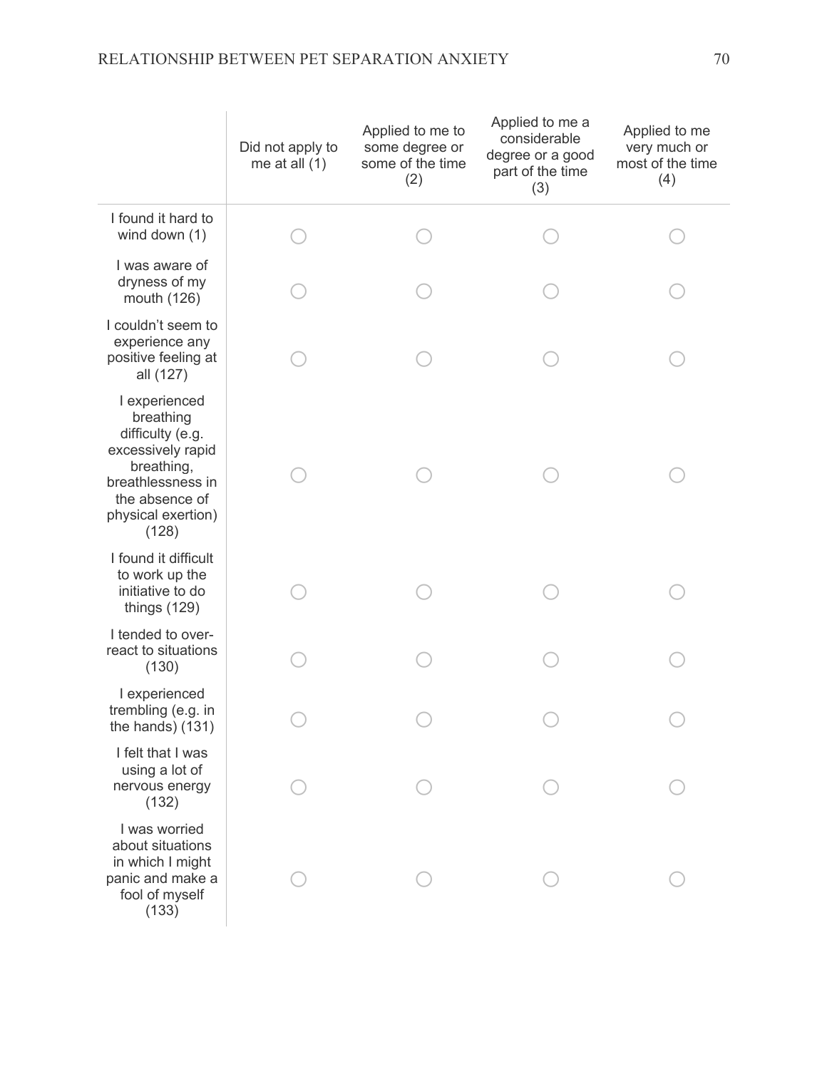| | Did not apply to me at all (1) | Applied to me to some degree or some of the time (2) | Applied to me a considerable degree or a good part of the time (3) | Applied to me very much or most of the time (4) |
|---|---|---|---|---|
| I found it hard to wind down (1) | ○ | ○ | ○ | ○ |
| I was aware of dryness of my mouth (126) | ○ | ○ | ○ | ○ |
| I couldn't seem to experience any positive feeling at all (127) | ○ | ○ | ○ | ○ |
| I experienced breathing difficulty (e.g. excessively rapid breathing, breathlessness in the absence of physical exertion) (128) | ○ | ○ | ○ | ○ |
| I found it difficult to work up the initiative to do things (129) | ○ | ○ | ○ | ○ |
| I tended to over-react to situations (130) | ○ | ○ | ○ | ○ |
| I experienced trembling (e.g. in the hands) (131) | ○ | ○ | ○ | ○ |
| I felt that I was using a lot of nervous energy (132) | ○ | ○ | ○ | ○ |
| I was worried about situations in which I might panic and make a fool of myself (133) | ○ | ○ | ○ | ○ |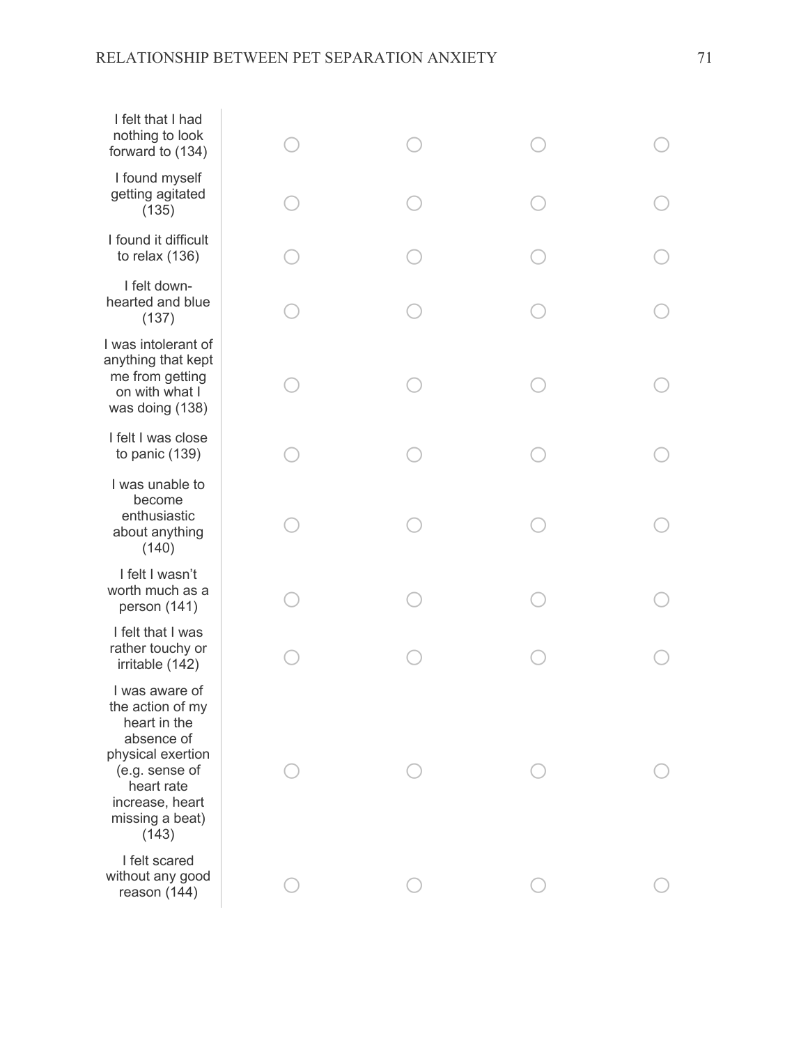| | | | | |
|---|---|---|---|---|
| I felt that I had nothing to look forward to (134) | ○ | ○ | ○ | ○ |
| I found myself getting agitated (135) | ○ | ○ | ○ | ○ |
| I found it difficult to relax (136) | ○ | ○ | ○ | ○ |
| I felt down-hearted and blue (137) | ○ | ○ | ○ | ○ |
| I was intolerant of anything that kept me from getting on with what I was doing (138) | ○ | ○ | ○ | ○ |
| I felt I was close to panic (139) | ○ | ○ | ○ | ○ |
| I was unable to become enthusiastic about anything (140) | ○ | ○ | ○ | ○ |
| I felt I wasn't worth much as a person (141) | ○ | ○ | ○ | ○ |
| I felt that I was rather touchy or irritable (142) | ○ | ○ | ○ | ○ |
| I was aware of the action of my heart in the absence of physical exertion (e.g. sense of heart rate increase, heart missing a beat) (143) | ○ | ○ | ○ | ○ |
| I felt scared without any good reason (144) | ○ | ○ | ○ | ○ |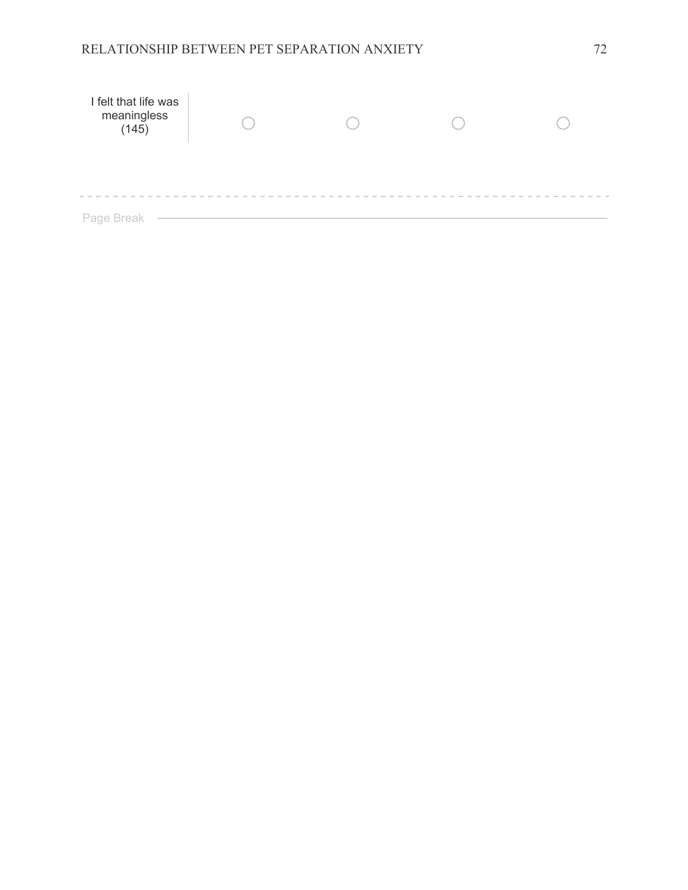| | | | | |
|---|---|---|---|---|
| I felt that life was meaningless (145) | ○ | ○ | ○ | ○ |

Page Break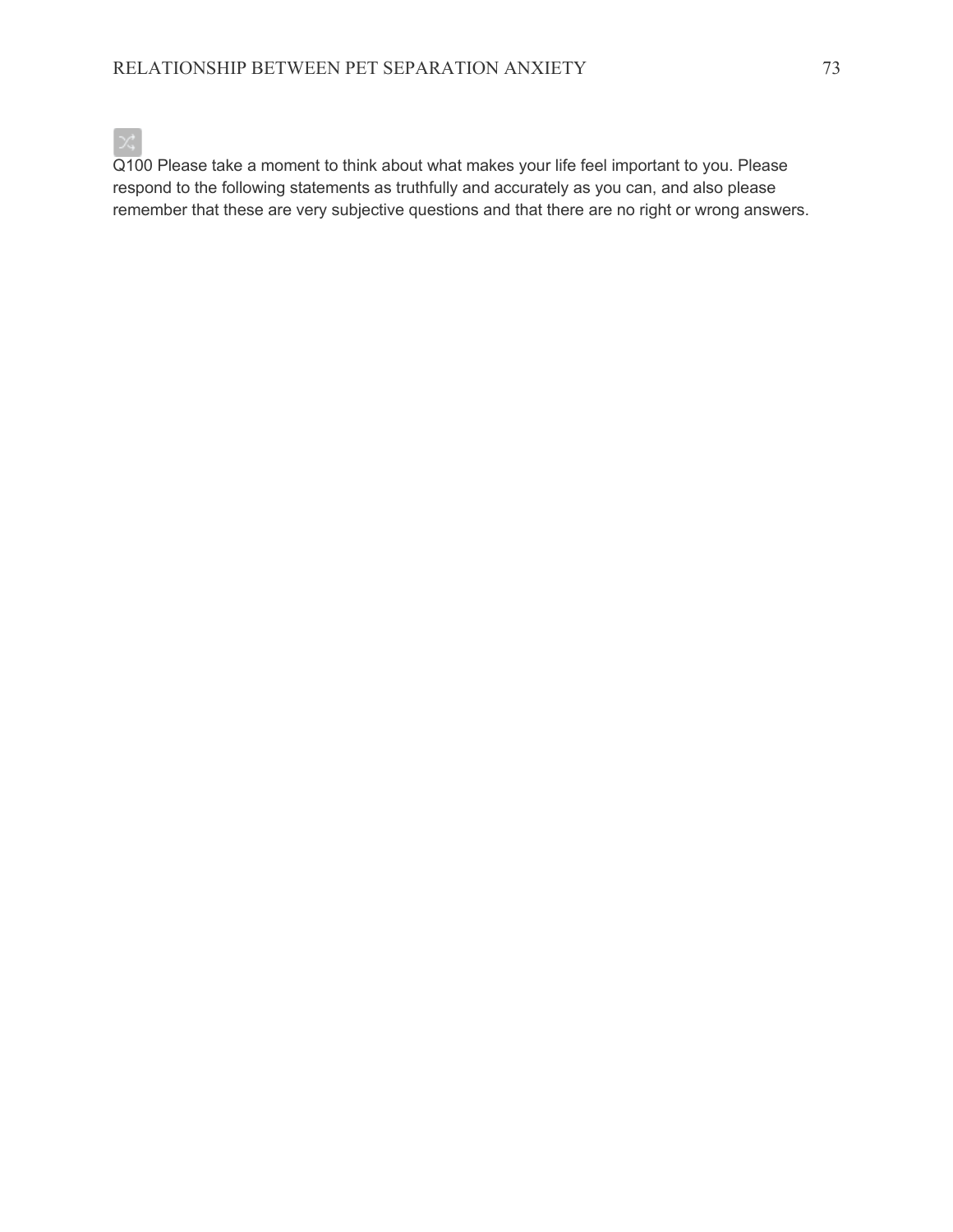Q100 Please take a moment to think about what makes your life feel important to you. Please respond to the following statements as truthfully and accurately as you can, and also please remember that these are very subjective questions and that there are no right or wrong answers.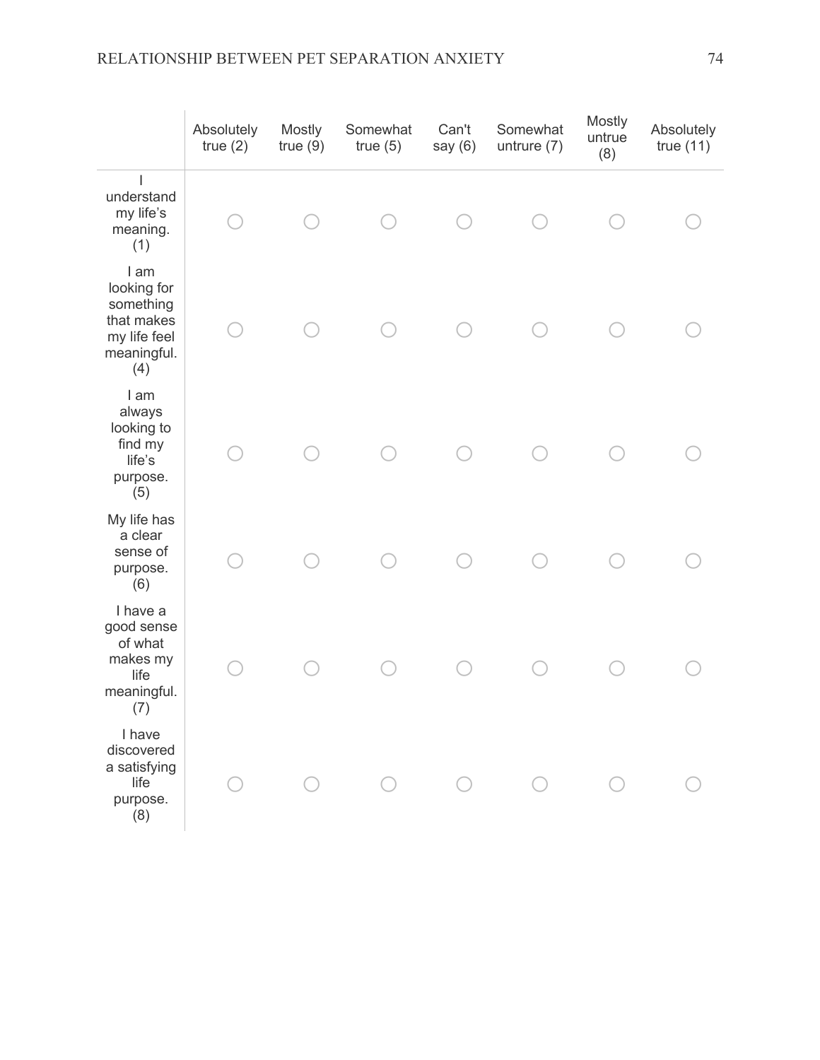| | Absolutely true (2) | Mostly true (9) | Somewhat true (5) | Can't say (6) | Somewhat untrure (7) | Mostly untrue (8) | Absolutely true (11) |
|---|---|---|---|---|---|---|---|
| I understand my life's meaning. (1) | ○ | ○ | ○ | ○ | ○ | ○ | ○ |
| I am looking for something that makes my life feel meaningful. (4) | ○ | ○ | ○ | ○ | ○ | ○ | ○ |
| I am always looking to find my life's purpose. (5) | ○ | ○ | ○ | ○ | ○ | ○ | ○ |
| My life has a clear sense of purpose. (6) | ○ | ○ | ○ | ○ | ○ | ○ | ○ |
| I have a good sense of what makes my life meaningful. (7) | ○ | ○ | ○ | ○ | ○ | ○ | ○ |
| I have discovered a satisfying life purpose. (8) | ○ | ○ | ○ | ○ | ○ | ○ | ○ |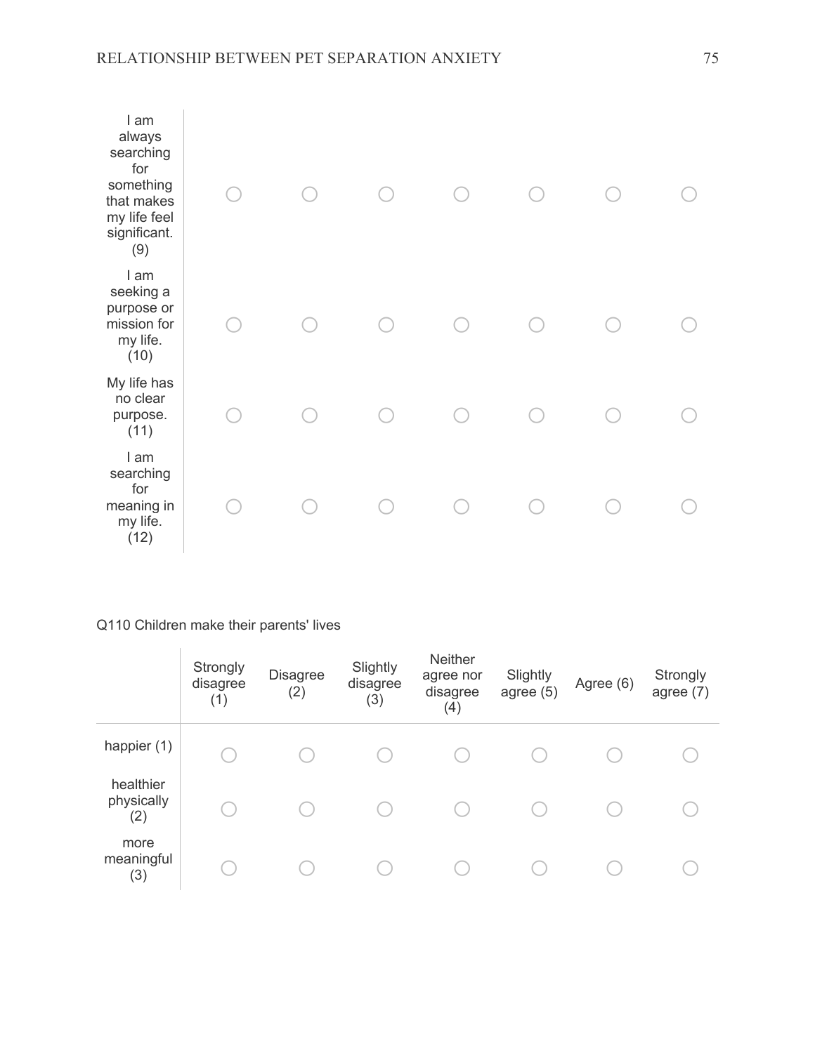| | | | | | | | |
|---|---|---|---|---|---|---|---|
| I am always searching for something that makes my life feel significant. (9) | ○ | ○ | ○ | ○ | ○ | ○ | ○ |
| I am seeking a purpose or mission for my life. (10) | ○ | ○ | ○ | ○ | ○ | ○ | ○ |
| My life has no clear purpose. (11) | ○ | ○ | ○ | ○ | ○ | ○ | ○ |
| I am searching for meaning in my life. (12) | ○ | ○ | ○ | ○ | ○ | ○ | ○ |

Q110 Children make their parents' lives

| | Strongly disagree (1) | Disagree (2) | Slightly disagree (3) | Neither agree nor disagree (4) | Slightly agree (5) | Agree (6) | Strongly agree (7) |
|---|---|---|---|---|---|---|---|
| happier (1) | ○ | ○ | ○ | ○ | ○ | ○ | ○ |
| healthier physically (2) | ○ | ○ | ○ | ○ | ○ | ○ | ○ |
| more meaningful (3) | ○ | ○ | ○ | ○ | ○ | ○ | ○ |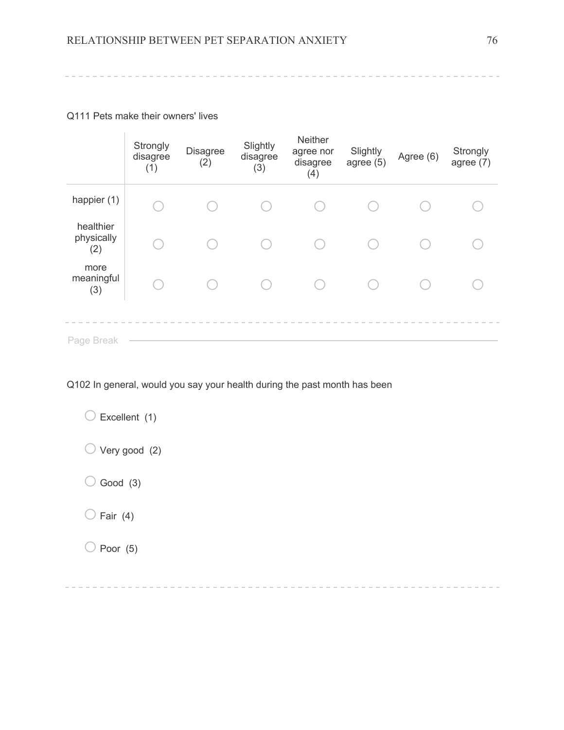Q111 Pets make their owners' lives

| | Strongly disagree (1) | Disagree (2) | Slightly disagree (3) | Neither agree nor disagree (4) | Slightly agree (5) | Agree (6) | Strongly agree (7) |
|---|---|---|---|---|---|---|---|
| happier (1) | ○ | ○ | ○ | ○ | ○ | ○ | ○ |
| healthier physically (2) | ○ | ○ | ○ | ○ | ○ | ○ | ○ |
| more meaningful (3) | ○ | ○ | ○ | ○ | ○ | ○ | ○ |

Page Break

Q102 In general, would you say your health during the past month has been

- ○ Excellent (1)
- ○ Very good (2)
- ○ Good (3)
- ○ Fair (4)
- ○ Poor (5)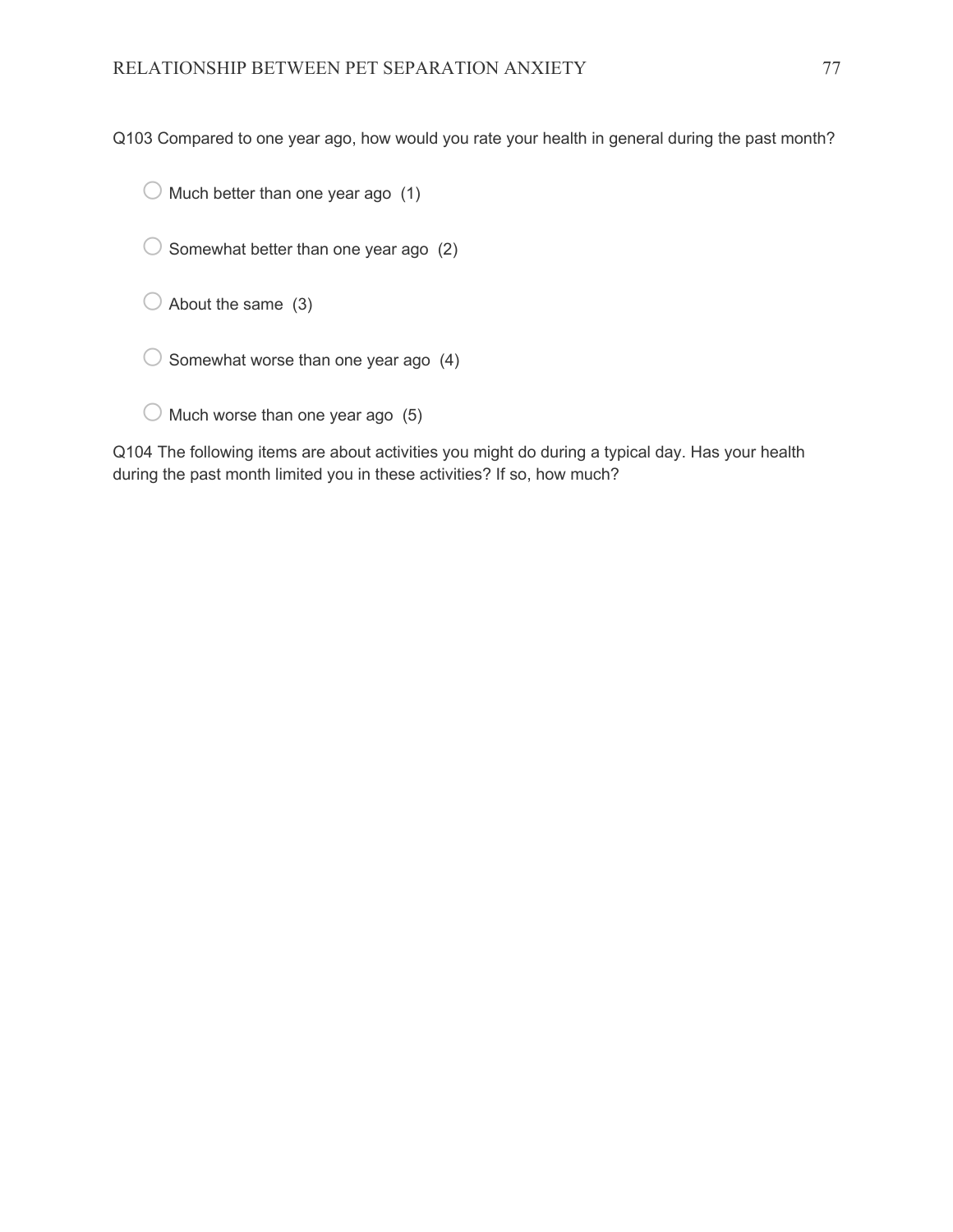Q103 Compared to one year ago, how would you rate your health in general during the past month?

- ○ Much better than one year ago (1)
- ○ Somewhat better than one year ago (2)
- ○ About the same (3)
- ○ Somewhat worse than one year ago (4)
- ○ Much worse than one year ago (5)

Q104 The following items are about activities you might do during a typical day. Has your health during the past month limited you in these activities? If so, how much?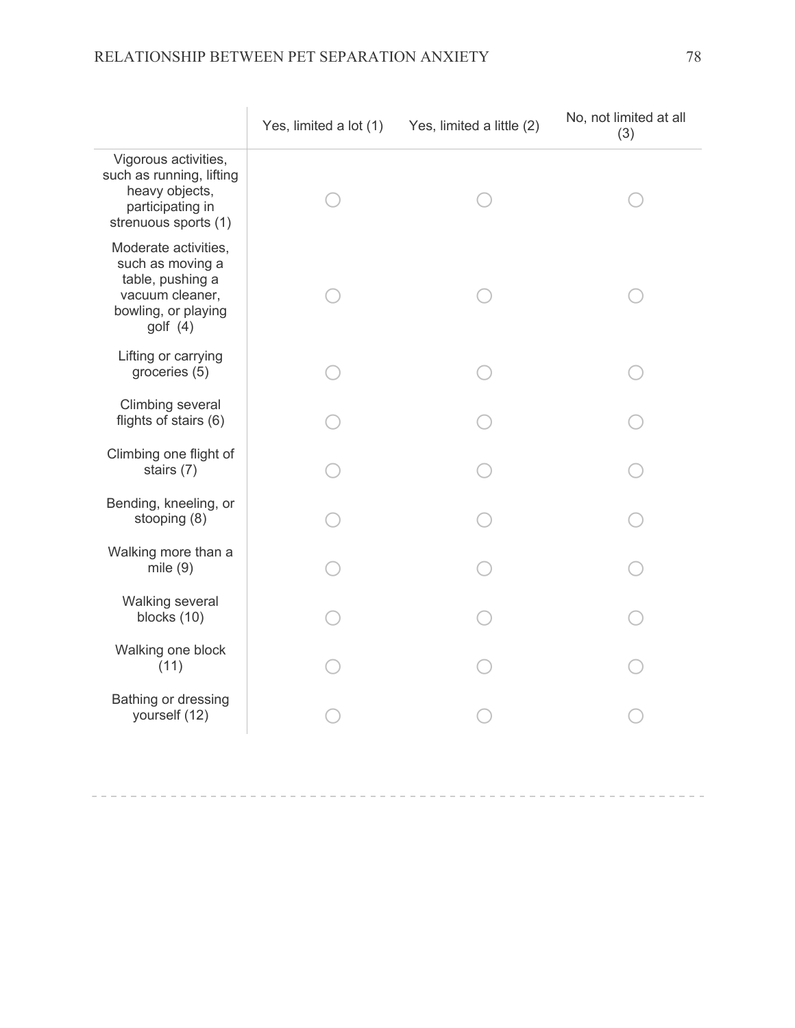| | Yes, limited a lot (1) | Yes, limited a little (2) | No, not limited at all (3) |
|---|---|---|---|
| Vigorous activities, such as running, lifting heavy objects, participating in strenuous sports (1) | ○ | ○ | ○ |
| Moderate activities, such as moving a table, pushing a vacuum cleaner, bowling, or playing golf (4) | ○ | ○ | ○ |
| Lifting or carrying groceries (5) | ○ | ○ | ○ |
| Climbing several flights of stairs (6) | ○ | ○ | ○ |
| Climbing one flight of stairs (7) | ○ | ○ | ○ |
| Bending, kneeling, or stooping (8) | ○ | ○ | ○ |
| Walking more than a mile (9) | ○ | ○ | ○ |
| Walking several blocks (10) | ○ | ○ | ○ |
| Walking one block (11) | ○ | ○ | ○ |
| Bathing or dressing yourself (12) | ○ | ○ | ○ |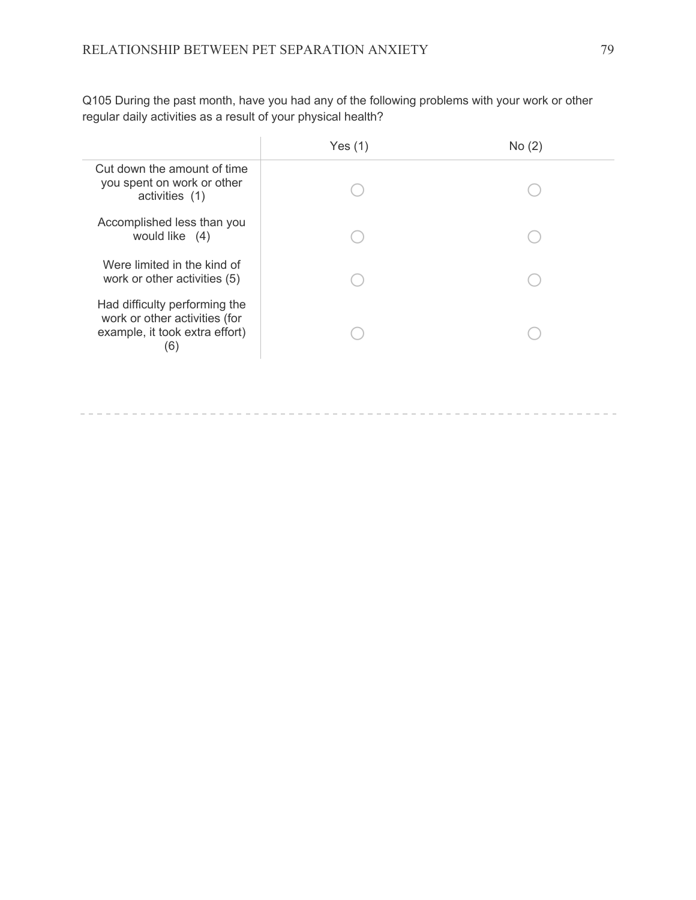Q105 During the past month, have you had any of the following problems with your work or other regular daily activities as a result of your physical health?

| | Yes (1) | No (2) |
|---|---|---|
| Cut down the amount of time you spent on work or other activities (1) | ○ | ○ |
| Accomplished less than you would like (4) | ○ | ○ |
| Were limited in the kind of work or other activities (5) | ○ | ○ |
| Had difficulty performing the work or other activities (for example, it took extra effort) (6) | ○ | ○ |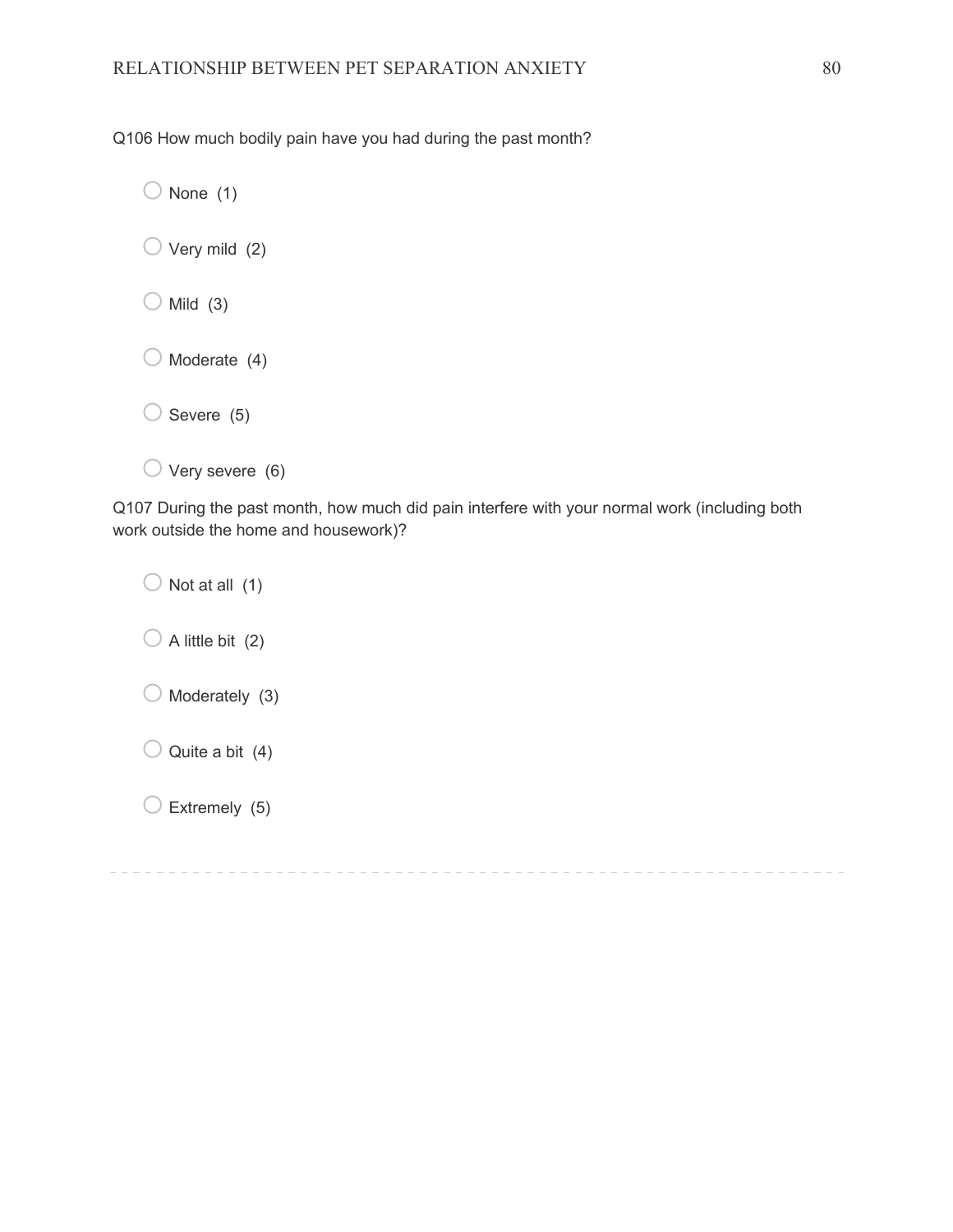Q106 How much bodily pain have you had during the past month?

- None (1)
- Very mild (2)
- Mild (3)
- Moderate (4)
- Severe (5)
- Very severe (6)

Q107 During the past month, how much did pain interfere with your normal work (including both work outside the home and housework)?

- Not at all (1)
- A little bit (2)
- Moderately (3)
- Quite a bit (4)
- Extremely (5)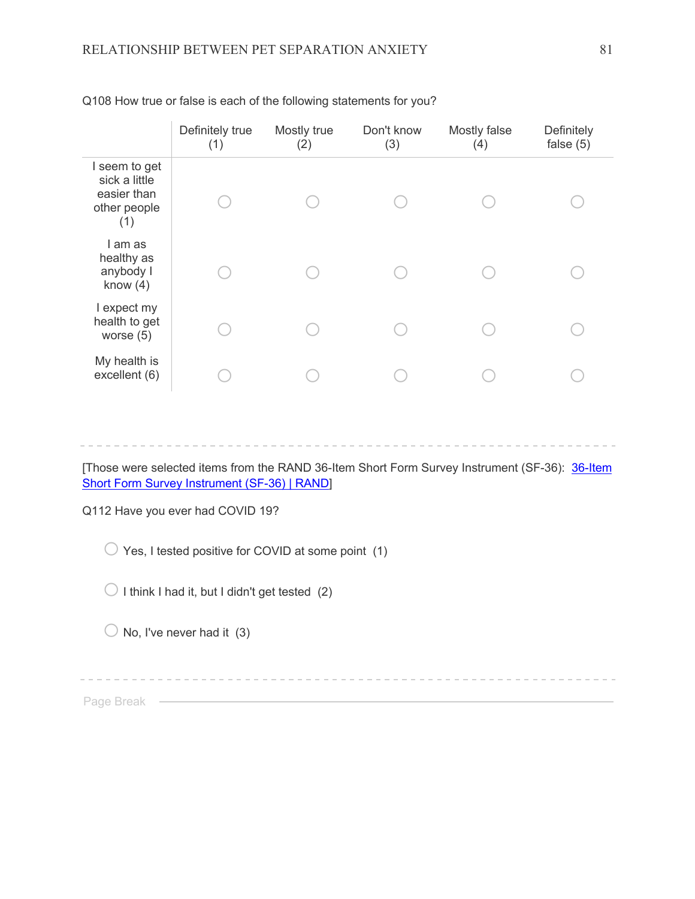Q108 How true or false is each of the following statements for you?

| | Definitely true (1) | Mostly true (2) | Don't know (3) | Mostly false (4) | Definitely false (5) |
|---|---|---|---|---|---|
| I seem to get sick a little easier than other people (1) | ○ | ○ | ○ | ○ | ○ |
| I am as healthy as anybody I know (4) | ○ | ○ | ○ | ○ | ○ |
| I expect my health to get worse (5) | ○ | ○ | ○ | ○ | ○ |
| My health is excellent (6) | ○ | ○ | ○ | ○ | ○ |

---

[Those were selected items from the RAND 36-Item Short Form Survey Instrument (SF-36): 36-Item Short Form Survey Instrument (SF-36) | RAND]

Q112 Have you ever had COVID 19?

○ Yes, I tested positive for COVID at some point (1)

○ I think I had it, but I didn't get tested (2)

○ No, I've never had it (3)

---

Page Break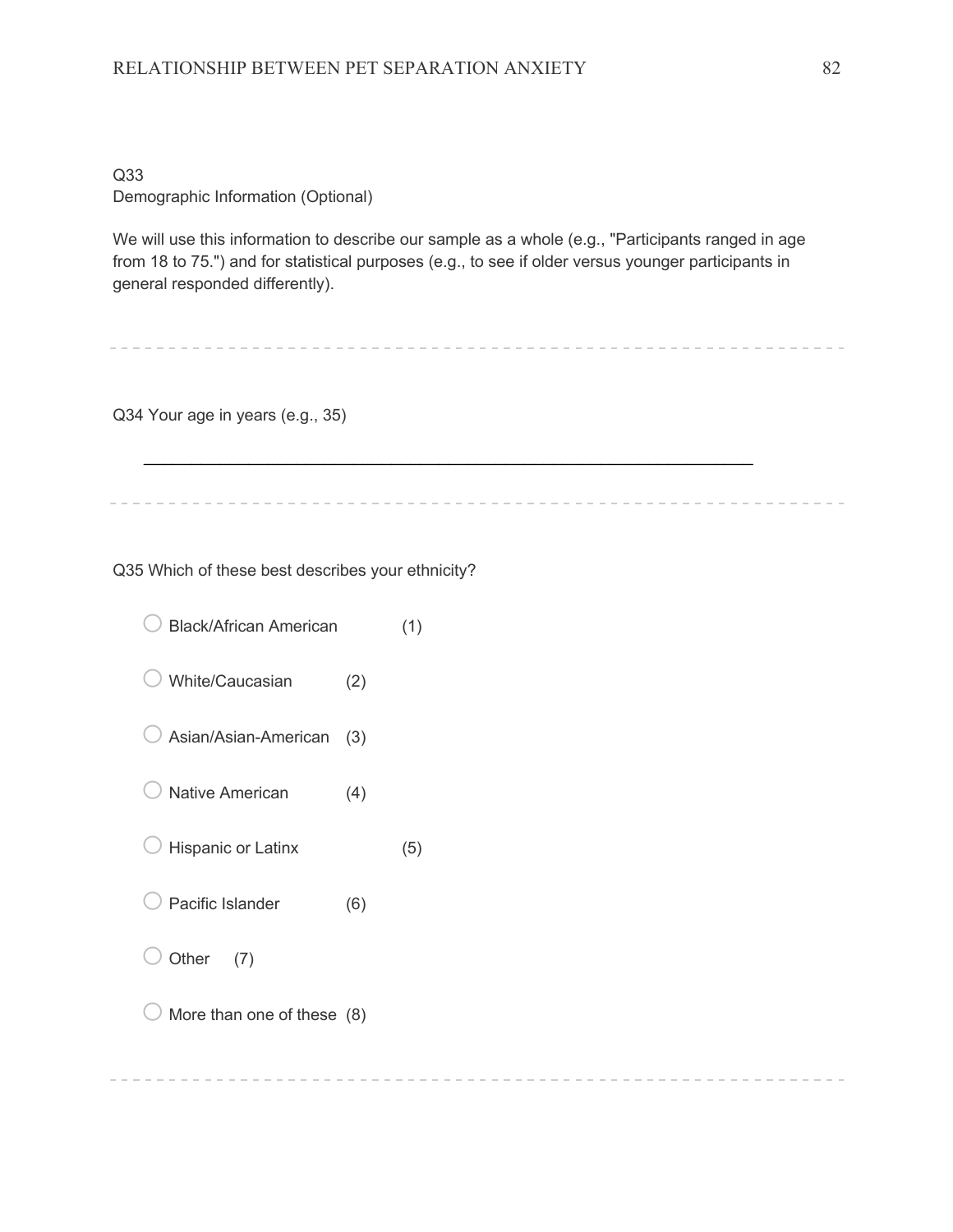Q33
Demographic Information (Optional)

We will use this information to describe our sample as a whole (e.g., "Participants ranged in age from 18 to 75.") and for statistical purposes (e.g., to see if older versus younger participants in general responded differently).

---

Q34 Your age in years (e.g., 35)

________________________________________________________________

---

Q35 Which of these best describes your ethnicity?

- ○ Black/African American (1)
- ○ White/Caucasian (2)
- ○ Asian/Asian-American (3)
- ○ Native American (4)
- ○ Hispanic or Latinx (5)
- ○ Pacific Islander (6)
- ○ Other (7)
- ○ More than one of these (8)

---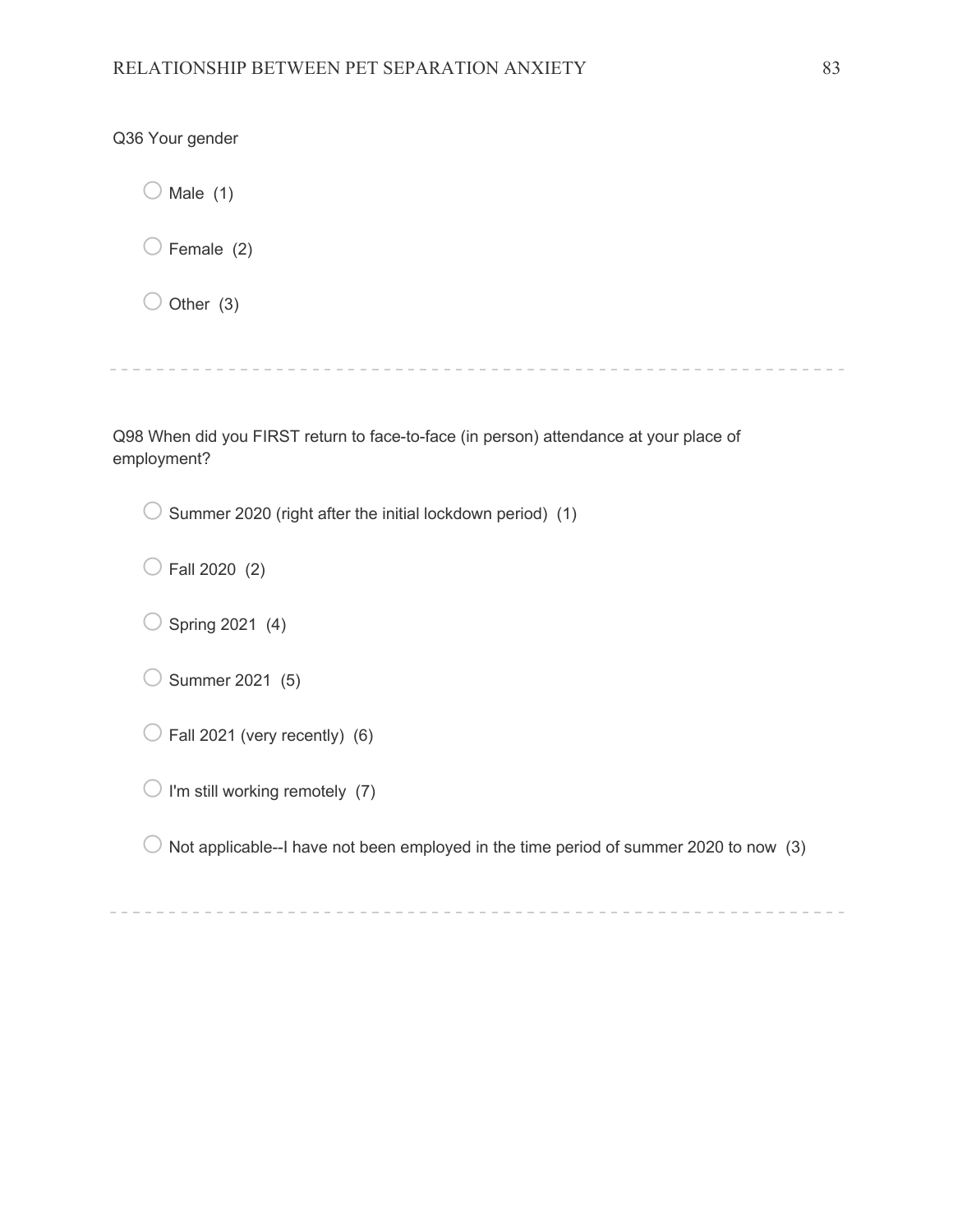Q36 Your gender

- ○ Male (1)
- ○ Female (2)
- ○ Other (3)

---

Q98 When did you FIRST return to face-to-face (in person) attendance at your place of employment?

- ○ Summer 2020 (right after the initial lockdown period) (1)
- ○ Fall 2020 (2)
- ○ Spring 2021 (4)
- ○ Summer 2021 (5)
- ○ Fall 2021 (very recently) (6)
- ○ I'm still working remotely (7)
- ○ Not applicable--I have not been employed in the time period of summer 2020 to now (3)

---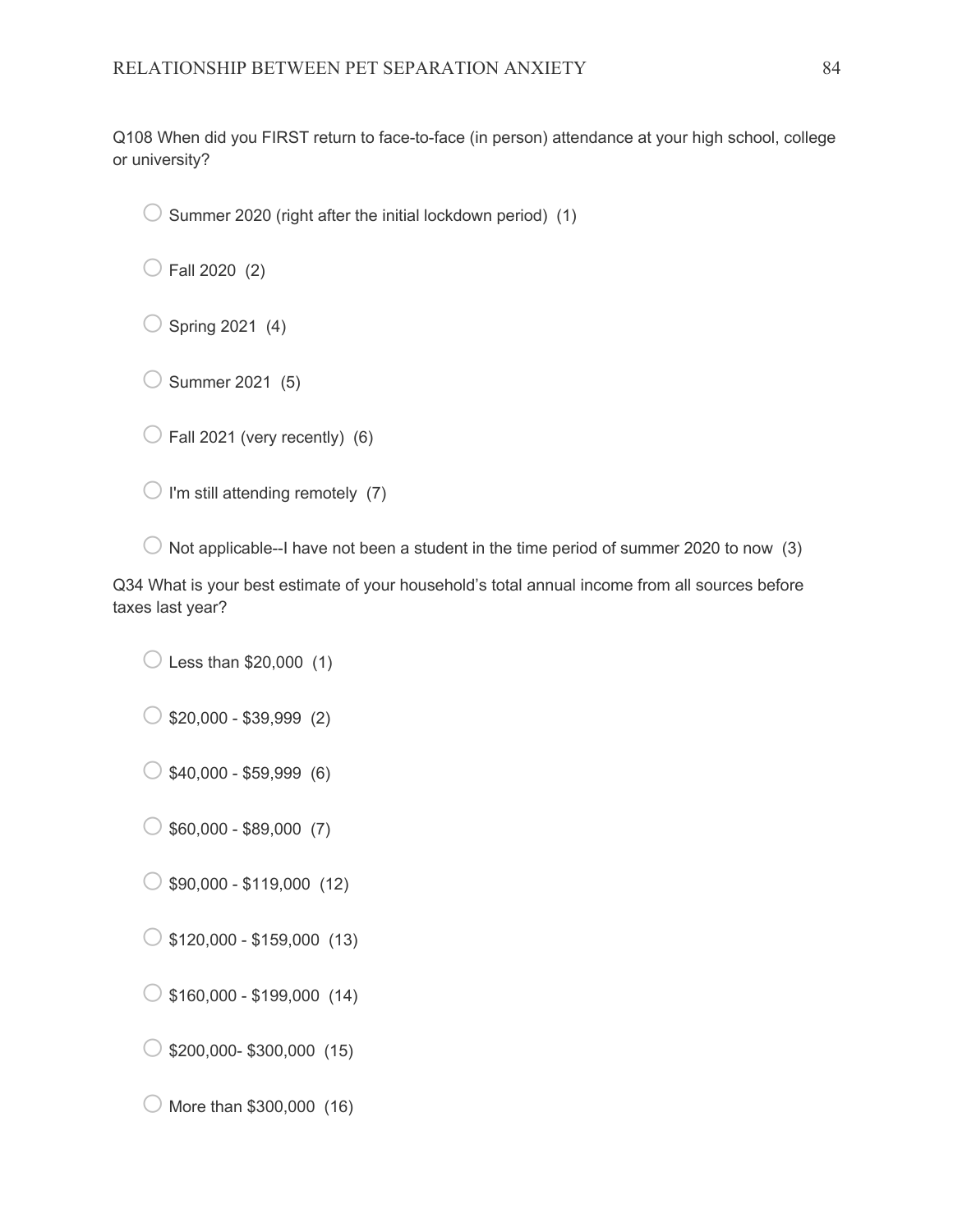Q108 When did you FIRST return to face-to-face (in person) attendance at your high school, college or university?

- ○ Summer 2020 (right after the initial lockdown period) (1)
- ○ Fall 2020 (2)
- ○ Spring 2021 (4)
- ○ Summer 2021 (5)
- ○ Fall 2021 (very recently) (6)
- ○ I'm still attending remotely (7)
- ○ Not applicable--I have not been a student in the time period of summer 2020 to now (3)

Q34 What is your best estimate of your household's total annual income from all sources before taxes last year?

- ○ Less than $20,000 (1)
- ○ $20,000 - $39,999 (2)
- ○ $40,000 - $59,999 (6)
- ○ $60,000 - $89,000 (7)
- ○ $90,000 - $119,000 (12)
- ○ $120,000 - $159,000 (13)
- ○ $160,000 - $199,000 (14)
- ○ $200,000- $300,000 (15)
- ○ More than $300,000 (16)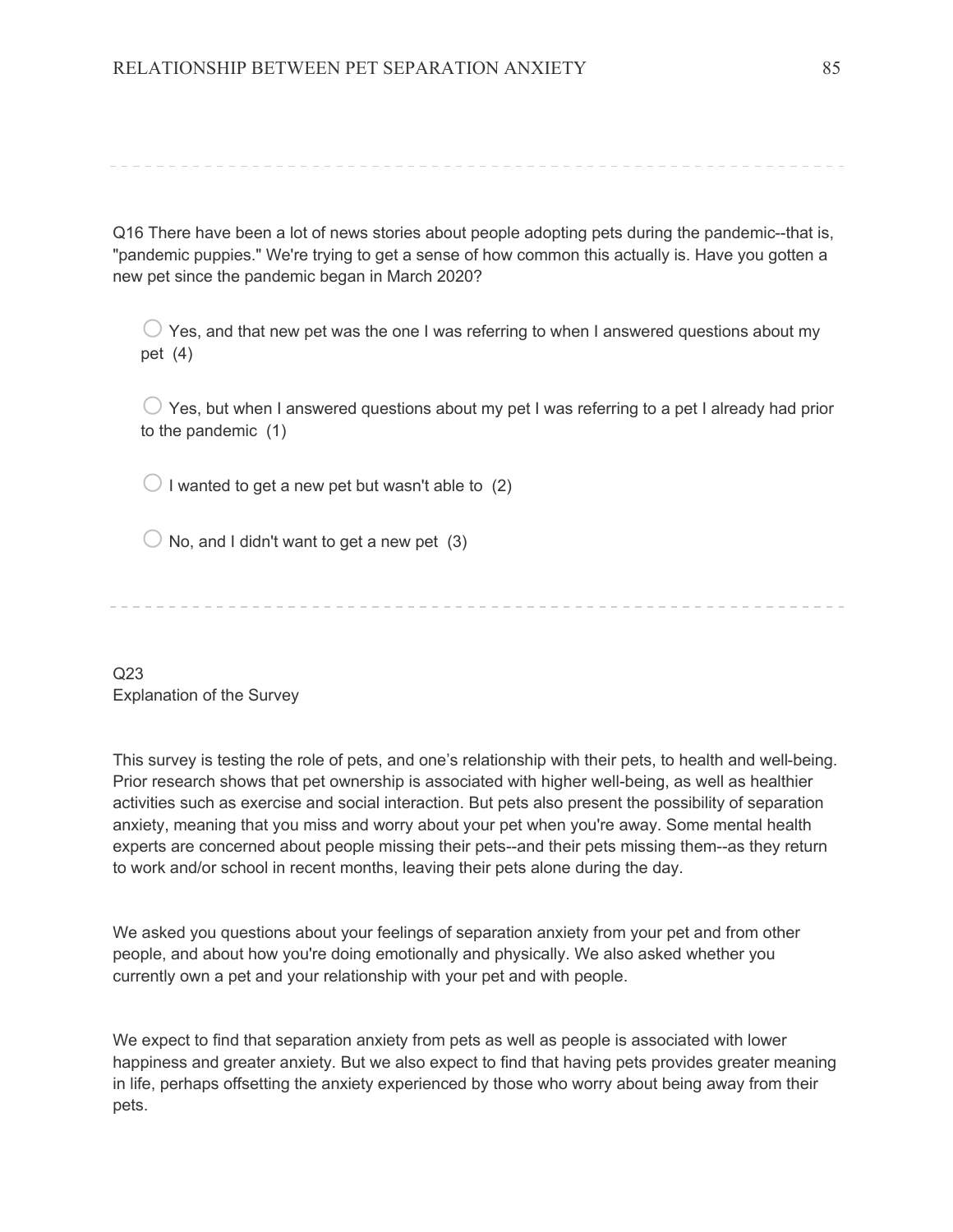Q16 There have been a lot of news stories about people adopting pets during the pandemic--that is, "pandemic puppies." We're trying to get a sense of how common this actually is. Have you gotten a new pet since the pandemic began in March 2020?

- ○ Yes, and that new pet was the one I was referring to when I answered questions about my pet (4)
- ○ Yes, but when I answered questions about my pet I was referring to a pet I already had prior to the pandemic (1)
- ○ I wanted to get a new pet but wasn't able to (2)
- ○ No, and I didn't want to get a new pet (3)

---

Q23
Explanation of the Survey

This survey is testing the role of pets, and one's relationship with their pets, to health and well-being. Prior research shows that pet ownership is associated with higher well-being, as well as healthier activities such as exercise and social interaction. But pets also present the possibility of separation anxiety, meaning that you miss and worry about your pet when you're away. Some mental health experts are concerned about people missing their pets--and their pets missing them--as they return to work and/or school in recent months, leaving their pets alone during the day.

We asked you questions about your feelings of separation anxiety from your pet and from other people, and about how you're doing emotionally and physically. We also asked whether you currently own a pet and your relationship with your pet and with people.

We expect to find that separation anxiety from pets as well as people is associated with lower happiness and greater anxiety. But we also expect to find that having pets provides greater meaning in life, perhaps offsetting the anxiety experienced by those who worry about being away from their pets.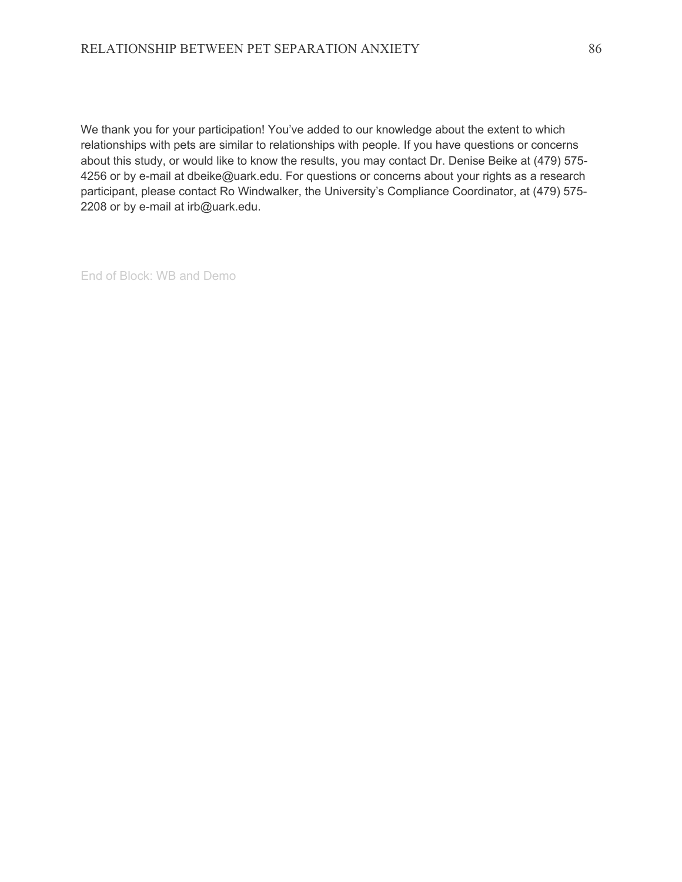We thank you for your participation! You've added to our knowledge about the extent to which relationships with pets are similar to relationships with people. If you have questions or concerns about this study, or would like to know the results, you may contact Dr. Denise Beike at (479) 575-4256 or by e-mail at dbeike@uark.edu. For questions or concerns about your rights as a research participant, please contact Ro Windwalker, the University's Compliance Coordinator, at (479) 575-2208 or by e-mail at irb@uark.edu.

End of Block: WB and Demo